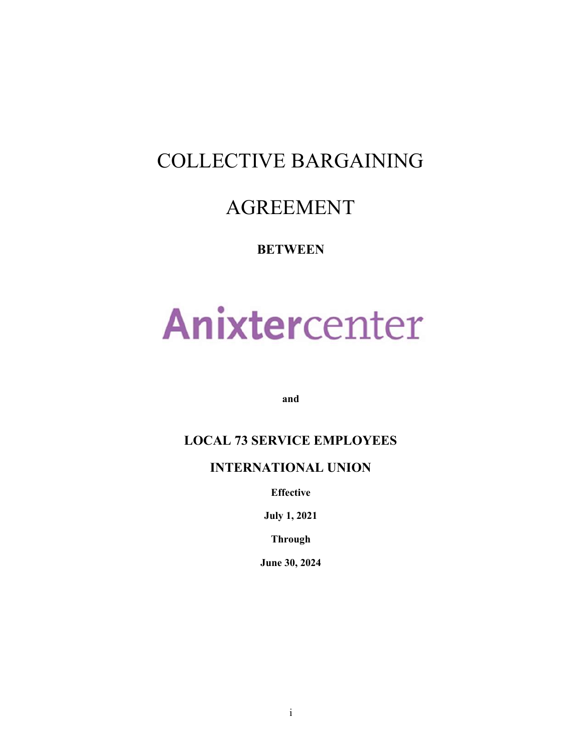# COLLECTIVE BARGAINING

# AGREEMENT

**BETWEEN**

Anixtercenter

**and**

**LOCAL 73 SERVICE EMPLOYEES**

**INTERNATIONAL UNION**

**Effective**

**July 1, 2021**

**Through**

**June 30, 2024**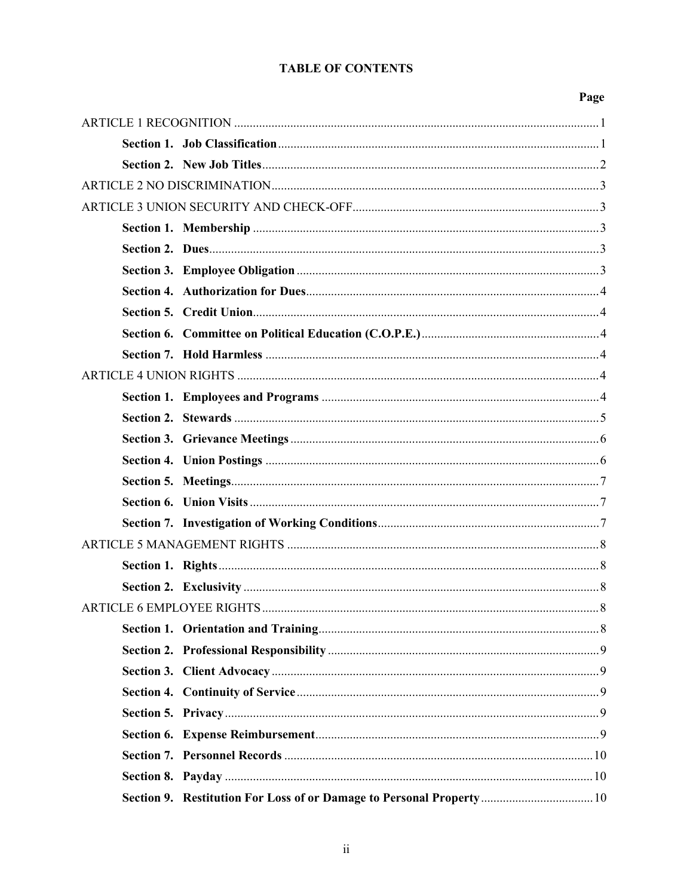# TABLE OF CONTENTS

| | Page |
|---|---|
| ARTICLE 1 RECOGNITION | 1 |
| **Section 1. Job Classification** | 1 |
| **Section 2. New Job Titles** | 2 |
| ARTICLE 2 NO DISCRIMINATION | 3 |
| ARTICLE 3 UNION SECURITY AND CHECK-OFF | 3 |
| **Section 1. Membership** | 3 |
| **Section 2. Dues** | 3 |
| **Section 3. Employee Obligation** | 3 |
| **Section 4. Authorization for Dues** | 4 |
| **Section 5. Credit Union** | 4 |
| **Section 6. Committee on Political Education (C.O.P.E.)** | 4 |
| **Section 7. Hold Harmless** | 4 |
| ARTICLE 4 UNION RIGHTS | 4 |
| **Section 1. Employees and Programs** | 4 |
| **Section 2. Stewards** | 5 |
| **Section 3. Grievance Meetings** | 6 |
| **Section 4. Union Postings** | 6 |
| **Section 5. Meetings** | 7 |
| **Section 6. Union Visits** | 7 |
| **Section 7. Investigation of Working Conditions** | 7 |
| ARTICLE 5 MANAGEMENT RIGHTS | 8 |
| **Section 1. Rights** | 8 |
| **Section 2. Exclusivity** | 8 |
| ARTICLE 6 EMPLOYEE RIGHTS | 8 |
| **Section 1. Orientation and Training** | 8 |
| **Section 2. Professional Responsibility** | 9 |
| **Section 3. Client Advocacy** | 9 |
| **Section 4. Continuity of Service** | 9 |
| **Section 5. Privacy** | 9 |
| **Section 6. Expense Reimbursement** | 9 |
| **Section 7. Personnel Records** | 10 |
| **Section 8. Payday** | 10 |
| **Section 9. Restitution For Loss of or Damage to Personal Property** | 10 |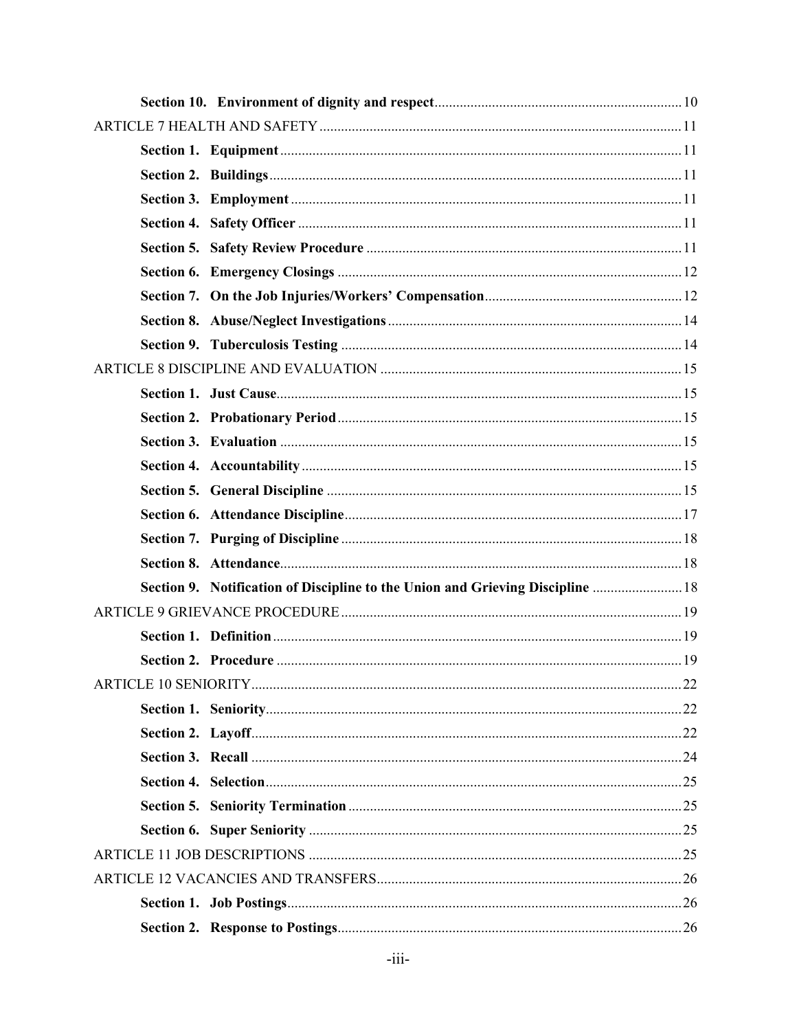**Section 10. Environment of dignity and respect** .......... 10

ARTICLE 7 HEALTH AND SAFETY .......... 11

**Section 1. Equipment** .......... 11

**Section 2. Buildings** .......... 11

**Section 3. Employment** .......... 11

**Section 4. Safety Officer** .......... 11

**Section 5. Safety Review Procedure** .......... 11

**Section 6. Emergency Closings** .......... 12

**Section 7. On the Job Injuries/Workers' Compensation** .......... 12

**Section 8. Abuse/Neglect Investigations** .......... 14

**Section 9. Tuberculosis Testing** .......... 14

ARTICLE 8 DISCIPLINE AND EVALUATION .......... 15

**Section 1. Just Cause** .......... 15

**Section 2. Probationary Period** .......... 15

**Section 3. Evaluation** .......... 15

**Section 4. Accountability** .......... 15

**Section 5. General Discipline** .......... 15

**Section 6. Attendance Discipline** .......... 17

**Section 7. Purging of Discipline** .......... 18

**Section 8. Attendance** .......... 18

**Section 9. Notification of Discipline to the Union and Grieving Discipline** .......... 18

ARTICLE 9 GRIEVANCE PROCEDURE .......... 19

**Section 1. Definition** .......... 19

**Section 2. Procedure** .......... 19

ARTICLE 10 SENIORITY .......... 22

**Section 1. Seniority** .......... 22

**Section 2. Layoff** .......... 22

**Section 3. Recall** .......... 24

**Section 4. Selection** .......... 25

**Section 5. Seniority Termination** .......... 25

**Section 6. Super Seniority** .......... 25

ARTICLE 11 JOB DESCRIPTIONS .......... 25

ARTICLE 12 VACANCIES AND TRANSFERS .......... 26

**Section 1. Job Postings** .......... 26

**Section 2. Response to Postings** .......... 26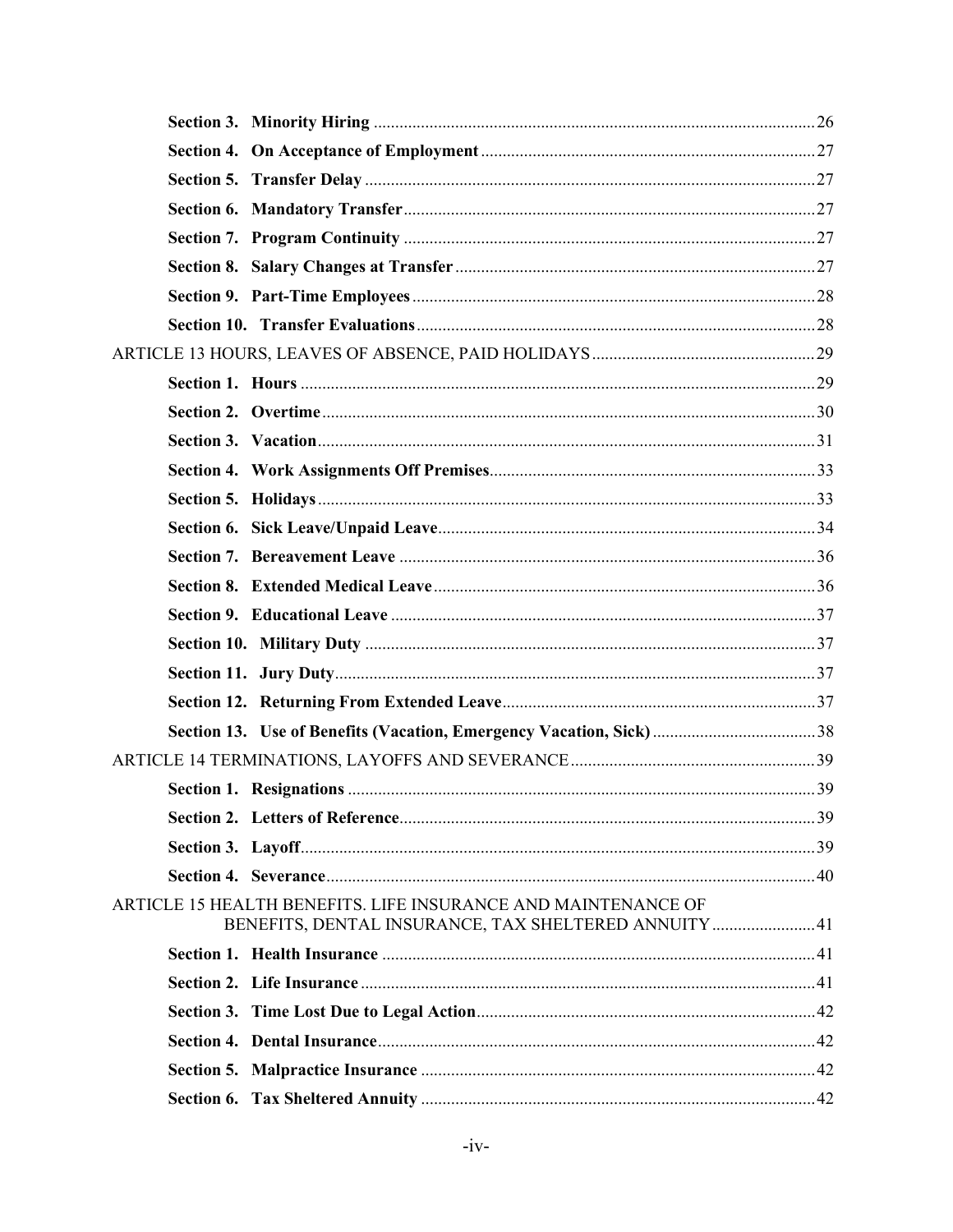**Section 3. Minority Hiring** ... 26

**Section 4. On Acceptance of Employment** ... 27

**Section 5. Transfer Delay** ... 27

**Section 6. Mandatory Transfer** ... 27

**Section 7. Program Continuity** ... 27

**Section 8. Salary Changes at Transfer** ... 27

**Section 9. Part-Time Employees** ... 28

**Section 10. Transfer Evaluations** ... 28

ARTICLE 13 HOURS, LEAVES OF ABSENCE, PAID HOLIDAYS ... 29

**Section 1. Hours** ... 29

**Section 2. Overtime** ... 30

**Section 3. Vacation** ... 31

**Section 4. Work Assignments Off Premises** ... 33

**Section 5. Holidays** ... 33

**Section 6. Sick Leave/Unpaid Leave** ... 34

**Section 7. Bereavement Leave** ... 36

**Section 8. Extended Medical Leave** ... 36

**Section 9. Educational Leave** ... 37

**Section 10. Military Duty** ... 37

**Section 11. Jury Duty** ... 37

**Section 12. Returning From Extended Leave** ... 37

**Section 13. Use of Benefits (Vacation, Emergency Vacation, Sick)** ... 38

ARTICLE 14 TERMINATIONS, LAYOFFS AND SEVERANCE ... 39

**Section 1. Resignations** ... 39

**Section 2. Letters of Reference** ... 39

**Section 3. Layoff** ... 39

**Section 4. Severance** ... 40

ARTICLE 15 HEALTH BENEFITS. LIFE INSURANCE AND MAINTENANCE OF BENEFITS, DENTAL INSURANCE, TAX SHELTERED ANNUITY ... 41

**Section 1. Health Insurance** ... 41

**Section 2. Life Insurance** ... 41

**Section 3. Time Lost Due to Legal Action** ... 42

**Section 4. Dental Insurance** ... 42

**Section 5. Malpractice Insurance** ... 42

**Section 6. Tax Sheltered Annuity** ... 42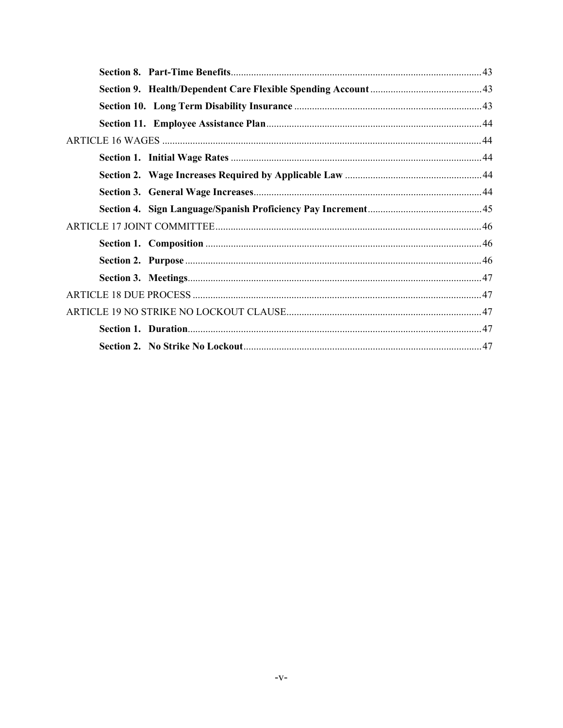**Section 8. Part-Time Benefits** 43

**Section 9. Health/Dependent Care Flexible Spending Account** 43

**Section 10. Long Term Disability Insurance** 43

**Section 11. Employee Assistance Plan** 44

ARTICLE 16 WAGES 44

**Section 1. Initial Wage Rates** 44

**Section 2. Wage Increases Required by Applicable Law** 44

**Section 3. General Wage Increases** 44

**Section 4. Sign Language/Spanish Proficiency Pay Increment** 45

ARTICLE 17 JOINT COMMITTEE 46

**Section 1. Composition** 46

**Section 2. Purpose** 46

**Section 3. Meetings** 47

ARTICLE 18 DUE PROCESS 47

ARTICLE 19 NO STRIKE NO LOCKOUT CLAUSE 47

**Section 1. Duration** 47

**Section 2. No Strike No Lockout** 47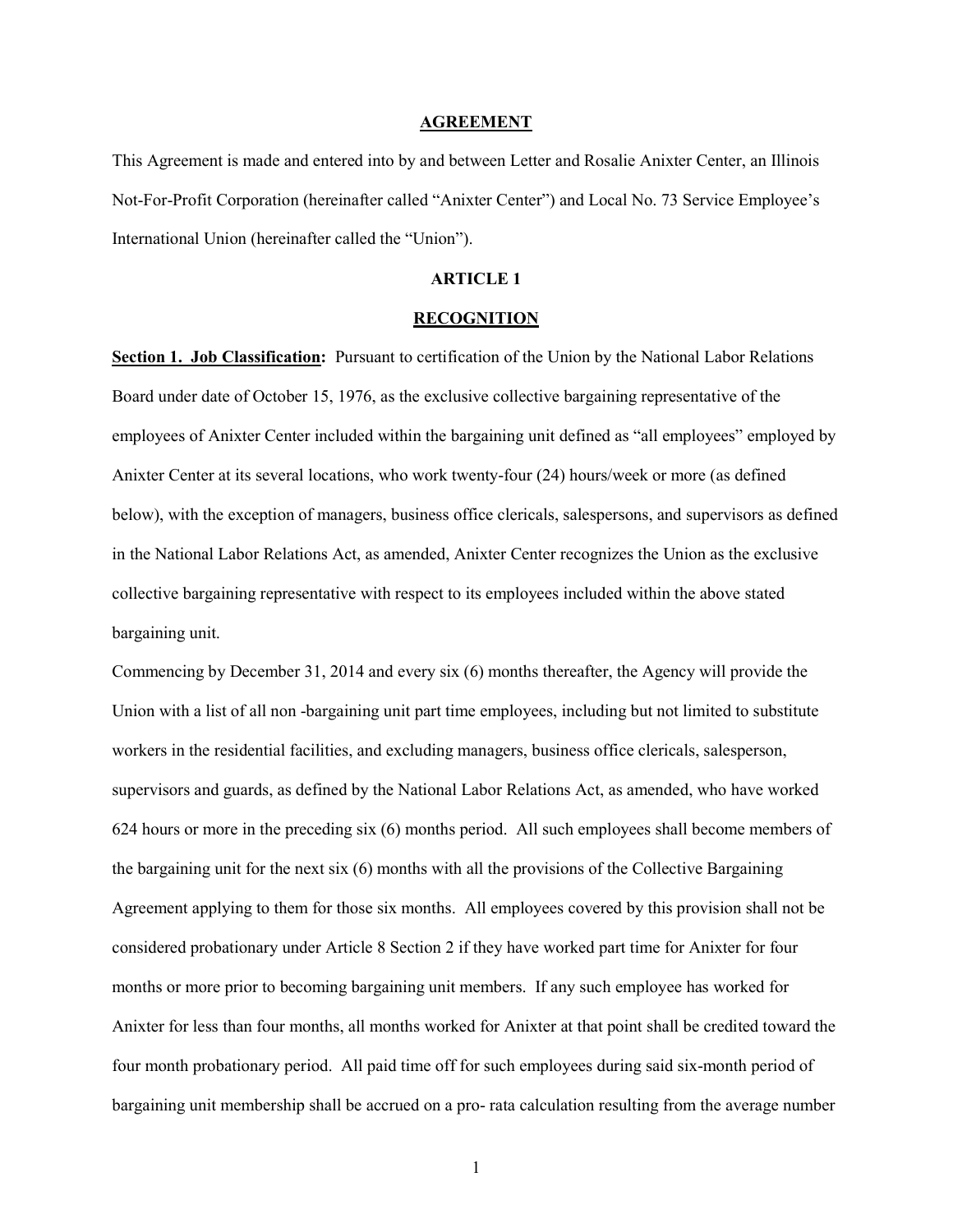## AGREEMENT

This Agreement is made and entered into by and between Letter and Rosalie Anixter Center, an Illinois Not-For-Profit Corporation (hereinafter called "Anixter Center") and Local No. 73 Service Employee's International Union (hereinafter called the "Union").

### ARTICLE 1

### RECOGNITION

**Section 1. Job Classification:** Pursuant to certification of the Union by the National Labor Relations Board under date of October 15, 1976, as the exclusive collective bargaining representative of the employees of Anixter Center included within the bargaining unit defined as "all employees" employed by Anixter Center at its several locations, who work twenty-four (24) hours/week or more (as defined below), with the exception of managers, business office clericals, salespersons, and supervisors as defined in the National Labor Relations Act, as amended, Anixter Center recognizes the Union as the exclusive collective bargaining representative with respect to its employees included within the above stated bargaining unit.

Commencing by December 31, 2014 and every six (6) months thereafter, the Agency will provide the Union with a list of all non -bargaining unit part time employees, including but not limited to substitute workers in the residential facilities, and excluding managers, business office clericals, salesperson, supervisors and guards, as defined by the National Labor Relations Act, as amended, who have worked 624 hours or more in the preceding six (6) months period. All such employees shall become members of the bargaining unit for the next six (6) months with all the provisions of the Collective Bargaining Agreement applying to them for those six months. All employees covered by this provision shall not be considered probationary under Article 8 Section 2 if they have worked part time for Anixter for four months or more prior to becoming bargaining unit members. If any such employee has worked for Anixter for less than four months, all months worked for Anixter at that point shall be credited toward the four month probationary period. All paid time off for such employees during said six-month period of bargaining unit membership shall be accrued on a pro- rata calculation resulting from the average number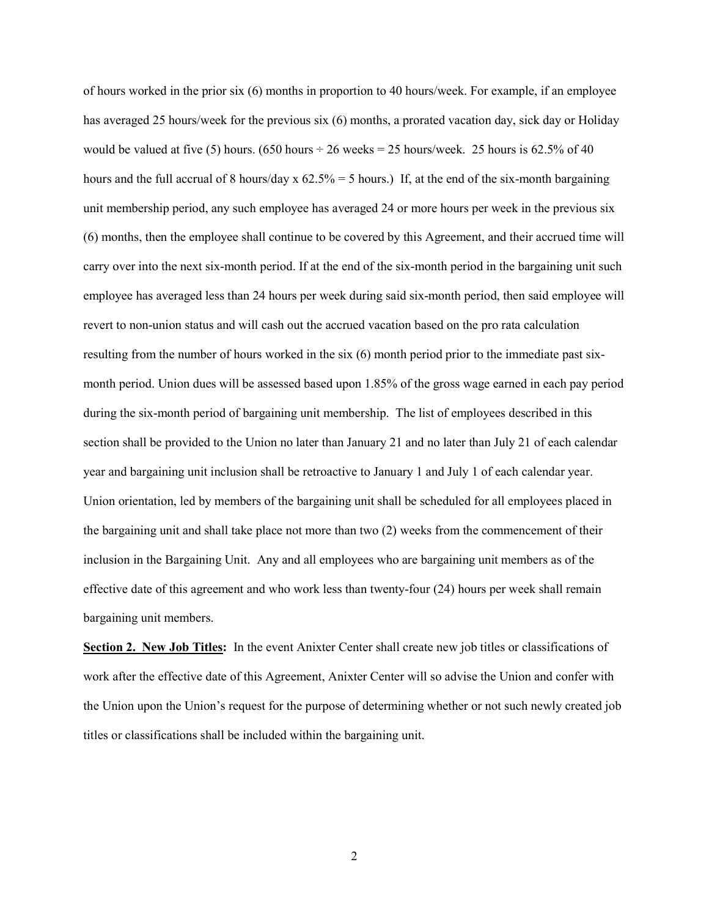of hours worked in the prior six (6) months in proportion to 40 hours/week. For example, if an employee has averaged 25 hours/week for the previous six (6) months, a prorated vacation day, sick day or Holiday would be valued at five (5) hours. (650 hours ÷ 26 weeks = 25 hours/week. 25 hours is 62.5% of 40 hours and the full accrual of 8 hours/day x 62.5% = 5 hours.) If, at the end of the six-month bargaining unit membership period, any such employee has averaged 24 or more hours per week in the previous six (6) months, then the employee shall continue to be covered by this Agreement, and their accrued time will carry over into the next six-month period. If at the end of the six-month period in the bargaining unit such employee has averaged less than 24 hours per week during said six-month period, then said employee will revert to non-union status and will cash out the accrued vacation based on the pro rata calculation resulting from the number of hours worked in the six (6) month period prior to the immediate past six-month period. Union dues will be assessed based upon 1.85% of the gross wage earned in each pay period during the six-month period of bargaining unit membership. The list of employees described in this section shall be provided to the Union no later than January 21 and no later than July 21 of each calendar year and bargaining unit inclusion shall be retroactive to January 1 and July 1 of each calendar year. Union orientation, led by members of the bargaining unit shall be scheduled for all employees placed in the bargaining unit and shall take place not more than two (2) weeks from the commencement of their inclusion in the Bargaining Unit. Any and all employees who are bargaining unit members as of the effective date of this agreement and who work less than twenty-four (24) hours per week shall remain bargaining unit members.

**Section 2. New Job Titles:** In the event Anixter Center shall create new job titles or classifications of work after the effective date of this Agreement, Anixter Center will so advise the Union and confer with the Union upon the Union's request for the purpose of determining whether or not such newly created job titles or classifications shall be included within the bargaining unit.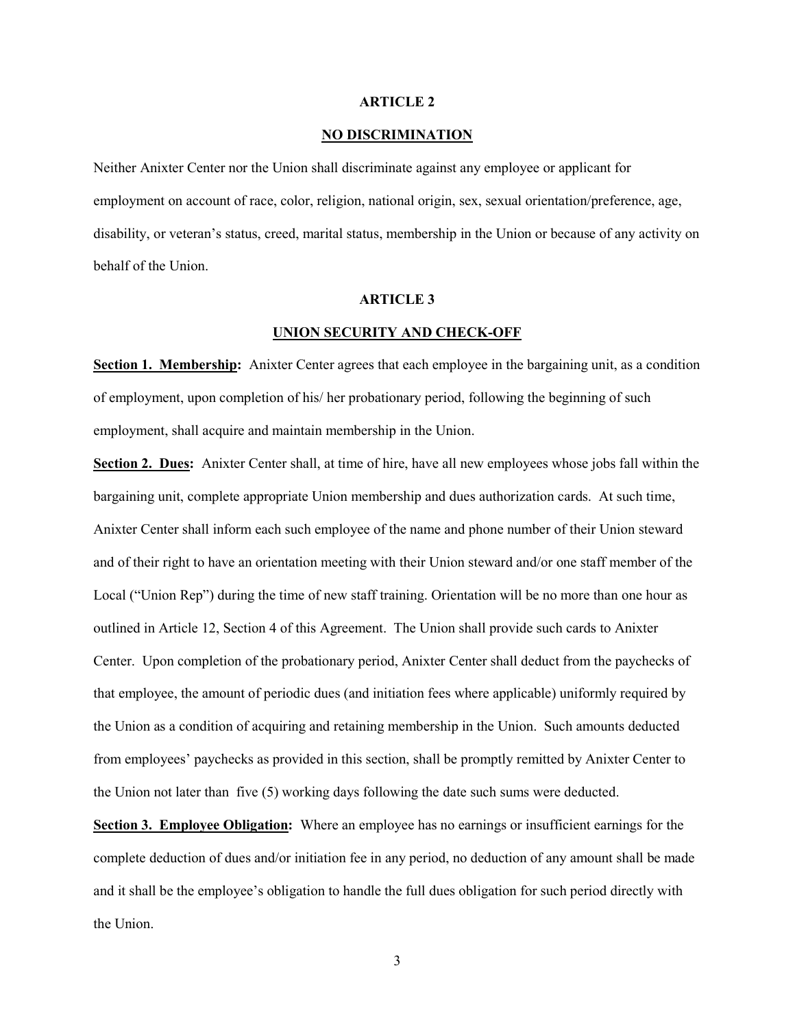## ARTICLE 2

## NO DISCRIMINATION

Neither Anixter Center nor the Union shall discriminate against any employee or applicant for employment on account of race, color, religion, national origin, sex, sexual orientation/preference, age, disability, or veteran's status, creed, marital status, membership in the Union or because of any activity on behalf of the Union.

## ARTICLE 3

## UNION SECURITY AND CHECK-OFF

**Section 1. Membership:** Anixter Center agrees that each employee in the bargaining unit, as a condition of employment, upon completion of his/ her probationary period, following the beginning of such employment, shall acquire and maintain membership in the Union.

**Section 2. Dues:** Anixter Center shall, at time of hire, have all new employees whose jobs fall within the bargaining unit, complete appropriate Union membership and dues authorization cards. At such time, Anixter Center shall inform each such employee of the name and phone number of their Union steward and of their right to have an orientation meeting with their Union steward and/or one staff member of the Local ("Union Rep") during the time of new staff training. Orientation will be no more than one hour as outlined in Article 12, Section 4 of this Agreement. The Union shall provide such cards to Anixter Center. Upon completion of the probationary period, Anixter Center shall deduct from the paychecks of that employee, the amount of periodic dues (and initiation fees where applicable) uniformly required by the Union as a condition of acquiring and retaining membership in the Union. Such amounts deducted from employees' paychecks as provided in this section, shall be promptly remitted by Anixter Center to the Union not later than five (5) working days following the date such sums were deducted.

**Section 3. Employee Obligation:** Where an employee has no earnings or insufficient earnings for the complete deduction of dues and/or initiation fee in any period, no deduction of any amount shall be made and it shall be the employee's obligation to handle the full dues obligation for such period directly with the Union.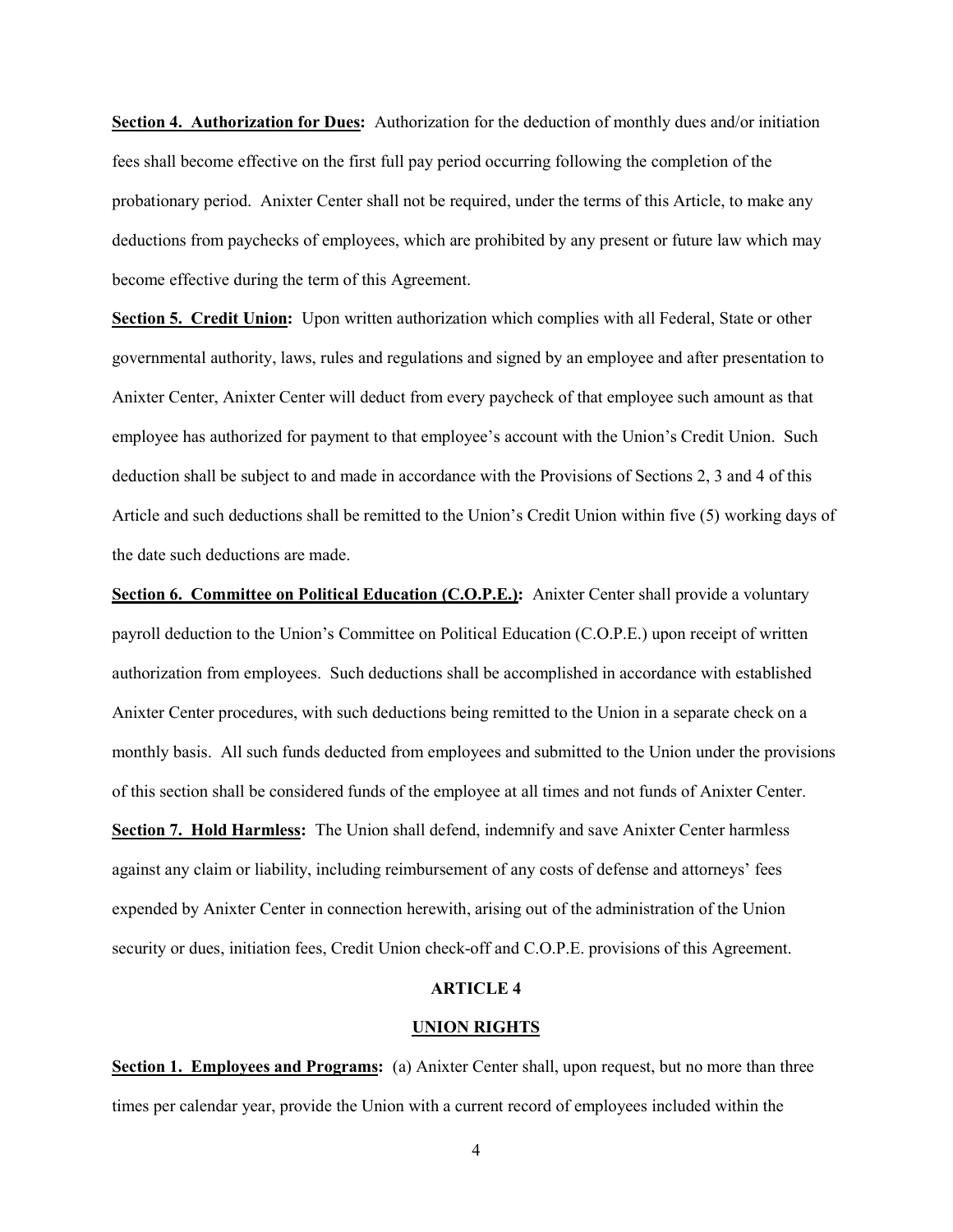**Section 4. Authorization for Dues:** Authorization for the deduction of monthly dues and/or initiation fees shall become effective on the first full pay period occurring following the completion of the probationary period. Anixter Center shall not be required, under the terms of this Article, to make any deductions from paychecks of employees, which are prohibited by any present or future law which may become effective during the term of this Agreement.

**Section 5. Credit Union:** Upon written authorization which complies with all Federal, State or other governmental authority, laws, rules and regulations and signed by an employee and after presentation to Anixter Center, Anixter Center will deduct from every paycheck of that employee such amount as that employee has authorized for payment to that employee's account with the Union's Credit Union. Such deduction shall be subject to and made in accordance with the Provisions of Sections 2, 3 and 4 of this Article and such deductions shall be remitted to the Union's Credit Union within five (5) working days of the date such deductions are made.

**Section 6. Committee on Political Education (C.O.P.E.):** Anixter Center shall provide a voluntary payroll deduction to the Union's Committee on Political Education (C.O.P.E.) upon receipt of written authorization from employees. Such deductions shall be accomplished in accordance with established Anixter Center procedures, with such deductions being remitted to the Union in a separate check on a monthly basis. All such funds deducted from employees and submitted to the Union under the provisions of this section shall be considered funds of the employee at all times and not funds of Anixter Center.

**Section 7. Hold Harmless:** The Union shall defend, indemnify and save Anixter Center harmless against any claim or liability, including reimbursement of any costs of defense and attorneys' fees expended by Anixter Center in connection herewith, arising out of the administration of the Union security or dues, initiation fees, Credit Union check-off and C.O.P.E. provisions of this Agreement.

## ARTICLE 4

## UNION RIGHTS

**Section 1. Employees and Programs:** (a) Anixter Center shall, upon request, but no more than three times per calendar year, provide the Union with a current record of employees included within the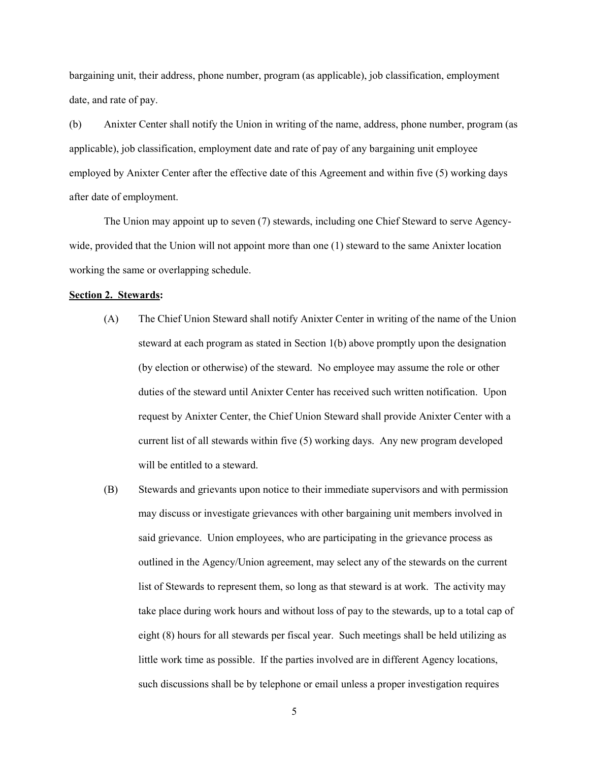bargaining unit, their address, phone number, program (as applicable), job classification, employment date, and rate of pay.

(b) Anixter Center shall notify the Union in writing of the name, address, phone number, program (as applicable), job classification, employment date and rate of pay of any bargaining unit employee employed by Anixter Center after the effective date of this Agreement and within five (5) working days after date of employment.

The Union may appoint up to seven (7) stewards, including one Chief Steward to serve Agency-wide, provided that the Union will not appoint more than one (1) steward to the same Anixter location working the same or overlapping schedule.

**Section 2. Stewards:**

(A) The Chief Union Steward shall notify Anixter Center in writing of the name of the Union steward at each program as stated in Section 1(b) above promptly upon the designation (by election or otherwise) of the steward. No employee may assume the role or other duties of the steward until Anixter Center has received such written notification. Upon request by Anixter Center, the Chief Union Steward shall provide Anixter Center with a current list of all stewards within five (5) working days. Any new program developed will be entitled to a steward.

(B) Stewards and grievants upon notice to their immediate supervisors and with permission may discuss or investigate grievances with other bargaining unit members involved in said grievance. Union employees, who are participating in the grievance process as outlined in the Agency/Union agreement, may select any of the stewards on the current list of Stewards to represent them, so long as that steward is at work. The activity may take place during work hours and without loss of pay to the stewards, up to a total cap of eight (8) hours for all stewards per fiscal year. Such meetings shall be held utilizing as little work time as possible. If the parties involved are in different Agency locations, such discussions shall be by telephone or email unless a proper investigation requires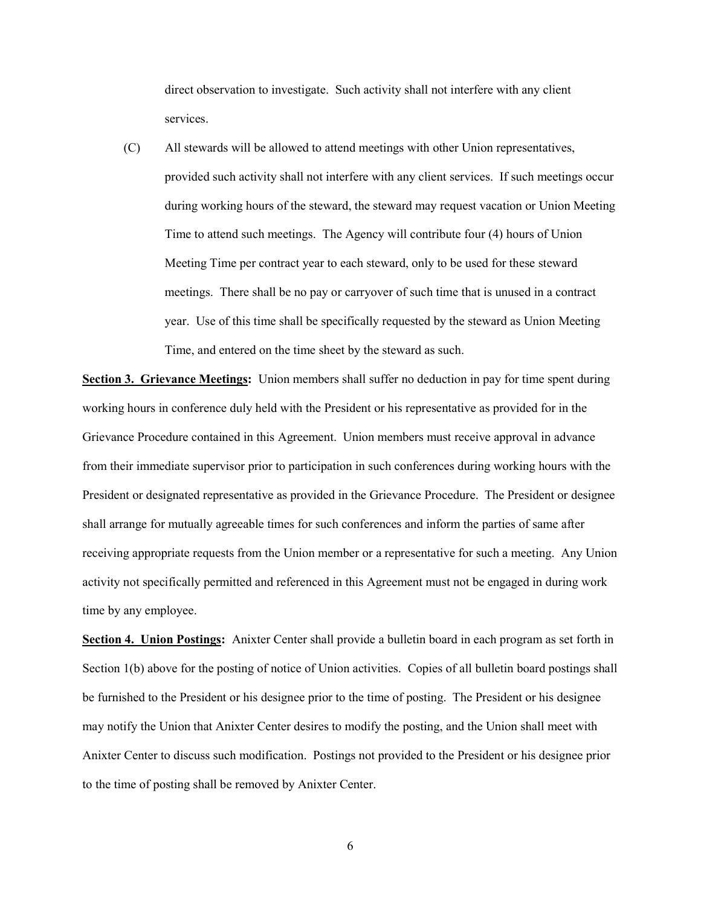direct observation to investigate. Such activity shall not interfere with any client services.

(C) All stewards will be allowed to attend meetings with other Union representatives, provided such activity shall not interfere with any client services. If such meetings occur during working hours of the steward, the steward may request vacation or Union Meeting Time to attend such meetings. The Agency will contribute four (4) hours of Union Meeting Time per contract year to each steward, only to be used for these steward meetings. There shall be no pay or carryover of such time that is unused in a contract year. Use of this time shall be specifically requested by the steward as Union Meeting Time, and entered on the time sheet by the steward as such.

**Section 3. Grievance Meetings:** Union members shall suffer no deduction in pay for time spent during working hours in conference duly held with the President or his representative as provided for in the Grievance Procedure contained in this Agreement. Union members must receive approval in advance from their immediate supervisor prior to participation in such conferences during working hours with the President or designated representative as provided in the Grievance Procedure. The President or designee shall arrange for mutually agreeable times for such conferences and inform the parties of same after receiving appropriate requests from the Union member or a representative for such a meeting. Any Union activity not specifically permitted and referenced in this Agreement must not be engaged in during work time by any employee.

**Section 4. Union Postings:** Anixter Center shall provide a bulletin board in each program as set forth in Section 1(b) above for the posting of notice of Union activities. Copies of all bulletin board postings shall be furnished to the President or his designee prior to the time of posting. The President or his designee may notify the Union that Anixter Center desires to modify the posting, and the Union shall meet with Anixter Center to discuss such modification. Postings not provided to the President or his designee prior to the time of posting shall be removed by Anixter Center.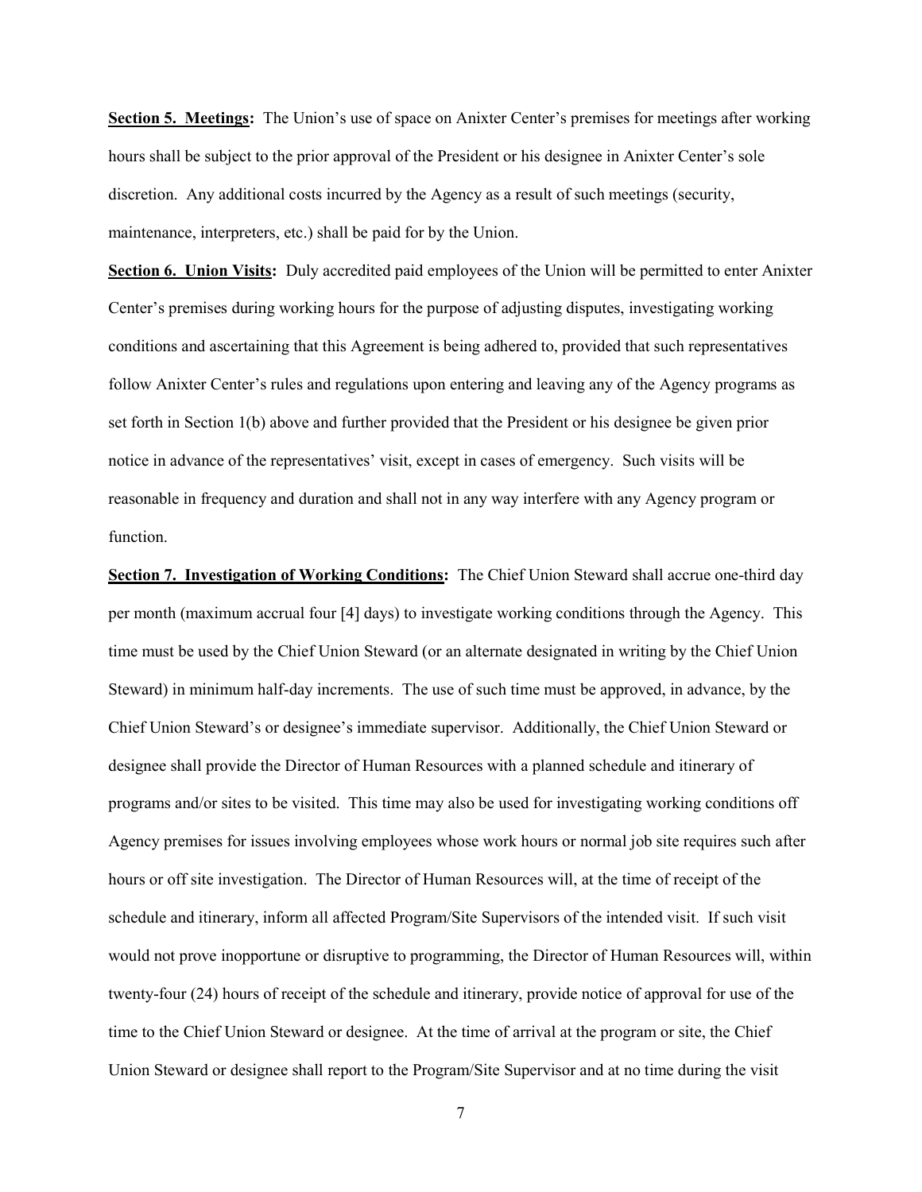**<u>Section 5. Meetings</u>:** The Union's use of space on Anixter Center's premises for meetings after working hours shall be subject to the prior approval of the President or his designee in Anixter Center's sole discretion. Any additional costs incurred by the Agency as a result of such meetings (security, maintenance, interpreters, etc.) shall be paid for by the Union.

**<u>Section 6. Union Visits</u>:** Duly accredited paid employees of the Union will be permitted to enter Anixter Center's premises during working hours for the purpose of adjusting disputes, investigating working conditions and ascertaining that this Agreement is being adhered to, provided that such representatives follow Anixter Center's rules and regulations upon entering and leaving any of the Agency programs as set forth in Section 1(b) above and further provided that the President or his designee be given prior notice in advance of the representatives' visit, except in cases of emergency. Such visits will be reasonable in frequency and duration and shall not in any way interfere with any Agency program or function.

**<u>Section 7. Investigation of Working Conditions</u>:** The Chief Union Steward shall accrue one-third day per month (maximum accrual four [4] days) to investigate working conditions through the Agency. This time must be used by the Chief Union Steward (or an alternate designated in writing by the Chief Union Steward) in minimum half-day increments. The use of such time must be approved, in advance, by the Chief Union Steward's or designee's immediate supervisor. Additionally, the Chief Union Steward or designee shall provide the Director of Human Resources with a planned schedule and itinerary of programs and/or sites to be visited. This time may also be used for investigating working conditions off Agency premises for issues involving employees whose work hours or normal job site requires such after hours or off site investigation. The Director of Human Resources will, at the time of receipt of the schedule and itinerary, inform all affected Program/Site Supervisors of the intended visit. If such visit would not prove inopportune or disruptive to programming, the Director of Human Resources will, within twenty-four (24) hours of receipt of the schedule and itinerary, provide notice of approval for use of the time to the Chief Union Steward or designee. At the time of arrival at the program or site, the Chief Union Steward or designee shall report to the Program/Site Supervisor and at no time during the visit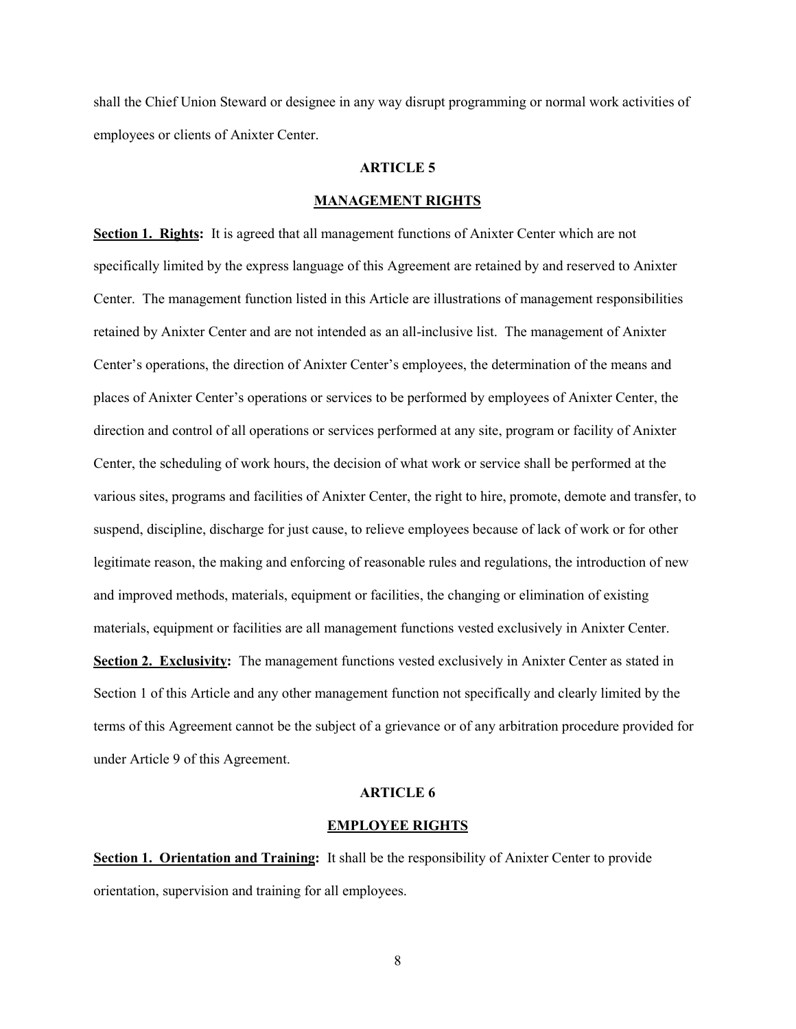shall the Chief Union Steward or designee in any way disrupt programming or normal work activities of employees or clients of Anixter Center.

## ARTICLE 5

## MANAGEMENT RIGHTS

**Section 1. Rights:** It is agreed that all management functions of Anixter Center which are not specifically limited by the express language of this Agreement are retained by and reserved to Anixter Center. The management function listed in this Article are illustrations of management responsibilities retained by Anixter Center and are not intended as an all-inclusive list. The management of Anixter Center's operations, the direction of Anixter Center's employees, the determination of the means and places of Anixter Center's operations or services to be performed by employees of Anixter Center, the direction and control of all operations or services performed at any site, program or facility of Anixter Center, the scheduling of work hours, the decision of what work or service shall be performed at the various sites, programs and facilities of Anixter Center, the right to hire, promote, demote and transfer, to suspend, discipline, discharge for just cause, to relieve employees because of lack of work or for other legitimate reason, the making and enforcing of reasonable rules and regulations, the introduction of new and improved methods, materials, equipment or facilities, the changing or elimination of existing materials, equipment or facilities are all management functions vested exclusively in Anixter Center.

**Section 2. Exclusivity:** The management functions vested exclusively in Anixter Center as stated in Section 1 of this Article and any other management function not specifically and clearly limited by the terms of this Agreement cannot be the subject of a grievance or of any arbitration procedure provided for under Article 9 of this Agreement.

## ARTICLE 6

## EMPLOYEE RIGHTS

**Section 1. Orientation and Training:** It shall be the responsibility of Anixter Center to provide orientation, supervision and training for all employees.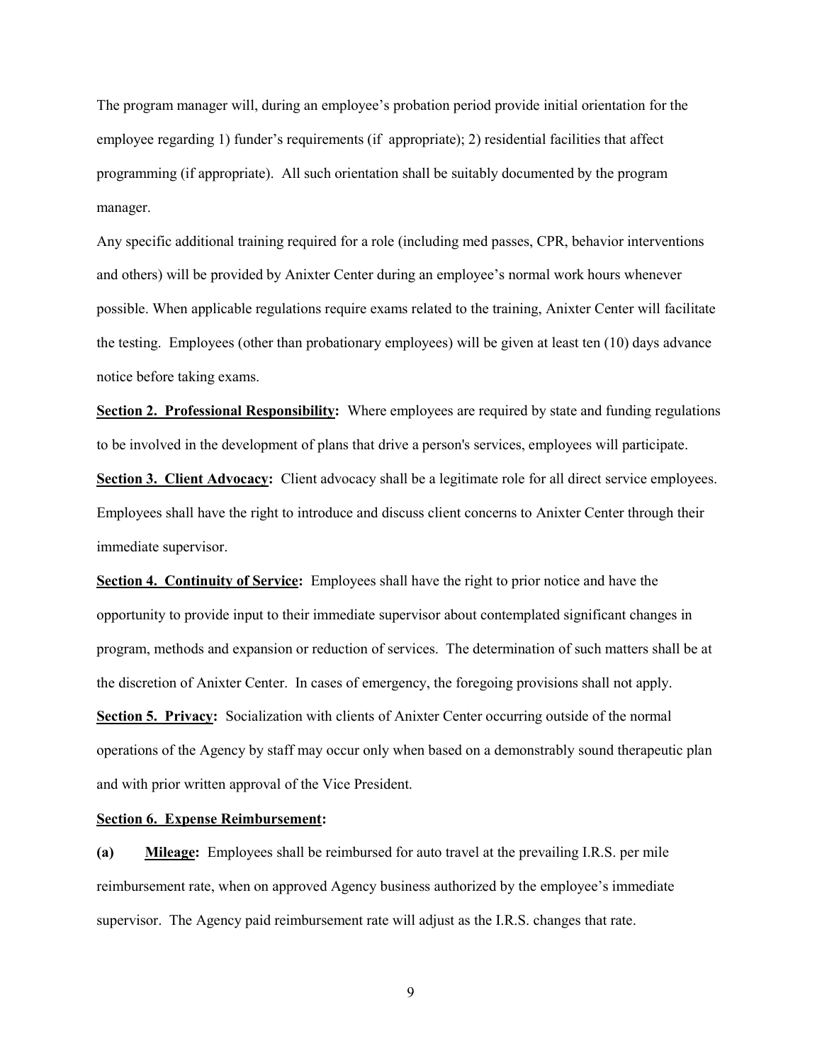The program manager will, during an employee's probation period provide initial orientation for the employee regarding 1) funder's requirements (if appropriate); 2) residential facilities that affect programming (if appropriate). All such orientation shall be suitably documented by the program manager.

Any specific additional training required for a role (including med passes, CPR, behavior interventions and others) will be provided by Anixter Center during an employee's normal work hours whenever possible. When applicable regulations require exams related to the training, Anixter Center will facilitate the testing. Employees (other than probationary employees) will be given at least ten (10) days advance notice before taking exams.

**Section 2. Professional Responsibility:** Where employees are required by state and funding regulations to be involved in the development of plans that drive a person's services, employees will participate.

**Section 3. Client Advocacy:** Client advocacy shall be a legitimate role for all direct service employees. Employees shall have the right to introduce and discuss client concerns to Anixter Center through their immediate supervisor.

**Section 4. Continuity of Service:** Employees shall have the right to prior notice and have the opportunity to provide input to their immediate supervisor about contemplated significant changes in program, methods and expansion or reduction of services. The determination of such matters shall be at the discretion of Anixter Center. In cases of emergency, the foregoing provisions shall not apply.

**Section 5. Privacy:** Socialization with clients of Anixter Center occurring outside of the normal operations of the Agency by staff may occur only when based on a demonstrably sound therapeutic plan and with prior written approval of the Vice President.

**Section 6. Expense Reimbursement:**

**(a) Mileage:** Employees shall be reimbursed for auto travel at the prevailing I.R.S. per mile reimbursement rate, when on approved Agency business authorized by the employee's immediate supervisor. The Agency paid reimbursement rate will adjust as the I.R.S. changes that rate.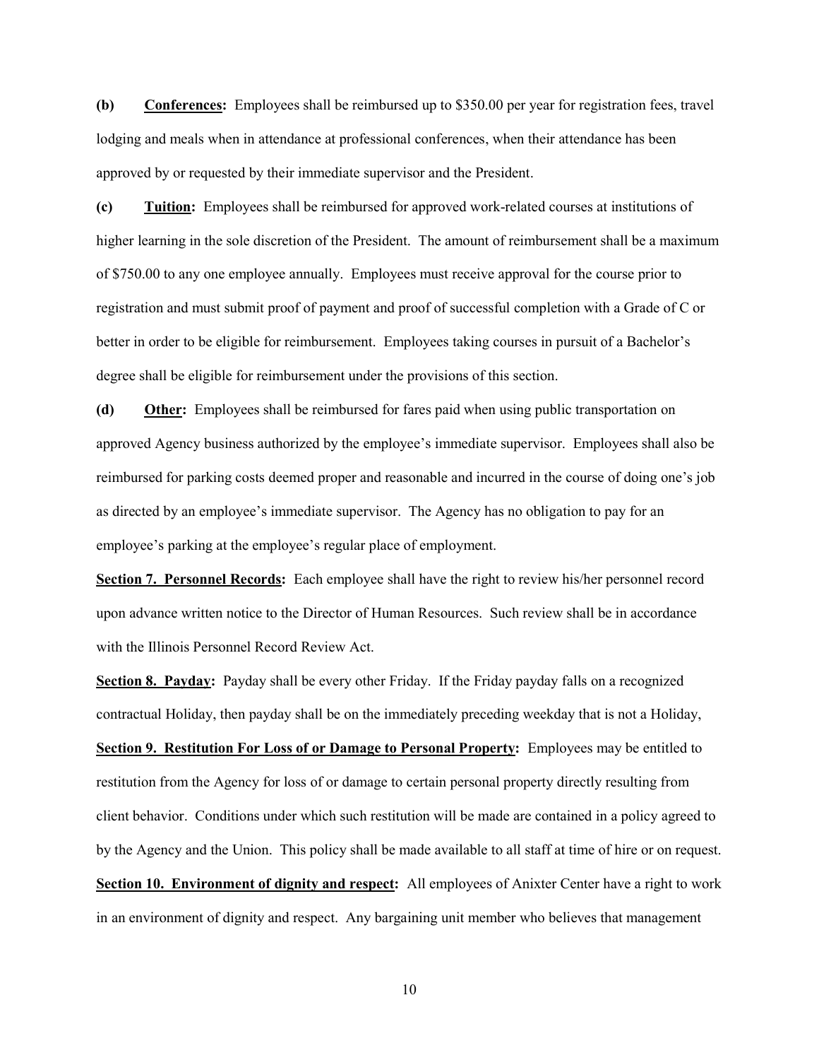**(b)** **Conferences:** Employees shall be reimbursed up to $350.00 per year for registration fees, travel lodging and meals when in attendance at professional conferences, when their attendance has been approved by or requested by their immediate supervisor and the President.

**(c)** **Tuition:** Employees shall be reimbursed for approved work-related courses at institutions of higher learning in the sole discretion of the President. The amount of reimbursement shall be a maximum of $750.00 to any one employee annually. Employees must receive approval for the course prior to registration and must submit proof of payment and proof of successful completion with a Grade of C or better in order to be eligible for reimbursement. Employees taking courses in pursuit of a Bachelor's degree shall be eligible for reimbursement under the provisions of this section.

**(d)** **Other:** Employees shall be reimbursed for fares paid when using public transportation on approved Agency business authorized by the employee's immediate supervisor. Employees shall also be reimbursed for parking costs deemed proper and reasonable and incurred in the course of doing one's job as directed by an employee's immediate supervisor. The Agency has no obligation to pay for an employee's parking at the employee's regular place of employment.

**Section 7. Personnel Records:** Each employee shall have the right to review his/her personnel record upon advance written notice to the Director of Human Resources. Such review shall be in accordance with the Illinois Personnel Record Review Act.

**Section 8. Payday:** Payday shall be every other Friday. If the Friday payday falls on a recognized contractual Holiday, then payday shall be on the immediately preceding weekday that is not a Holiday,

**Section 9. Restitution For Loss of or Damage to Personal Property:** Employees may be entitled to restitution from the Agency for loss of or damage to certain personal property directly resulting from client behavior. Conditions under which such restitution will be made are contained in a policy agreed to by the Agency and the Union. This policy shall be made available to all staff at time of hire or on request.

**Section 10. Environment of dignity and respect:** All employees of Anixter Center have a right to work in an environment of dignity and respect. Any bargaining unit member who believes that management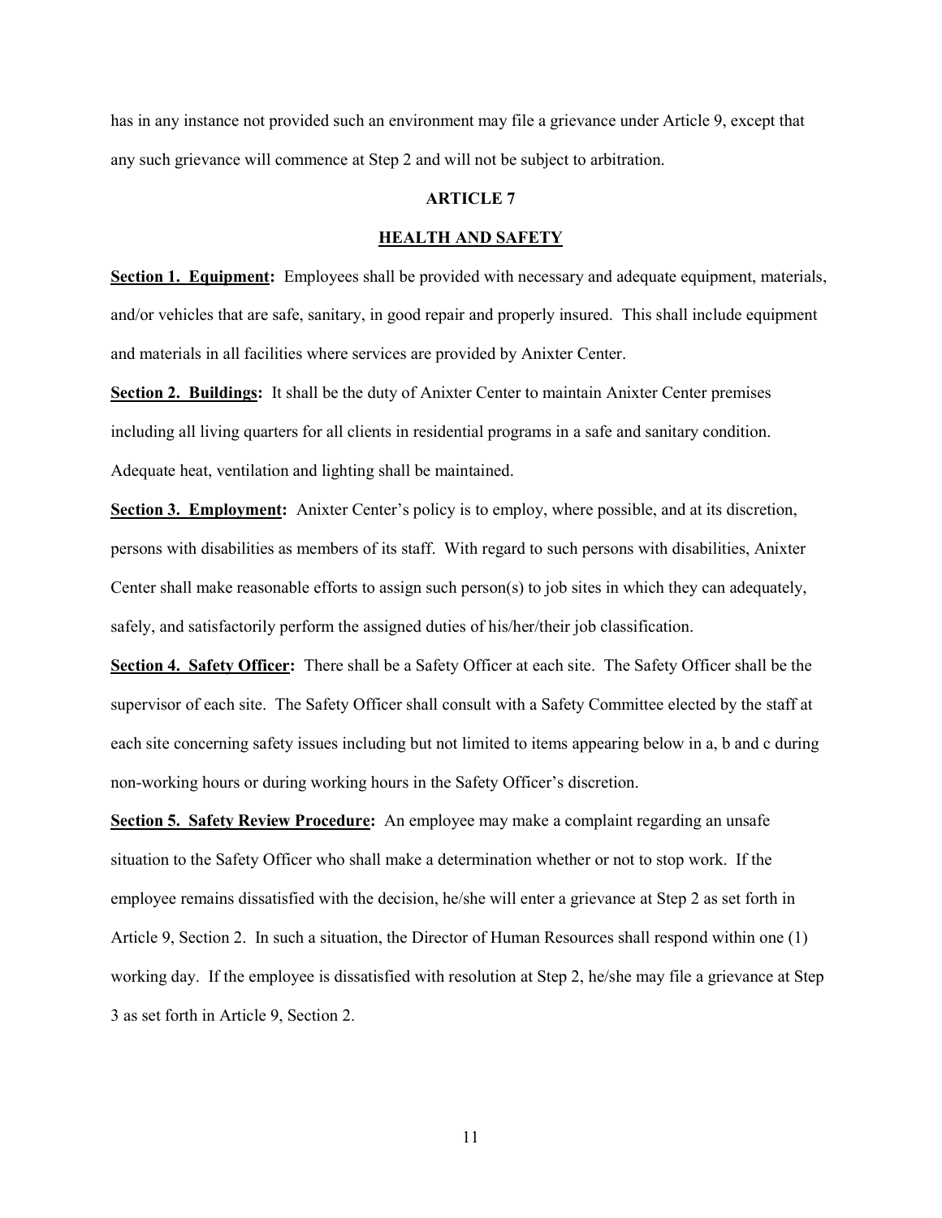has in any instance not provided such an environment may file a grievance under Article 9, except that any such grievance will commence at Step 2 and will not be subject to arbitration.

## ARTICLE 7

## HEALTH AND SAFETY

**Section 1. Equipment:** Employees shall be provided with necessary and adequate equipment, materials, and/or vehicles that are safe, sanitary, in good repair and properly insured. This shall include equipment and materials in all facilities where services are provided by Anixter Center.

**Section 2. Buildings:** It shall be the duty of Anixter Center to maintain Anixter Center premises including all living quarters for all clients in residential programs in a safe and sanitary condition. Adequate heat, ventilation and lighting shall be maintained.

**Section 3. Employment:** Anixter Center's policy is to employ, where possible, and at its discretion, persons with disabilities as members of its staff. With regard to such persons with disabilities, Anixter Center shall make reasonable efforts to assign such person(s) to job sites in which they can adequately, safely, and satisfactorily perform the assigned duties of his/her/their job classification.

**Section 4. Safety Officer:** There shall be a Safety Officer at each site. The Safety Officer shall be the supervisor of each site. The Safety Officer shall consult with a Safety Committee elected by the staff at each site concerning safety issues including but not limited to items appearing below in a, b and c during non-working hours or during working hours in the Safety Officer's discretion.

**Section 5. Safety Review Procedure:** An employee may make a complaint regarding an unsafe situation to the Safety Officer who shall make a determination whether or not to stop work. If the employee remains dissatisfied with the decision, he/she will enter a grievance at Step 2 as set forth in Article 9, Section 2. In such a situation, the Director of Human Resources shall respond within one (1) working day. If the employee is dissatisfied with resolution at Step 2, he/she may file a grievance at Step 3 as set forth in Article 9, Section 2.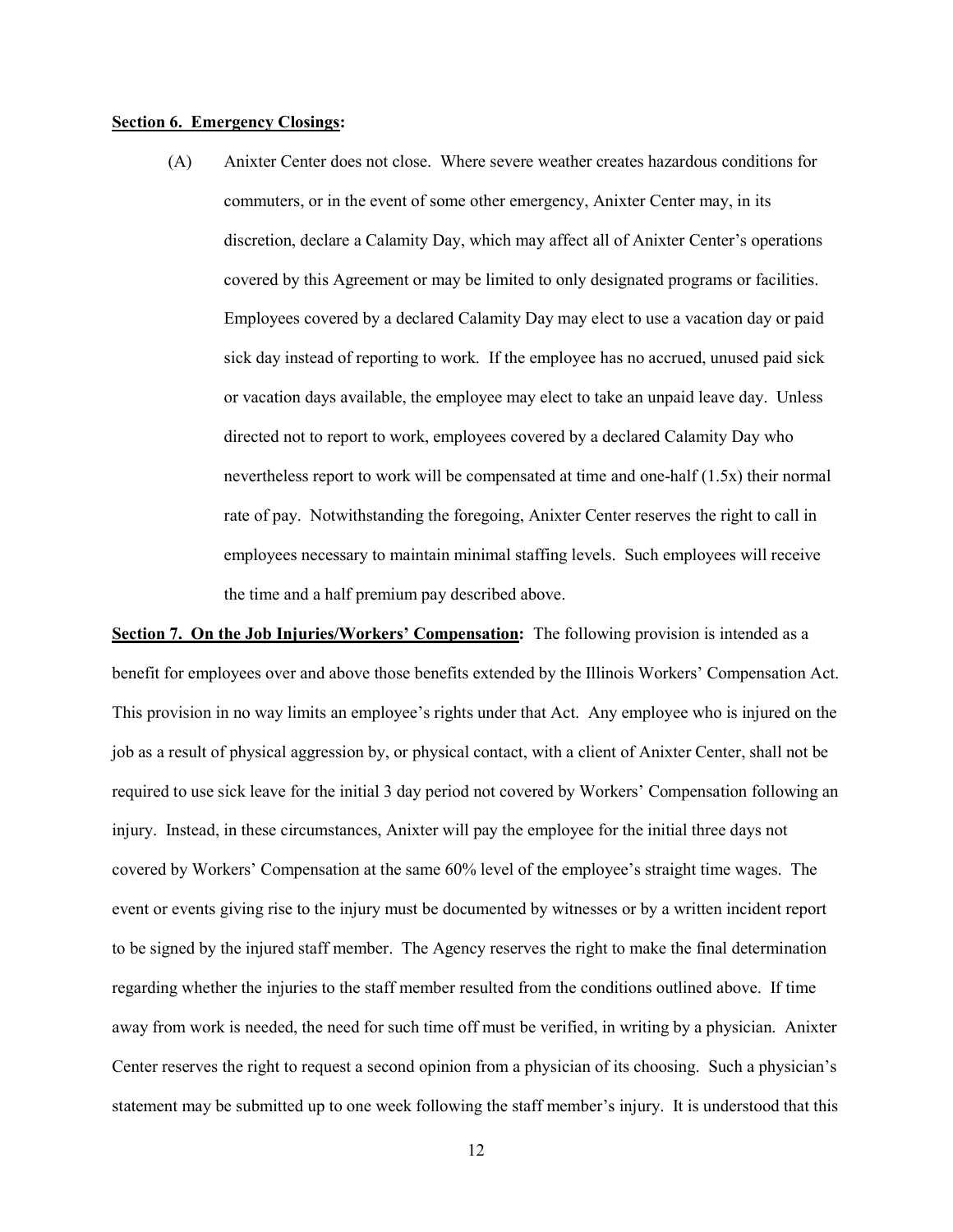**<u>Section 6. Emergency Closings</u>:**

(A) Anixter Center does not close. Where severe weather creates hazardous conditions for commuters, or in the event of some other emergency, Anixter Center may, in its discretion, declare a Calamity Day, which may affect all of Anixter Center's operations covered by this Agreement or may be limited to only designated programs or facilities. Employees covered by a declared Calamity Day may elect to use a vacation day or paid sick day instead of reporting to work. If the employee has no accrued, unused paid sick or vacation days available, the employee may elect to take an unpaid leave day. Unless directed not to report to work, employees covered by a declared Calamity Day who nevertheless report to work will be compensated at time and one-half (1.5x) their normal rate of pay. Notwithstanding the foregoing, Anixter Center reserves the right to call in employees necessary to maintain minimal staffing levels. Such employees will receive the time and a half premium pay described above.

**<u>Section 7. On the Job Injuries/Workers' Compensation</u>:** The following provision is intended as a benefit for employees over and above those benefits extended by the Illinois Workers' Compensation Act. This provision in no way limits an employee's rights under that Act. Any employee who is injured on the job as a result of physical aggression by, or physical contact, with a client of Anixter Center, shall not be required to use sick leave for the initial 3 day period not covered by Workers' Compensation following an injury. Instead, in these circumstances, Anixter will pay the employee for the initial three days not covered by Workers' Compensation at the same 60% level of the employee's straight time wages. The event or events giving rise to the injury must be documented by witnesses or by a written incident report to be signed by the injured staff member. The Agency reserves the right to make the final determination regarding whether the injuries to the staff member resulted from the conditions outlined above. If time away from work is needed, the need for such time off must be verified, in writing by a physician. Anixter Center reserves the right to request a second opinion from a physician of its choosing. Such a physician's statement may be submitted up to one week following the staff member's injury. It is understood that this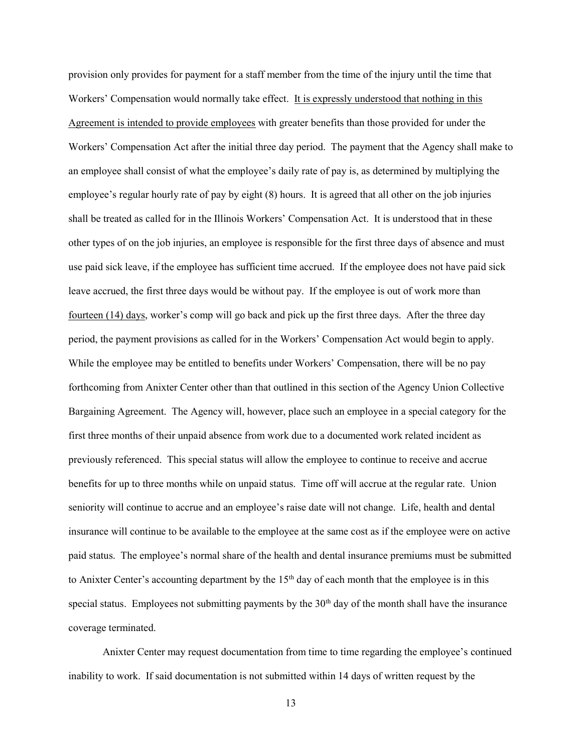provision only provides for payment for a staff member from the time of the injury until the time that Workers' Compensation would normally take effect. <u>It is expressly understood that nothing in this Agreement is intended to provide employees</u> with greater benefits than those provided for under the Workers' Compensation Act after the initial three day period. The payment that the Agency shall make to an employee shall consist of what the employee's daily rate of pay is, as determined by multiplying the employee's regular hourly rate of pay by eight (8) hours. It is agreed that all other on the job injuries shall be treated as called for in the Illinois Workers' Compensation Act. It is understood that in these other types of on the job injuries, an employee is responsible for the first three days of absence and must use paid sick leave, if the employee has sufficient time accrued. If the employee does not have paid sick leave accrued, the first three days would be without pay. If the employee is out of work more than <u>fourteen (14) days</u>, worker's comp will go back and pick up the first three days. After the three day period, the payment provisions as called for in the Workers' Compensation Act would begin to apply. While the employee may be entitled to benefits under Workers' Compensation, there will be no pay forthcoming from Anixter Center other than that outlined in this section of the Agency Union Collective Bargaining Agreement. The Agency will, however, place such an employee in a special category for the first three months of their unpaid absence from work due to a documented work related incident as previously referenced. This special status will allow the employee to continue to receive and accrue benefits for up to three months while on unpaid status. Time off will accrue at the regular rate. Union seniority will continue to accrue and an employee's raise date will not change. Life, health and dental insurance will continue to be available to the employee at the same cost as if the employee were on active paid status. The employee's normal share of the health and dental insurance premiums must be submitted to Anixter Center's accounting department by the 15th day of each month that the employee is in this special status. Employees not submitting payments by the 30th day of the month shall have the insurance coverage terminated.

Anixter Center may request documentation from time to time regarding the employee's continued inability to work. If said documentation is not submitted within 14 days of written request by the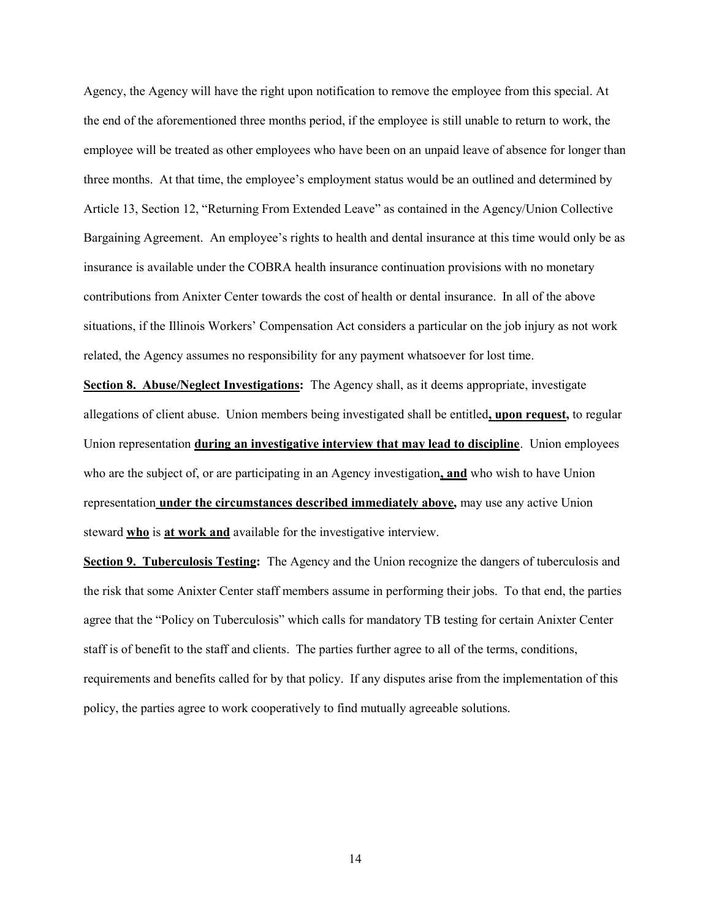Agency, the Agency will have the right upon notification to remove the employee from this special. At the end of the aforementioned three months period, if the employee is still unable to return to work, the employee will be treated as other employees who have been on an unpaid leave of absence for longer than three months. At that time, the employee's employment status would be an outlined and determined by Article 13, Section 12, "Returning From Extended Leave" as contained in the Agency/Union Collective Bargaining Agreement. An employee's rights to health and dental insurance at this time would only be as insurance is available under the COBRA health insurance continuation provisions with no monetary contributions from Anixter Center towards the cost of health or dental insurance. In all of the above situations, if the Illinois Workers' Compensation Act considers a particular on the job injury as not work related, the Agency assumes no responsibility for any payment whatsoever for lost time.

**Section 8. Abuse/Neglect Investigations:** The Agency shall, as it deems appropriate, investigate allegations of client abuse. Union members being investigated shall be entitled**, upon request,** to regular Union representation **during an investigative interview that may lead to discipline**. Union employees who are the subject of, or are participating in an Agency investigation**, and** who wish to have Union representation **under the circumstances described immediately above,** may use any active Union steward **who** is **at work and** available for the investigative interview.

**Section 9. Tuberculosis Testing:** The Agency and the Union recognize the dangers of tuberculosis and the risk that some Anixter Center staff members assume in performing their jobs. To that end, the parties agree that the "Policy on Tuberculosis" which calls for mandatory TB testing for certain Anixter Center staff is of benefit to the staff and clients. The parties further agree to all of the terms, conditions, requirements and benefits called for by that policy. If any disputes arise from the implementation of this policy, the parties agree to work cooperatively to find mutually agreeable solutions.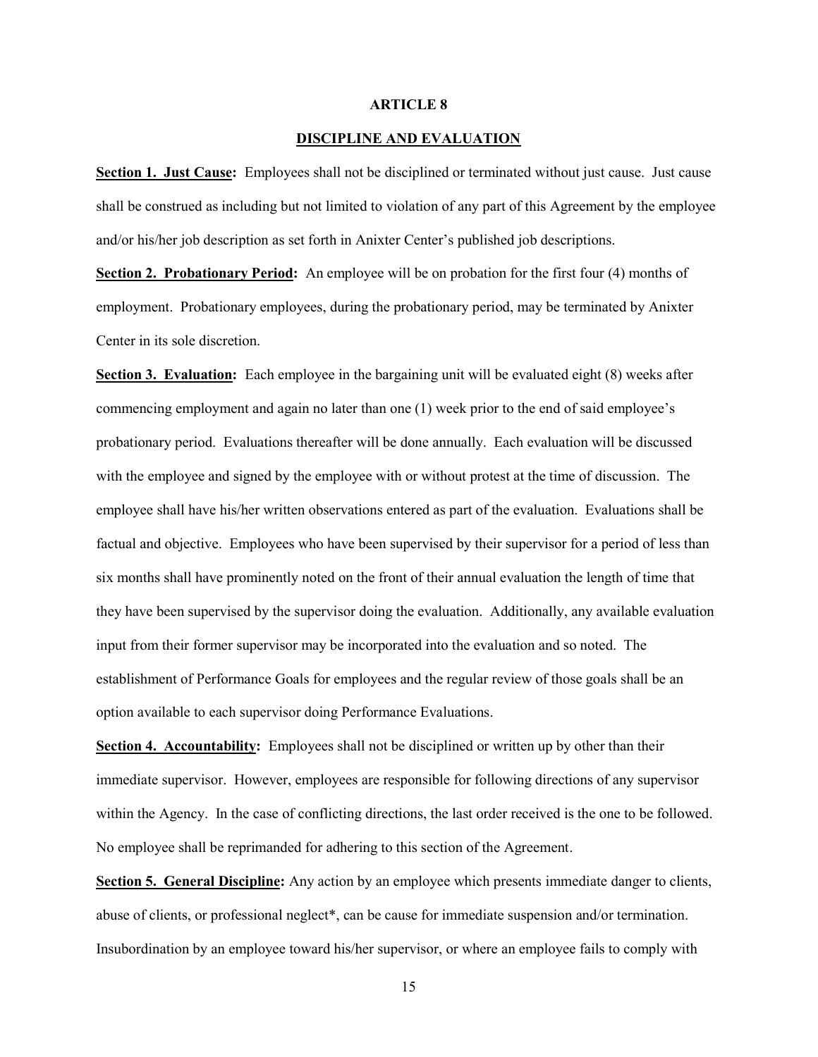## ARTICLE 8

## DISCIPLINE AND EVALUATION

**Section 1. Just Cause:** Employees shall not be disciplined or terminated without just cause. Just cause shall be construed as including but not limited to violation of any part of this Agreement by the employee and/or his/her job description as set forth in Anixter Center's published job descriptions.

**Section 2. Probationary Period:** An employee will be on probation for the first four (4) months of employment. Probationary employees, during the probationary period, may be terminated by Anixter Center in its sole discretion.

**Section 3. Evaluation:** Each employee in the bargaining unit will be evaluated eight (8) weeks after commencing employment and again no later than one (1) week prior to the end of said employee's probationary period. Evaluations thereafter will be done annually. Each evaluation will be discussed with the employee and signed by the employee with or without protest at the time of discussion. The employee shall have his/her written observations entered as part of the evaluation. Evaluations shall be factual and objective. Employees who have been supervised by their supervisor for a period of less than six months shall have prominently noted on the front of their annual evaluation the length of time that they have been supervised by the supervisor doing the evaluation. Additionally, any available evaluation input from their former supervisor may be incorporated into the evaluation and so noted. The establishment of Performance Goals for employees and the regular review of those goals shall be an option available to each supervisor doing Performance Evaluations.

**Section 4. Accountability:** Employees shall not be disciplined or written up by other than their immediate supervisor. However, employees are responsible for following directions of any supervisor within the Agency. In the case of conflicting directions, the last order received is the one to be followed. No employee shall be reprimanded for adhering to this section of the Agreement.

**Section 5. General Discipline:** Any action by an employee which presents immediate danger to clients, abuse of clients, or professional neglect*, can be cause for immediate suspension and/or termination. Insubordination by an employee toward his/her supervisor, or where an employee fails to comply with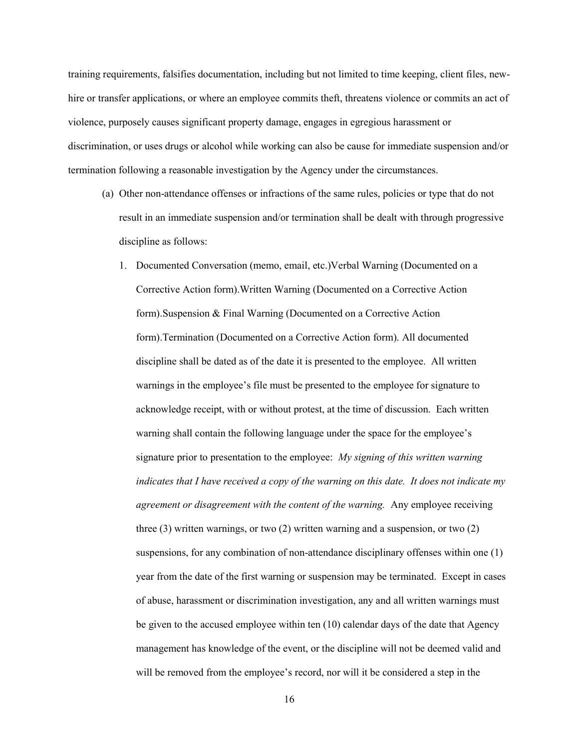training requirements, falsifies documentation, including but not limited to time keeping, client files, new-hire or transfer applications, or where an employee commits theft, threatens violence or commits an act of violence, purposely causes significant property damage, engages in egregious harassment or discrimination, or uses drugs or alcohol while working can also be cause for immediate suspension and/or termination following a reasonable investigation by the Agency under the circumstances.

(a) Other non-attendance offenses or infractions of the same rules, policies or type that do not result in an immediate suspension and/or termination shall be dealt with through progressive discipline as follows:

1. Documented Conversation (memo, email, etc.)Verbal Warning (Documented on a Corrective Action form).Written Warning (Documented on a Corrective Action form).Suspension & Final Warning (Documented on a Corrective Action form).Termination (Documented on a Corrective Action form). All documented discipline shall be dated as of the date it is presented to the employee. All written warnings in the employee's file must be presented to the employee for signature to acknowledge receipt, with or without protest, at the time of discussion. Each written warning shall contain the following language under the space for the employee's signature prior to presentation to the employee: *My signing of this written warning indicates that I have received a copy of the warning on this date. It does not indicate my agreement or disagreement with the content of the warning.* Any employee receiving three (3) written warnings, or two (2) written warning and a suspension, or two (2) suspensions, for any combination of non-attendance disciplinary offenses within one (1) year from the date of the first warning or suspension may be terminated. Except in cases of abuse, harassment or discrimination investigation, any and all written warnings must be given to the accused employee within ten (10) calendar days of the date that Agency management has knowledge of the event, or the discipline will not be deemed valid and will be removed from the employee's record, nor will it be considered a step in the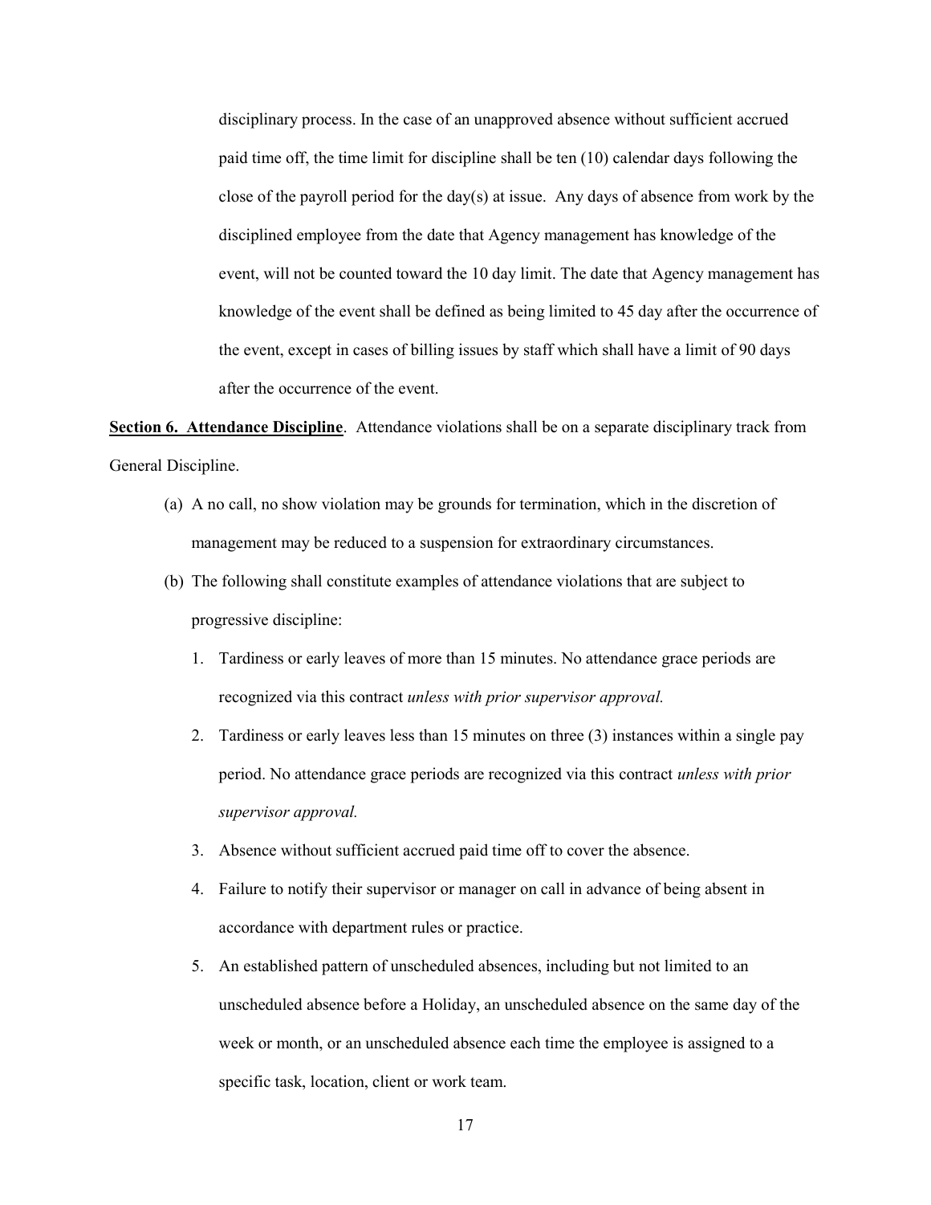disciplinary process. In the case of an unapproved absence without sufficient accrued paid time off, the time limit for discipline shall be ten (10) calendar days following the close of the payroll period for the day(s) at issue. Any days of absence from work by the disciplined employee from the date that Agency management has knowledge of the event, will not be counted toward the 10 day limit. The date that Agency management has knowledge of the event shall be defined as being limited to 45 day after the occurrence of the event, except in cases of billing issues by staff which shall have a limit of 90 days after the occurrence of the event.

**Section 6. Attendance Discipline**. Attendance violations shall be on a separate disciplinary track from General Discipline.

(a) A no call, no show violation may be grounds for termination, which in the discretion of management may be reduced to a suspension for extraordinary circumstances.

(b) The following shall constitute examples of attendance violations that are subject to progressive discipline:

1. Tardiness or early leaves of more than 15 minutes. No attendance grace periods are recognized via this contract *unless with prior supervisor approval.*
2. Tardiness or early leaves less than 15 minutes on three (3) instances within a single pay period. No attendance grace periods are recognized via this contract *unless with prior supervisor approval.*
3. Absence without sufficient accrued paid time off to cover the absence.
4. Failure to notify their supervisor or manager on call in advance of being absent in accordance with department rules or practice.
5. An established pattern of unscheduled absences, including but not limited to an unscheduled absence before a Holiday, an unscheduled absence on the same day of the week or month, or an unscheduled absence each time the employee is assigned to a specific task, location, client or work team.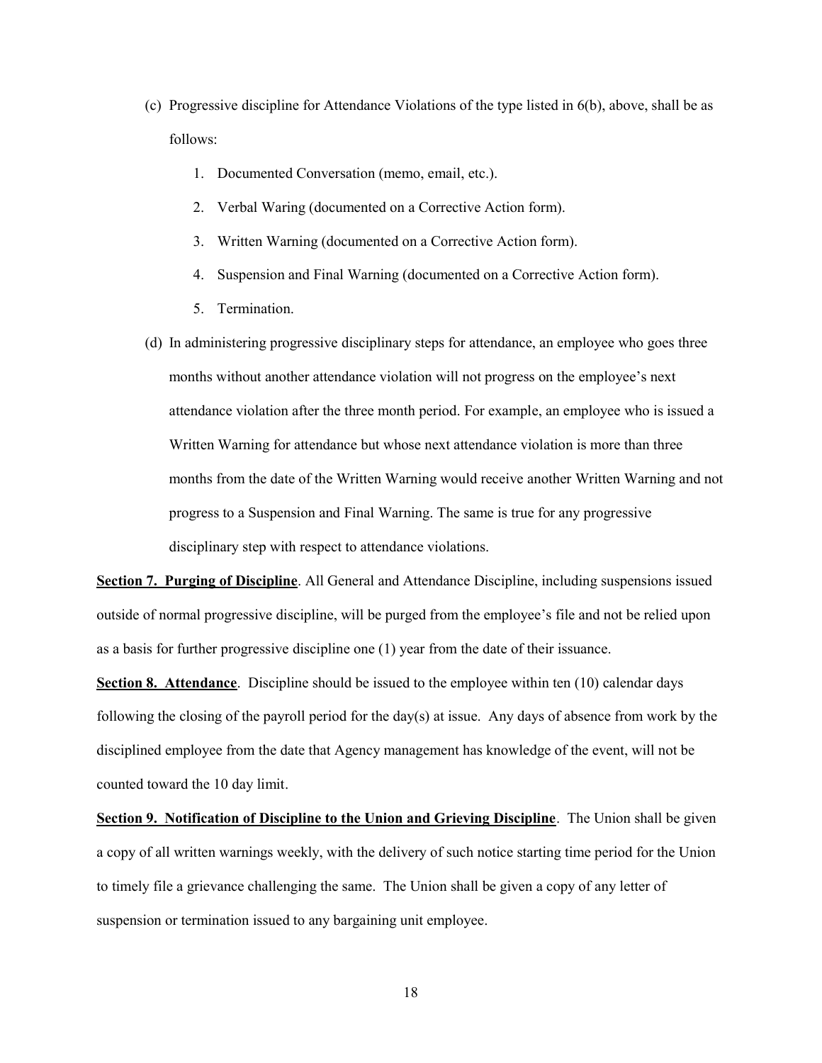(c) Progressive discipline for Attendance Violations of the type listed in 6(b), above, shall be as follows:

1. Documented Conversation (memo, email, etc.).
2. Verbal Waring (documented on a Corrective Action form).
3. Written Warning (documented on a Corrective Action form).
4. Suspension and Final Warning (documented on a Corrective Action form).
5. Termination.

(d) In administering progressive disciplinary steps for attendance, an employee who goes three months without another attendance violation will not progress on the employee's next attendance violation after the three month period. For example, an employee who is issued a Written Warning for attendance but whose next attendance violation is more than three months from the date of the Written Warning would receive another Written Warning and not progress to a Suspension and Final Warning. The same is true for any progressive disciplinary step with respect to attendance violations.

**Section 7. Purging of Discipline**. All General and Attendance Discipline, including suspensions issued outside of normal progressive discipline, will be purged from the employee's file and not be relied upon as a basis for further progressive discipline one (1) year from the date of their issuance.

**Section 8. Attendance**. Discipline should be issued to the employee within ten (10) calendar days following the closing of the payroll period for the day(s) at issue. Any days of absence from work by the disciplined employee from the date that Agency management has knowledge of the event, will not be counted toward the 10 day limit.

**Section 9. Notification of Discipline to the Union and Grieving Discipline**. The Union shall be given a copy of all written warnings weekly, with the delivery of such notice starting time period for the Union to timely file a grievance challenging the same. The Union shall be given a copy of any letter of suspension or termination issued to any bargaining unit employee.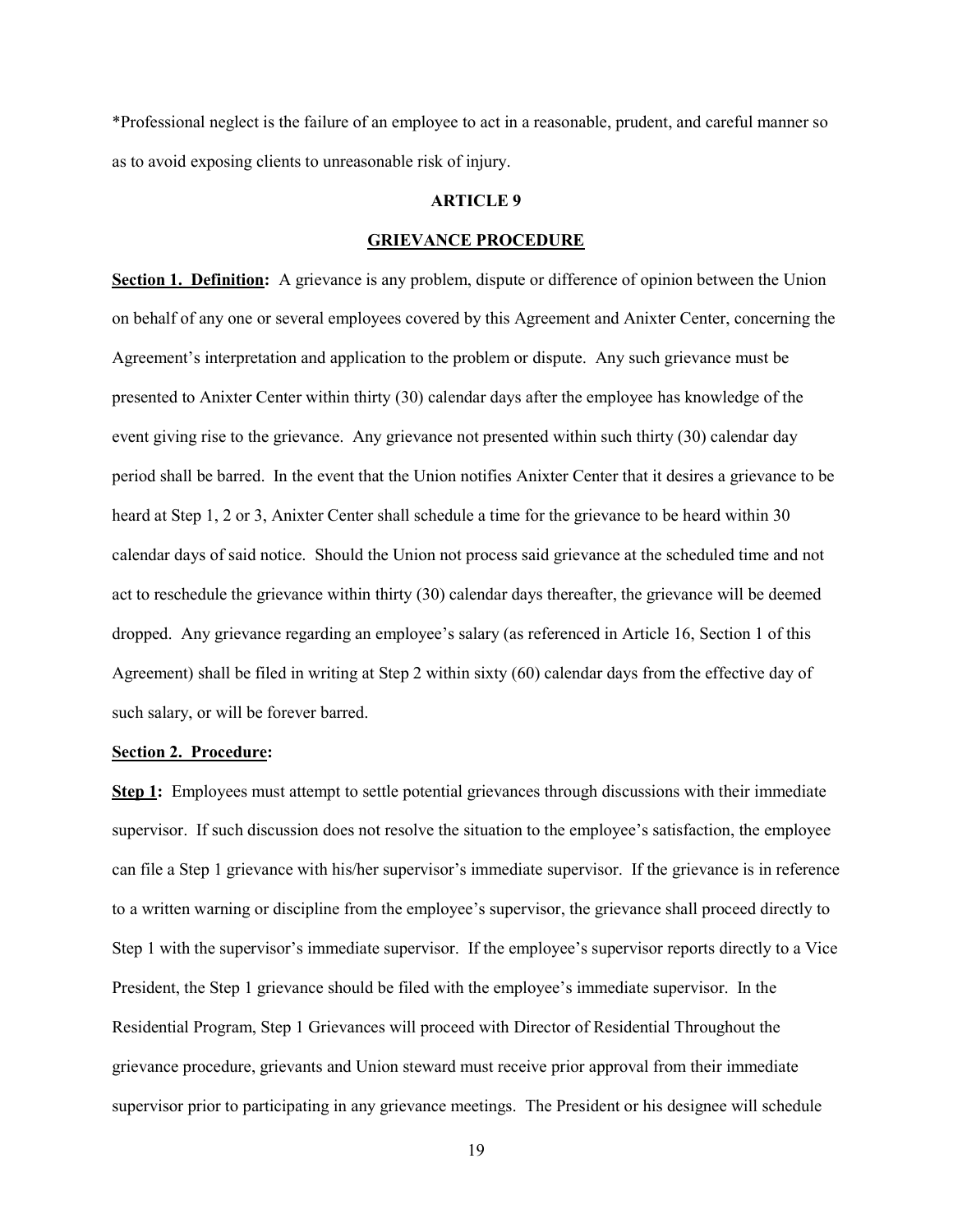*Professional neglect is the failure of an employee to act in a reasonable, prudent, and careful manner so as to avoid exposing clients to unreasonable risk of injury.

## ARTICLE 9

## GRIEVANCE PROCEDURE

**Section 1. Definition:** A grievance is any problem, dispute or difference of opinion between the Union on behalf of any one or several employees covered by this Agreement and Anixter Center, concerning the Agreement's interpretation and application to the problem or dispute. Any such grievance must be presented to Anixter Center within thirty (30) calendar days after the employee has knowledge of the event giving rise to the grievance. Any grievance not presented within such thirty (30) calendar day period shall be barred. In the event that the Union notifies Anixter Center that it desires a grievance to be heard at Step 1, 2 or 3, Anixter Center shall schedule a time for the grievance to be heard within 30 calendar days of said notice. Should the Union not process said grievance at the scheduled time and not act to reschedule the grievance within thirty (30) calendar days thereafter, the grievance will be deemed dropped. Any grievance regarding an employee's salary (as referenced in Article 16, Section 1 of this Agreement) shall be filed in writing at Step 2 within sixty (60) calendar days from the effective day of such salary, or will be forever barred.

**Section 2. Procedure:**

**Step 1:** Employees must attempt to settle potential grievances through discussions with their immediate supervisor. If such discussion does not resolve the situation to the employee's satisfaction, the employee can file a Step 1 grievance with his/her supervisor's immediate supervisor. If the grievance is in reference to a written warning or discipline from the employee's supervisor, the grievance shall proceed directly to Step 1 with the supervisor's immediate supervisor. If the employee's supervisor reports directly to a Vice President, the Step 1 grievance should be filed with the employee's immediate supervisor. In the Residential Program, Step 1 Grievances will proceed with Director of Residential Throughout the grievance procedure, grievants and Union steward must receive prior approval from their immediate supervisor prior to participating in any grievance meetings. The President or his designee will schedule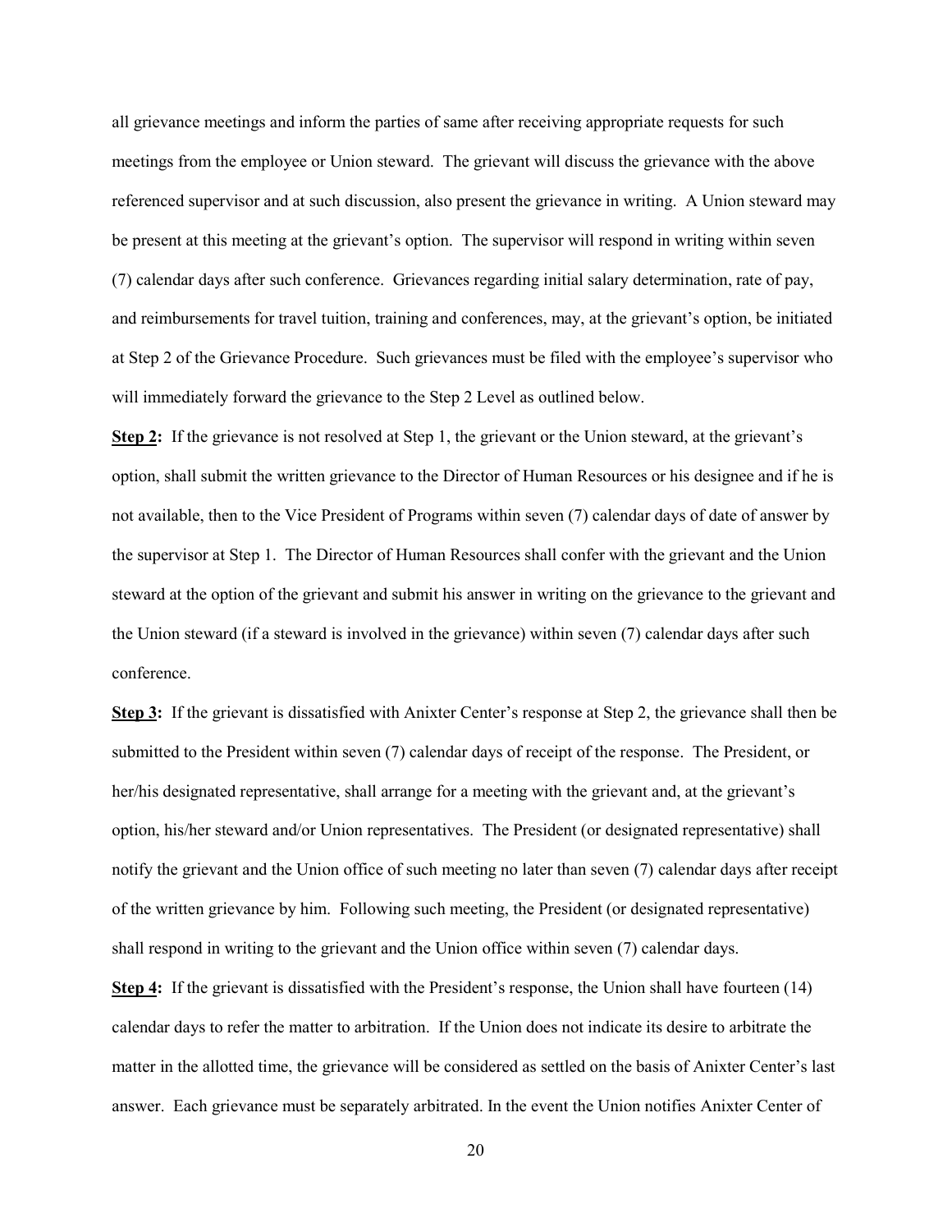all grievance meetings and inform the parties of same after receiving appropriate requests for such meetings from the employee or Union steward. The grievant will discuss the grievance with the above referenced supervisor and at such discussion, also present the grievance in writing. A Union steward may be present at this meeting at the grievant's option. The supervisor will respond in writing within seven (7) calendar days after such conference. Grievances regarding initial salary determination, rate of pay, and reimbursements for travel tuition, training and conferences, may, at the grievant's option, be initiated at Step 2 of the Grievance Procedure. Such grievances must be filed with the employee's supervisor who will immediately forward the grievance to the Step 2 Level as outlined below.

**Step 2:** If the grievance is not resolved at Step 1, the grievant or the Union steward, at the grievant's option, shall submit the written grievance to the Director of Human Resources or his designee and if he is not available, then to the Vice President of Programs within seven (7) calendar days of date of answer by the supervisor at Step 1. The Director of Human Resources shall confer with the grievant and the Union steward at the option of the grievant and submit his answer in writing on the grievance to the grievant and the Union steward (if a steward is involved in the grievance) within seven (7) calendar days after such conference.

**Step 3:** If the grievant is dissatisfied with Anixter Center's response at Step 2, the grievance shall then be submitted to the President within seven (7) calendar days of receipt of the response. The President, or her/his designated representative, shall arrange for a meeting with the grievant and, at the grievant's option, his/her steward and/or Union representatives. The President (or designated representative) shall notify the grievant and the Union office of such meeting no later than seven (7) calendar days after receipt of the written grievance by him. Following such meeting, the President (or designated representative) shall respond in writing to the grievant and the Union office within seven (7) calendar days.

**Step 4:** If the grievant is dissatisfied with the President's response, the Union shall have fourteen (14) calendar days to refer the matter to arbitration. If the Union does not indicate its desire to arbitrate the matter in the allotted time, the grievance will be considered as settled on the basis of Anixter Center's last answer. Each grievance must be separately arbitrated. In the event the Union notifies Anixter Center of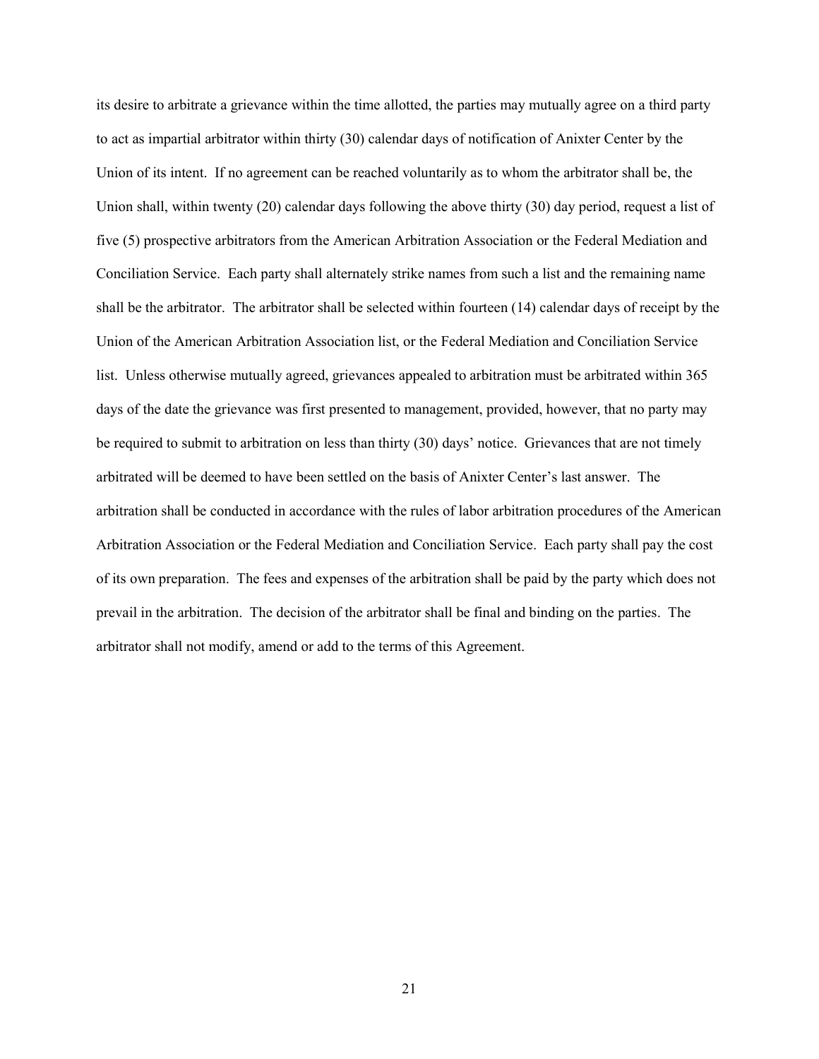its desire to arbitrate a grievance within the time allotted, the parties may mutually agree on a third party to act as impartial arbitrator within thirty (30) calendar days of notification of Anixter Center by the Union of its intent. If no agreement can be reached voluntarily as to whom the arbitrator shall be, the Union shall, within twenty (20) calendar days following the above thirty (30) day period, request a list of five (5) prospective arbitrators from the American Arbitration Association or the Federal Mediation and Conciliation Service. Each party shall alternately strike names from such a list and the remaining name shall be the arbitrator. The arbitrator shall be selected within fourteen (14) calendar days of receipt by the Union of the American Arbitration Association list, or the Federal Mediation and Conciliation Service list. Unless otherwise mutually agreed, grievances appealed to arbitration must be arbitrated within 365 days of the date the grievance was first presented to management, provided, however, that no party may be required to submit to arbitration on less than thirty (30) days' notice. Grievances that are not timely arbitrated will be deemed to have been settled on the basis of Anixter Center's last answer. The arbitration shall be conducted in accordance with the rules of labor arbitration procedures of the American Arbitration Association or the Federal Mediation and Conciliation Service. Each party shall pay the cost of its own preparation. The fees and expenses of the arbitration shall be paid by the party which does not prevail in the arbitration. The decision of the arbitrator shall be final and binding on the parties. The arbitrator shall not modify, amend or add to the terms of this Agreement.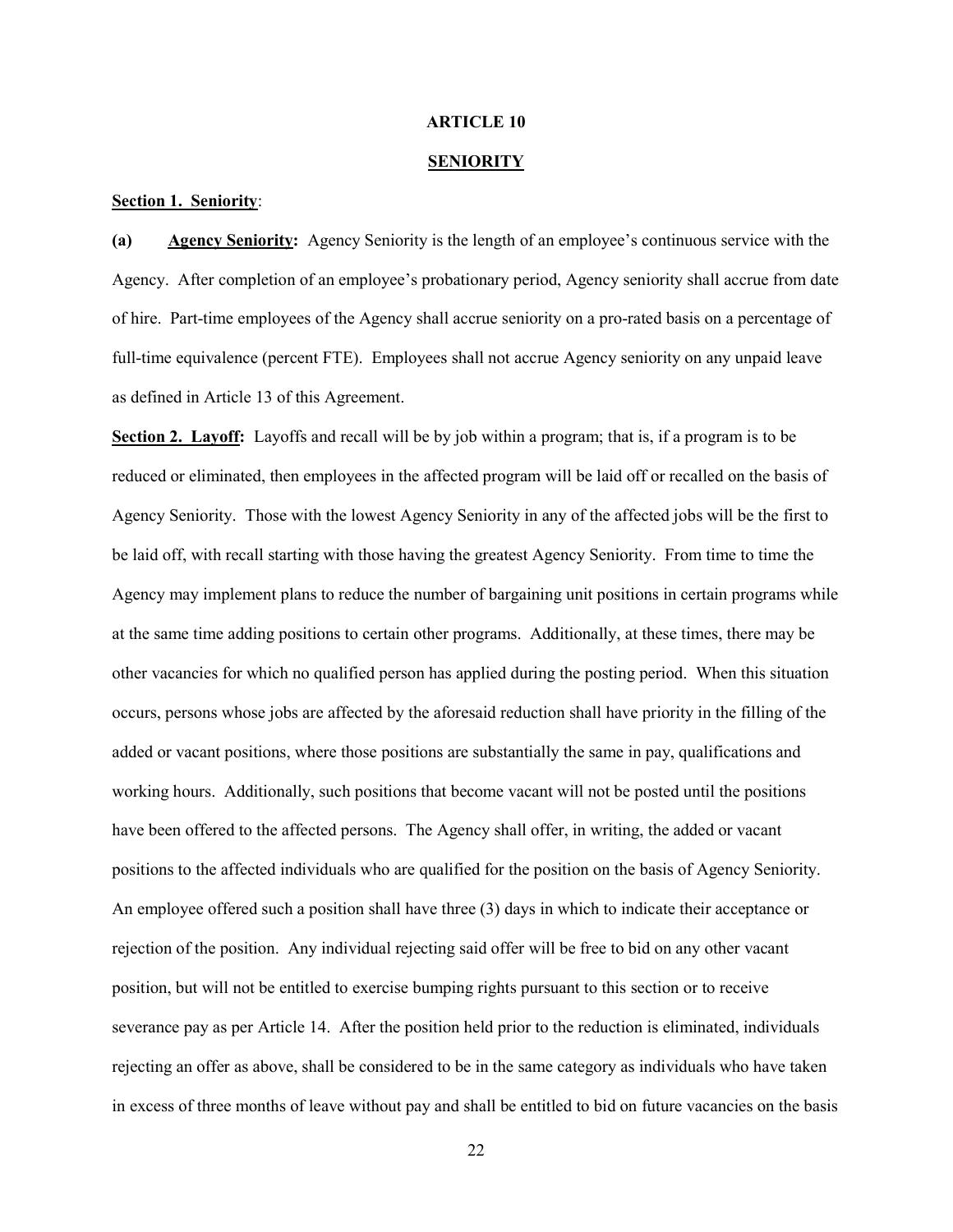# ARTICLE 10

## SENIORITY

**Section 1. Seniority**:

**(a) Agency Seniority:** Agency Seniority is the length of an employee's continuous service with the Agency. After completion of an employee's probationary period, Agency seniority shall accrue from date of hire. Part-time employees of the Agency shall accrue seniority on a pro-rated basis on a percentage of full-time equivalence (percent FTE). Employees shall not accrue Agency seniority on any unpaid leave as defined in Article 13 of this Agreement.

**Section 2. Layoff:** Layoffs and recall will be by job within a program; that is, if a program is to be reduced or eliminated, then employees in the affected program will be laid off or recalled on the basis of Agency Seniority. Those with the lowest Agency Seniority in any of the affected jobs will be the first to be laid off, with recall starting with those having the greatest Agency Seniority. From time to time the Agency may implement plans to reduce the number of bargaining unit positions in certain programs while at the same time adding positions to certain other programs. Additionally, at these times, there may be other vacancies for which no qualified person has applied during the posting period. When this situation occurs, persons whose jobs are affected by the aforesaid reduction shall have priority in the filling of the added or vacant positions, where those positions are substantially the same in pay, qualifications and working hours. Additionally, such positions that become vacant will not be posted until the positions have been offered to the affected persons. The Agency shall offer, in writing, the added or vacant positions to the affected individuals who are qualified for the position on the basis of Agency Seniority. An employee offered such a position shall have three (3) days in which to indicate their acceptance or rejection of the position. Any individual rejecting said offer will be free to bid on any other vacant position, but will not be entitled to exercise bumping rights pursuant to this section or to receive severance pay as per Article 14. After the position held prior to the reduction is eliminated, individuals rejecting an offer as above, shall be considered to be in the same category as individuals who have taken in excess of three months of leave without pay and shall be entitled to bid on future vacancies on the basis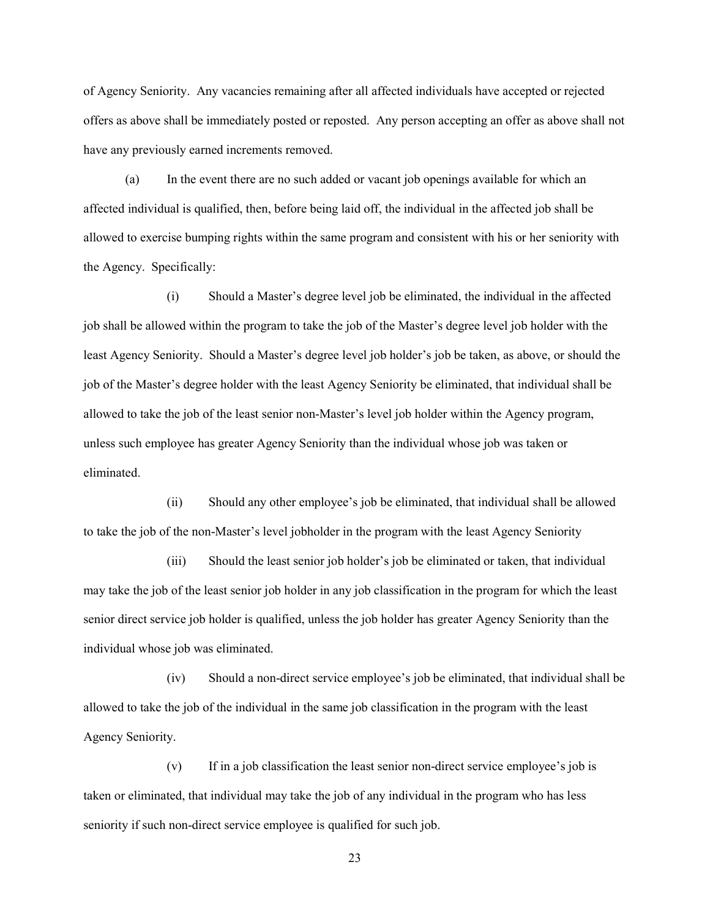of Agency Seniority. Any vacancies remaining after all affected individuals have accepted or rejected offers as above shall be immediately posted or reposted. Any person accepting an offer as above shall not have any previously earned increments removed.

(a) In the event there are no such added or vacant job openings available for which an affected individual is qualified, then, before being laid off, the individual in the affected job shall be allowed to exercise bumping rights within the same program and consistent with his or her seniority with the Agency. Specifically:

(i) Should a Master's degree level job be eliminated, the individual in the affected job shall be allowed within the program to take the job of the Master's degree level job holder with the least Agency Seniority. Should a Master's degree level job holder's job be taken, as above, or should the job of the Master's degree holder with the least Agency Seniority be eliminated, that individual shall be allowed to take the job of the least senior non-Master's level job holder within the Agency program, unless such employee has greater Agency Seniority than the individual whose job was taken or eliminated.

(ii) Should any other employee's job be eliminated, that individual shall be allowed to take the job of the non-Master's level jobholder in the program with the least Agency Seniority

(iii) Should the least senior job holder's job be eliminated or taken, that individual may take the job of the least senior job holder in any job classification in the program for which the least senior direct service job holder is qualified, unless the job holder has greater Agency Seniority than the individual whose job was eliminated.

(iv) Should a non-direct service employee's job be eliminated, that individual shall be allowed to take the job of the individual in the same job classification in the program with the least Agency Seniority.

(v) If in a job classification the least senior non-direct service employee's job is taken or eliminated, that individual may take the job of any individual in the program who has less seniority if such non-direct service employee is qualified for such job.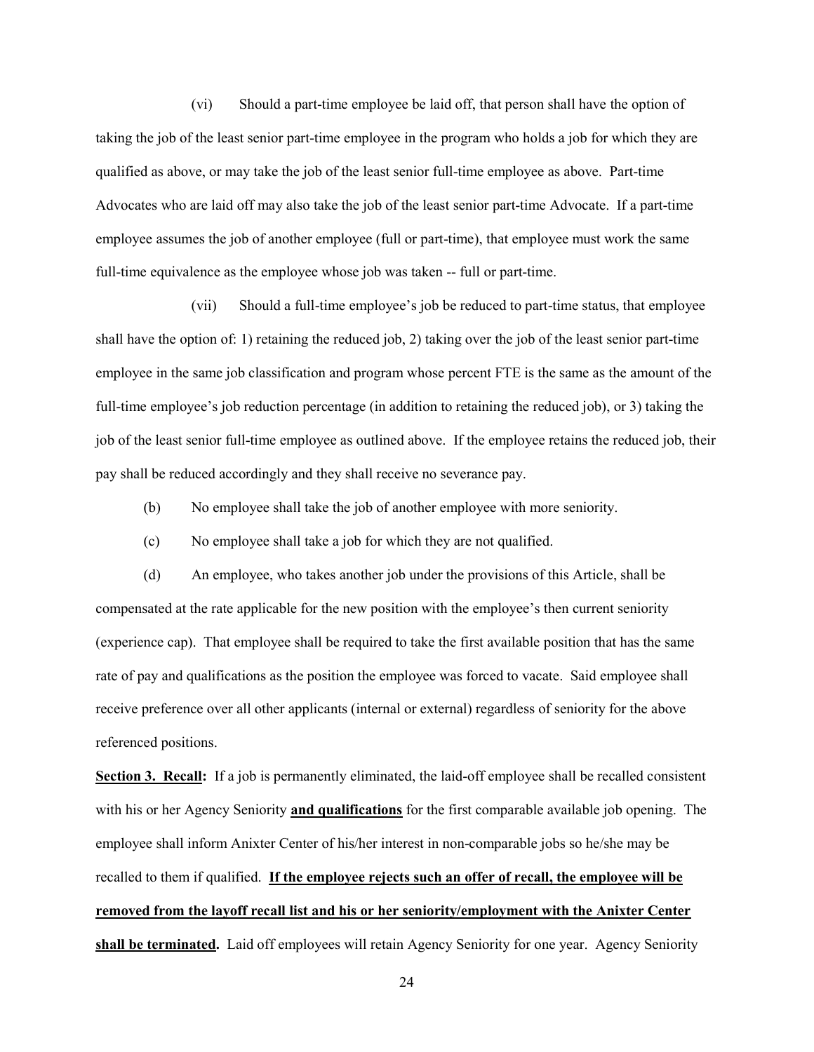(vi) Should a part-time employee be laid off, that person shall have the option of taking the job of the least senior part-time employee in the program who holds a job for which they are qualified as above, or may take the job of the least senior full-time employee as above. Part-time Advocates who are laid off may also take the job of the least senior part-time Advocate. If a part-time employee assumes the job of another employee (full or part-time), that employee must work the same full-time equivalence as the employee whose job was taken -- full or part-time.

(vii) Should a full-time employee's job be reduced to part-time status, that employee shall have the option of: 1) retaining the reduced job, 2) taking over the job of the least senior part-time employee in the same job classification and program whose percent FTE is the same as the amount of the full-time employee's job reduction percentage (in addition to retaining the reduced job), or 3) taking the job of the least senior full-time employee as outlined above. If the employee retains the reduced job, their pay shall be reduced accordingly and they shall receive no severance pay.

(b) No employee shall take the job of another employee with more seniority.

(c) No employee shall take a job for which they are not qualified.

(d) An employee, who takes another job under the provisions of this Article, shall be compensated at the rate applicable for the new position with the employee's then current seniority (experience cap). That employee shall be required to take the first available position that has the same rate of pay and qualifications as the position the employee was forced to vacate. Said employee shall receive preference over all other applicants (internal or external) regardless of seniority for the above referenced positions.

**Section 3. Recall:** If a job is permanently eliminated, the laid-off employee shall be recalled consistent with his or her Agency Seniority **and qualifications** for the first comparable available job opening. The employee shall inform Anixter Center of his/her interest in non-comparable jobs so he/she may be recalled to them if qualified. **If the employee rejects such an offer of recall, the employee will be removed from the layoff recall list and his or her seniority/employment with the Anixter Center shall be terminated.** Laid off employees will retain Agency Seniority for one year. Agency Seniority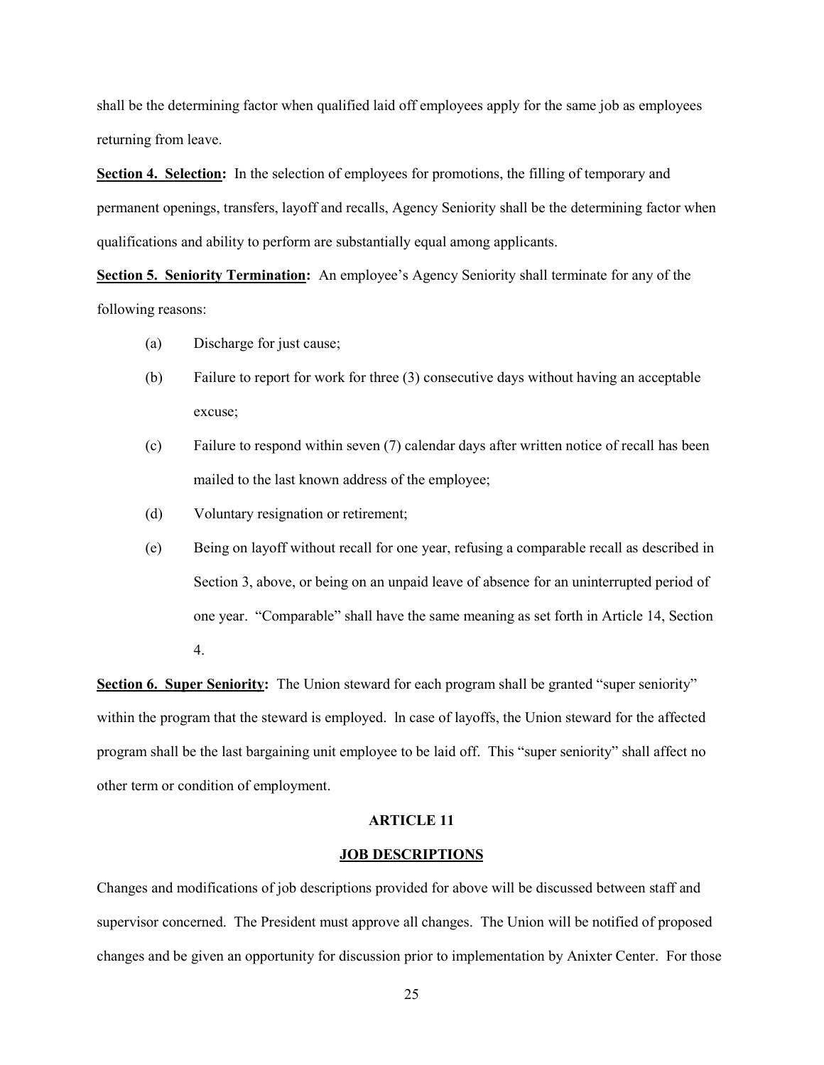shall be the determining factor when qualified laid off employees apply for the same job as employees returning from leave.

**Section 4. Selection:** In the selection of employees for promotions, the filling of temporary and permanent openings, transfers, layoff and recalls, Agency Seniority shall be the determining factor when qualifications and ability to perform are substantially equal among applicants.

**Section 5. Seniority Termination:** An employee's Agency Seniority shall terminate for any of the following reasons:

(a) Discharge for just cause;

(b) Failure to report for work for three (3) consecutive days without having an acceptable excuse;

(c) Failure to respond within seven (7) calendar days after written notice of recall has been mailed to the last known address of the employee;

(d) Voluntary resignation or retirement;

(e) Being on layoff without recall for one year, refusing a comparable recall as described in Section 3, above, or being on an unpaid leave of absence for an uninterrupted period of one year. "Comparable" shall have the same meaning as set forth in Article 14, Section 4.

**Section 6. Super Seniority:** The Union steward for each program shall be granted "super seniority" within the program that the steward is employed. ln case of layoffs, the Union steward for the affected program shall be the last bargaining unit employee to be laid off. This "super seniority" shall affect no other term or condition of employment.

## ARTICLE 11

## JOB DESCRIPTIONS

Changes and modifications of job descriptions provided for above will be discussed between staff and supervisor concerned. The President must approve all changes. The Union will be notified of proposed changes and be given an opportunity for discussion prior to implementation by Anixter Center. For those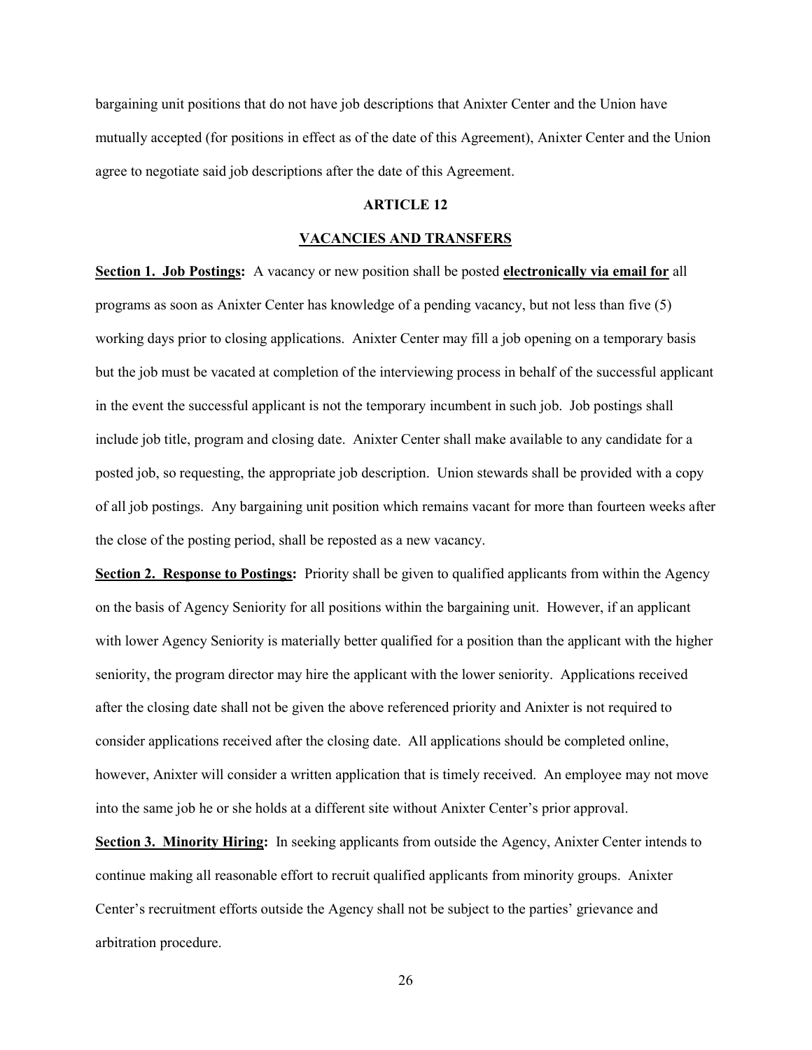bargaining unit positions that do not have job descriptions that Anixter Center and the Union have mutually accepted (for positions in effect as of the date of this Agreement), Anixter Center and the Union agree to negotiate said job descriptions after the date of this Agreement.

## ARTICLE 12

## VACANCIES AND TRANSFERS

**Section 1. Job Postings:** A vacancy or new position shall be posted **electronically via email for** all programs as soon as Anixter Center has knowledge of a pending vacancy, but not less than five (5) working days prior to closing applications. Anixter Center may fill a job opening on a temporary basis but the job must be vacated at completion of the interviewing process in behalf of the successful applicant in the event the successful applicant is not the temporary incumbent in such job. Job postings shall include job title, program and closing date. Anixter Center shall make available to any candidate for a posted job, so requesting, the appropriate job description. Union stewards shall be provided with a copy of all job postings. Any bargaining unit position which remains vacant for more than fourteen weeks after the close of the posting period, shall be reposted as a new vacancy.

**Section 2. Response to Postings:** Priority shall be given to qualified applicants from within the Agency on the basis of Agency Seniority for all positions within the bargaining unit. However, if an applicant with lower Agency Seniority is materially better qualified for a position than the applicant with the higher seniority, the program director may hire the applicant with the lower seniority. Applications received after the closing date shall not be given the above referenced priority and Anixter is not required to consider applications received after the closing date. All applications should be completed online, however, Anixter will consider a written application that is timely received. An employee may not move into the same job he or she holds at a different site without Anixter Center's prior approval.

**Section 3. Minority Hiring:** In seeking applicants from outside the Agency, Anixter Center intends to continue making all reasonable effort to recruit qualified applicants from minority groups. Anixter Center's recruitment efforts outside the Agency shall not be subject to the parties' grievance and arbitration procedure.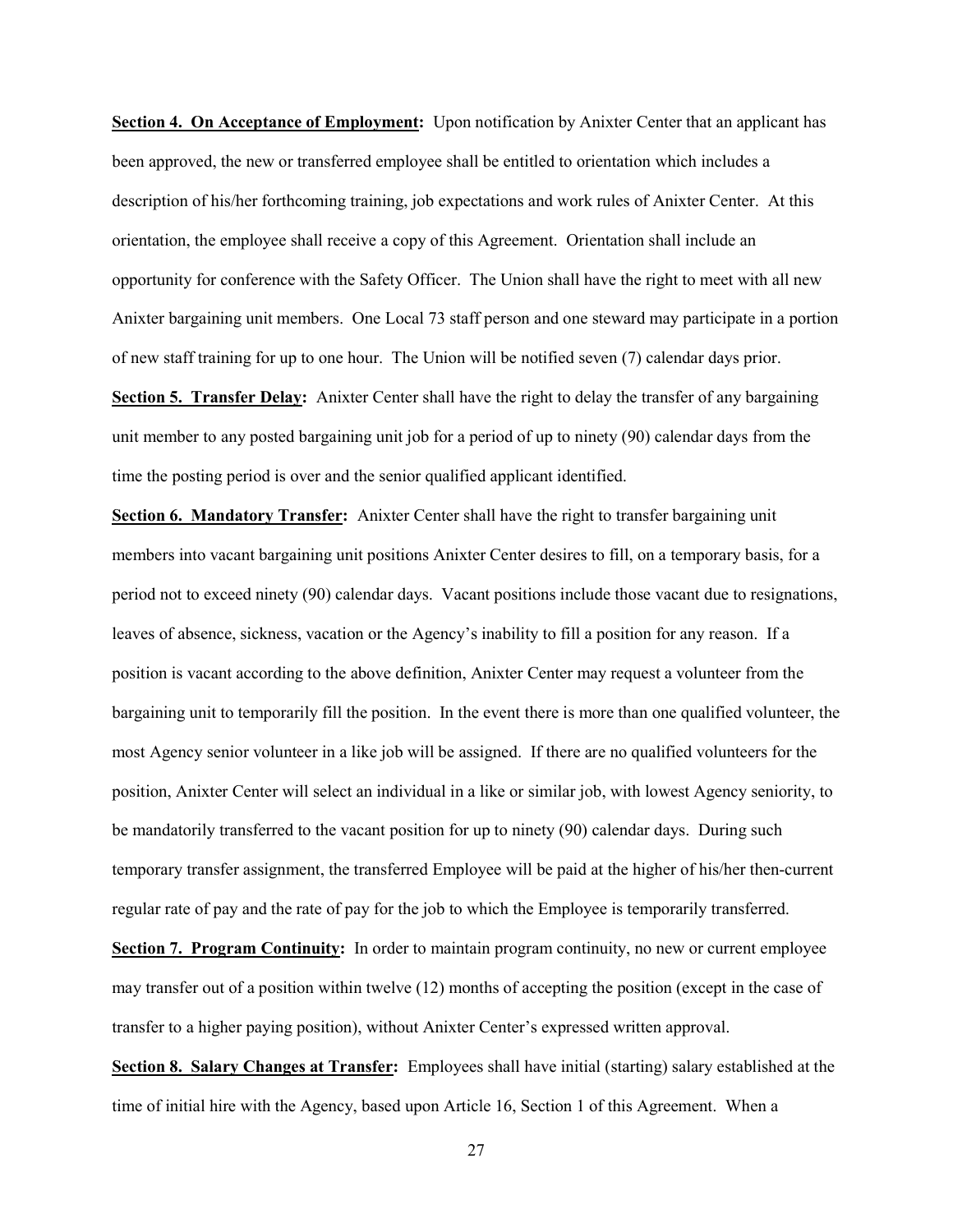**Section 4. On Acceptance of Employment:** Upon notification by Anixter Center that an applicant has been approved, the new or transferred employee shall be entitled to orientation which includes a description of his/her forthcoming training, job expectations and work rules of Anixter Center. At this orientation, the employee shall receive a copy of this Agreement. Orientation shall include an opportunity for conference with the Safety Officer. The Union shall have the right to meet with all new Anixter bargaining unit members. One Local 73 staff person and one steward may participate in a portion of new staff training for up to one hour. The Union will be notified seven (7) calendar days prior.

**Section 5. Transfer Delay:** Anixter Center shall have the right to delay the transfer of any bargaining unit member to any posted bargaining unit job for a period of up to ninety (90) calendar days from the time the posting period is over and the senior qualified applicant identified.

**Section 6. Mandatory Transfer:** Anixter Center shall have the right to transfer bargaining unit members into vacant bargaining unit positions Anixter Center desires to fill, on a temporary basis, for a period not to exceed ninety (90) calendar days. Vacant positions include those vacant due to resignations, leaves of absence, sickness, vacation or the Agency's inability to fill a position for any reason. If a position is vacant according to the above definition, Anixter Center may request a volunteer from the bargaining unit to temporarily fill the position. In the event there is more than one qualified volunteer, the most Agency senior volunteer in a like job will be assigned. If there are no qualified volunteers for the position, Anixter Center will select an individual in a like or similar job, with lowest Agency seniority, to be mandatorily transferred to the vacant position for up to ninety (90) calendar days. During such temporary transfer assignment, the transferred Employee will be paid at the higher of his/her then-current regular rate of pay and the rate of pay for the job to which the Employee is temporarily transferred.

**Section 7. Program Continuity:** In order to maintain program continuity, no new or current employee may transfer out of a position within twelve (12) months of accepting the position (except in the case of transfer to a higher paying position), without Anixter Center's expressed written approval.

**Section 8. Salary Changes at Transfer:** Employees shall have initial (starting) salary established at the time of initial hire with the Agency, based upon Article 16, Section 1 of this Agreement. When a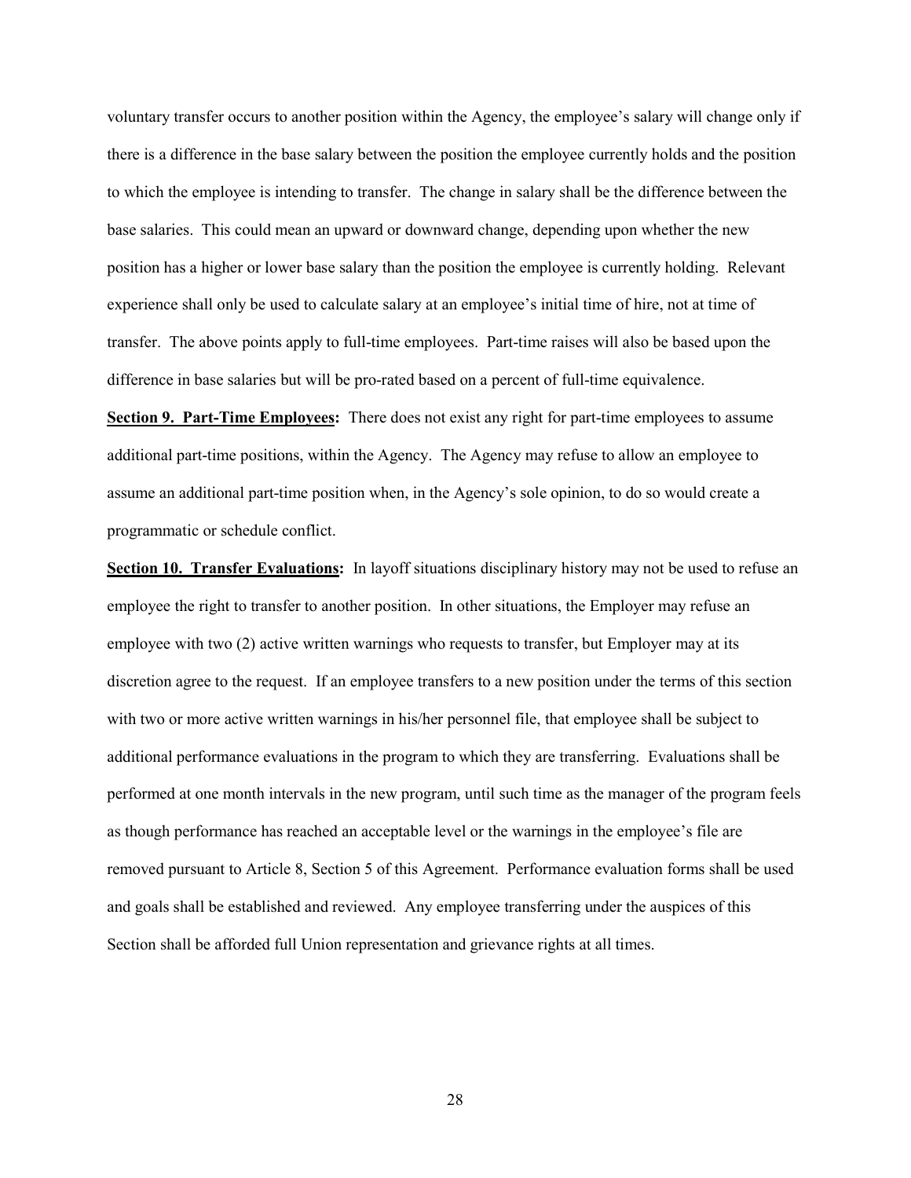voluntary transfer occurs to another position within the Agency, the employee's salary will change only if there is a difference in the base salary between the position the employee currently holds and the position to which the employee is intending to transfer. The change in salary shall be the difference between the base salaries. This could mean an upward or downward change, depending upon whether the new position has a higher or lower base salary than the position the employee is currently holding. Relevant experience shall only be used to calculate salary at an employee's initial time of hire, not at time of transfer. The above points apply to full-time employees. Part-time raises will also be based upon the difference in base salaries but will be pro-rated based on a percent of full-time equivalence.

**Section 9. Part-Time Employees:** There does not exist any right for part-time employees to assume additional part-time positions, within the Agency. The Agency may refuse to allow an employee to assume an additional part-time position when, in the Agency's sole opinion, to do so would create a programmatic or schedule conflict.

**Section 10. Transfer Evaluations:** In layoff situations disciplinary history may not be used to refuse an employee the right to transfer to another position. In other situations, the Employer may refuse an employee with two (2) active written warnings who requests to transfer, but Employer may at its discretion agree to the request. If an employee transfers to a new position under the terms of this section with two or more active written warnings in his/her personnel file, that employee shall be subject to additional performance evaluations in the program to which they are transferring. Evaluations shall be performed at one month intervals in the new program, until such time as the manager of the program feels as though performance has reached an acceptable level or the warnings in the employee's file are removed pursuant to Article 8, Section 5 of this Agreement. Performance evaluation forms shall be used and goals shall be established and reviewed. Any employee transferring under the auspices of this Section shall be afforded full Union representation and grievance rights at all times.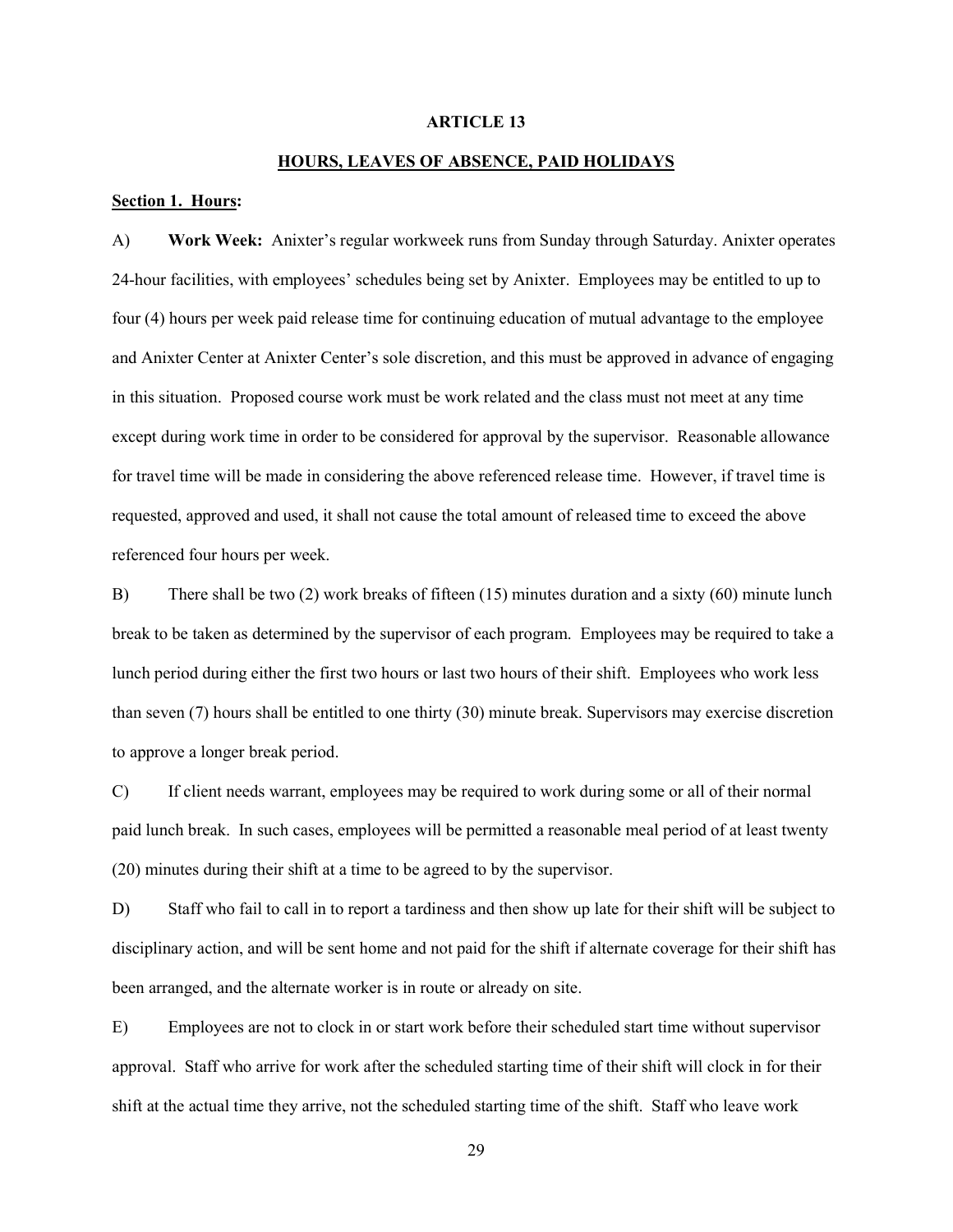## ARTICLE 13

## HOURS, LEAVES OF ABSENCE, PAID HOLIDAYS

**Section 1. Hours:**

A) **Work Week:** Anixter's regular workweek runs from Sunday through Saturday. Anixter operates 24-hour facilities, with employees' schedules being set by Anixter. Employees may be entitled to up to four (4) hours per week paid release time for continuing education of mutual advantage to the employee and Anixter Center at Anixter Center's sole discretion, and this must be approved in advance of engaging in this situation. Proposed course work must be work related and the class must not meet at any time except during work time in order to be considered for approval by the supervisor. Reasonable allowance for travel time will be made in considering the above referenced release time. However, if travel time is requested, approved and used, it shall not cause the total amount of released time to exceed the above referenced four hours per week.

B) There shall be two (2) work breaks of fifteen (15) minutes duration and a sixty (60) minute lunch break to be taken as determined by the supervisor of each program. Employees may be required to take a lunch period during either the first two hours or last two hours of their shift. Employees who work less than seven (7) hours shall be entitled to one thirty (30) minute break. Supervisors may exercise discretion to approve a longer break period.

C) If client needs warrant, employees may be required to work during some or all of their normal paid lunch break. In such cases, employees will be permitted a reasonable meal period of at least twenty (20) minutes during their shift at a time to be agreed to by the supervisor.

D) Staff who fail to call in to report a tardiness and then show up late for their shift will be subject to disciplinary action, and will be sent home and not paid for the shift if alternate coverage for their shift has been arranged, and the alternate worker is in route or already on site.

E) Employees are not to clock in or start work before their scheduled start time without supervisor approval. Staff who arrive for work after the scheduled starting time of their shift will clock in for their shift at the actual time they arrive, not the scheduled starting time of the shift. Staff who leave work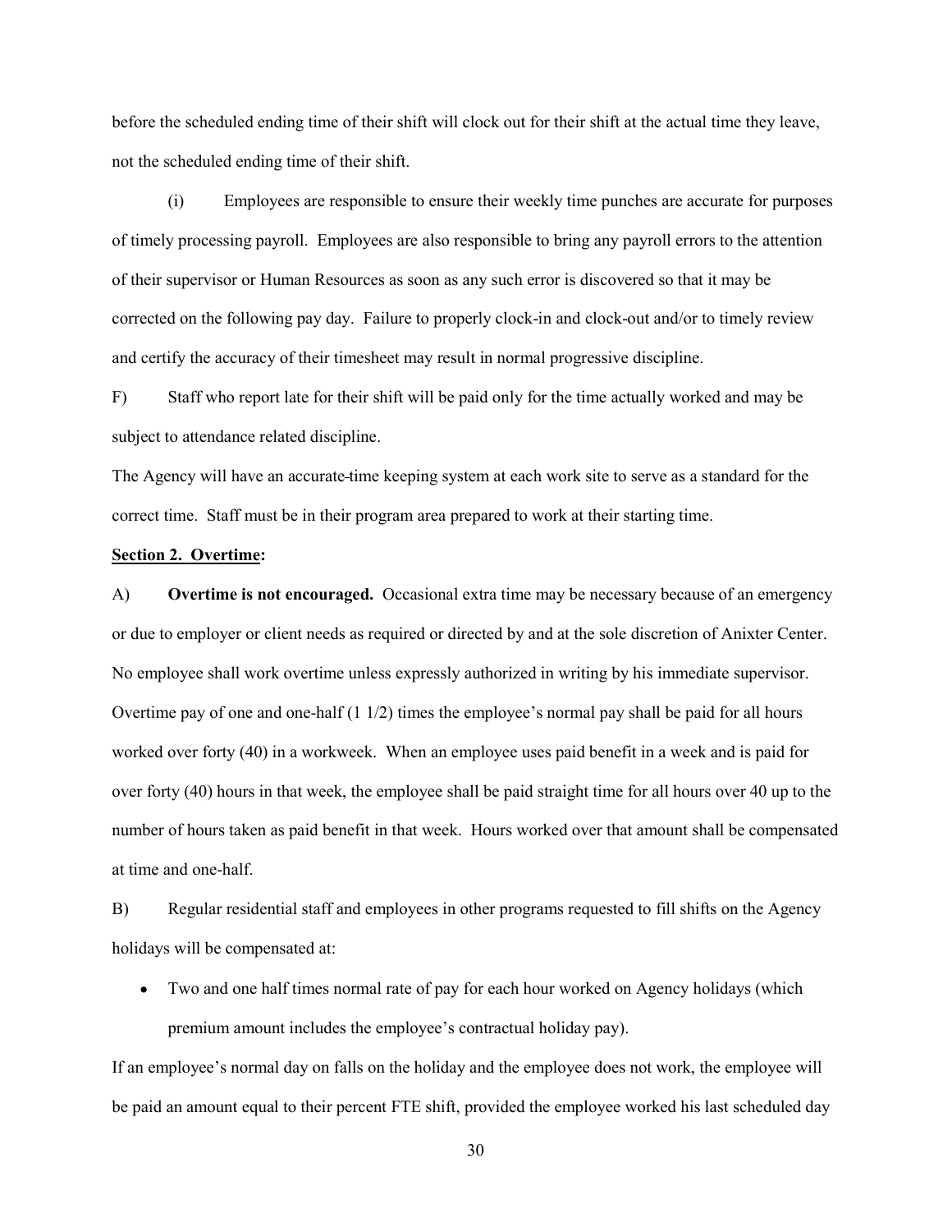before the scheduled ending time of their shift will clock out for their shift at the actual time they leave, not the scheduled ending time of their shift.

(i) Employees are responsible to ensure their weekly time punches are accurate for purposes of timely processing payroll. Employees are also responsible to bring any payroll errors to the attention of their supervisor or Human Resources as soon as any such error is discovered so that it may be corrected on the following pay day. Failure to properly clock-in and clock-out and/or to timely review and certify the accuracy of their timesheet may result in normal progressive discipline.

F) Staff who report late for their shift will be paid only for the time actually worked and may be subject to attendance related discipline.

The Agency will have an accurate time keeping system at each work site to serve as a standard for the correct time. Staff must be in their program area prepared to work at their starting time.

**Section 2. Overtime:**

A) **Overtime is not encouraged.** Occasional extra time may be necessary because of an emergency or due to employer or client needs as required or directed by and at the sole discretion of Anixter Center. No employee shall work overtime unless expressly authorized in writing by his immediate supervisor. Overtime pay of one and one-half (1 1/2) times the employee's normal pay shall be paid for all hours worked over forty (40) in a workweek. When an employee uses paid benefit in a week and is paid for over forty (40) hours in that week, the employee shall be paid straight time for all hours over 40 up to the number of hours taken as paid benefit in that week. Hours worked over that amount shall be compensated at time and one-half.

B) Regular residential staff and employees in other programs requested to fill shifts on the Agency holidays will be compensated at:

- Two and one half times normal rate of pay for each hour worked on Agency holidays (which premium amount includes the employee's contractual holiday pay).

If an employee's normal day on falls on the holiday and the employee does not work, the employee will be paid an amount equal to their percent FTE shift, provided the employee worked his last scheduled day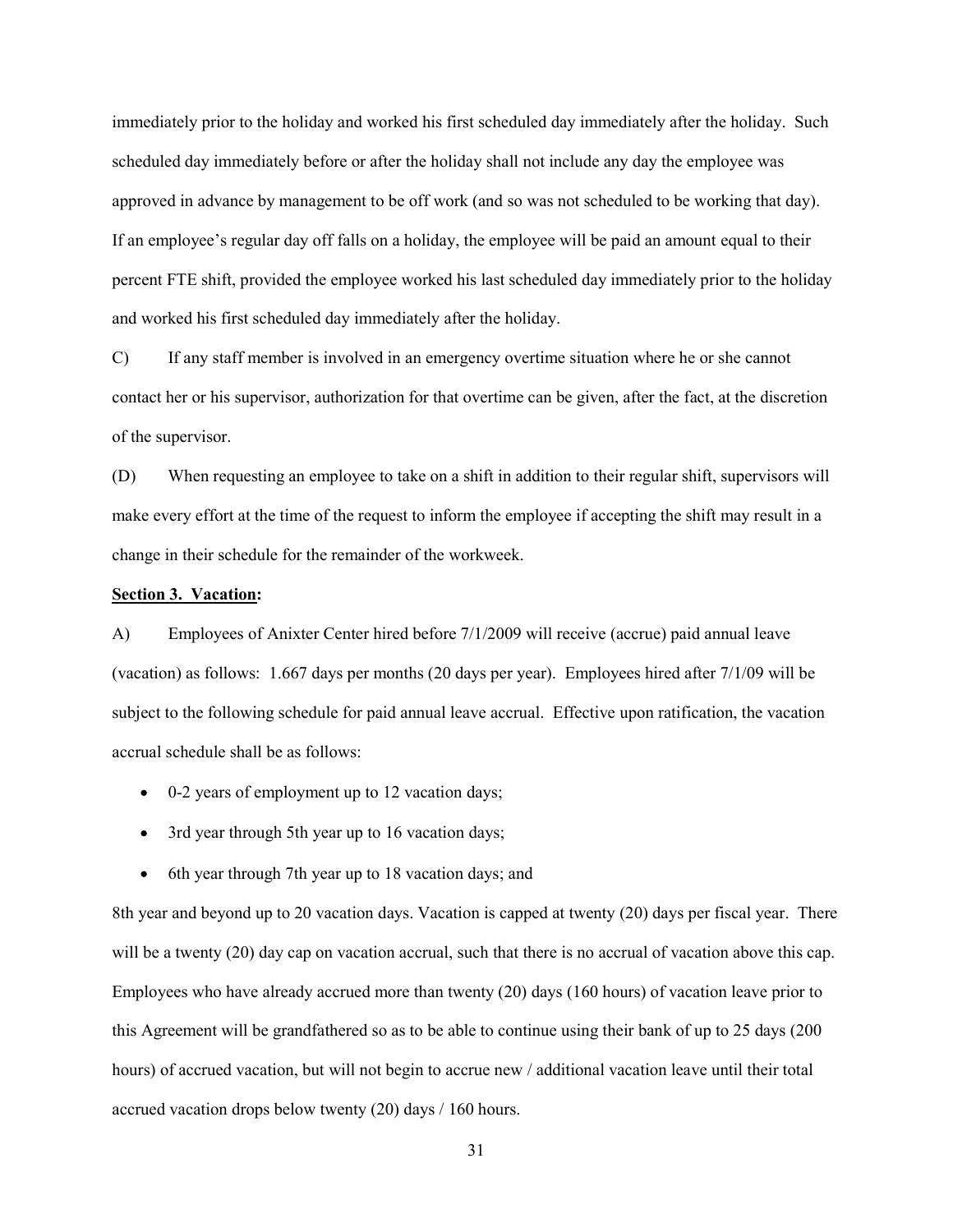immediately prior to the holiday and worked his first scheduled day immediately after the holiday. Such scheduled day immediately before or after the holiday shall not include any day the employee was approved in advance by management to be off work (and so was not scheduled to be working that day). If an employee's regular day off falls on a holiday, the employee will be paid an amount equal to their percent FTE shift, provided the employee worked his last scheduled day immediately prior to the holiday and worked his first scheduled day immediately after the holiday.

C) If any staff member is involved in an emergency overtime situation where he or she cannot contact her or his supervisor, authorization for that overtime can be given, after the fact, at the discretion of the supervisor.

(D) When requesting an employee to take on a shift in addition to their regular shift, supervisors will make every effort at the time of the request to inform the employee if accepting the shift may result in a change in their schedule for the remainder of the workweek.

**Section 3. Vacation:**

A) Employees of Anixter Center hired before 7/1/2009 will receive (accrue) paid annual leave (vacation) as follows: 1.667 days per months (20 days per year). Employees hired after 7/1/09 will be subject to the following schedule for paid annual leave accrual. Effective upon ratification, the vacation accrual schedule shall be as follows:

- 0-2 years of employment up to 12 vacation days;
- 3rd year through 5th year up to 16 vacation days;
- 6th year through 7th year up to 18 vacation days; and

8th year and beyond up to 20 vacation days. Vacation is capped at twenty (20) days per fiscal year. There will be a twenty (20) day cap on vacation accrual, such that there is no accrual of vacation above this cap. Employees who have already accrued more than twenty (20) days (160 hours) of vacation leave prior to this Agreement will be grandfathered so as to be able to continue using their bank of up to 25 days (200 hours) of accrued vacation, but will not begin to accrue new / additional vacation leave until their total accrued vacation drops below twenty (20) days / 160 hours.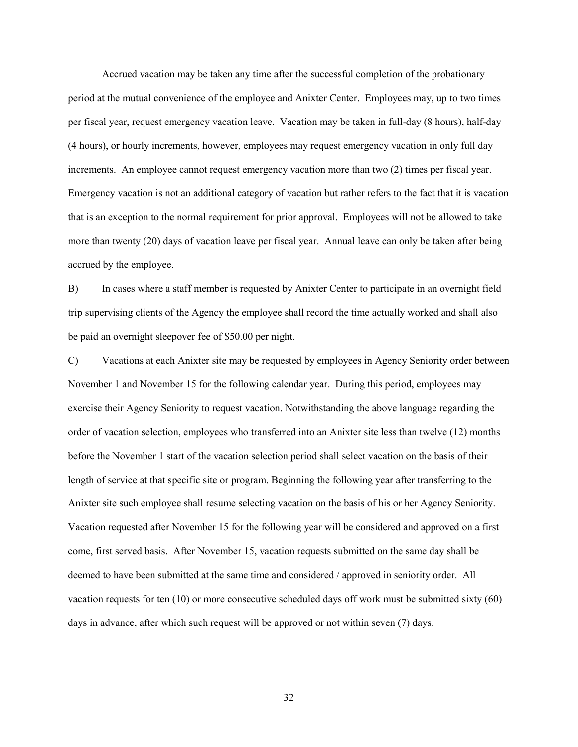Accrued vacation may be taken any time after the successful completion of the probationary period at the mutual convenience of the employee and Anixter Center. Employees may, up to two times per fiscal year, request emergency vacation leave. Vacation may be taken in full-day (8 hours), half-day (4 hours), or hourly increments, however, employees may request emergency vacation in only full day increments. An employee cannot request emergency vacation more than two (2) times per fiscal year. Emergency vacation is not an additional category of vacation but rather refers to the fact that it is vacation that is an exception to the normal requirement for prior approval. Employees will not be allowed to take more than twenty (20) days of vacation leave per fiscal year. Annual leave can only be taken after being accrued by the employee.

B) In cases where a staff member is requested by Anixter Center to participate in an overnight field trip supervising clients of the Agency the employee shall record the time actually worked and shall also be paid an overnight sleepover fee of $50.00 per night.

C) Vacations at each Anixter site may be requested by employees in Agency Seniority order between November 1 and November 15 for the following calendar year. During this period, employees may exercise their Agency Seniority to request vacation. Notwithstanding the above language regarding the order of vacation selection, employees who transferred into an Anixter site less than twelve (12) months before the November 1 start of the vacation selection period shall select vacation on the basis of their length of service at that specific site or program. Beginning the following year after transferring to the Anixter site such employee shall resume selecting vacation on the basis of his or her Agency Seniority. Vacation requested after November 15 for the following year will be considered and approved on a first come, first served basis. After November 15, vacation requests submitted on the same day shall be deemed to have been submitted at the same time and considered / approved in seniority order. All vacation requests for ten (10) or more consecutive scheduled days off work must be submitted sixty (60) days in advance, after which such request will be approved or not within seven (7) days.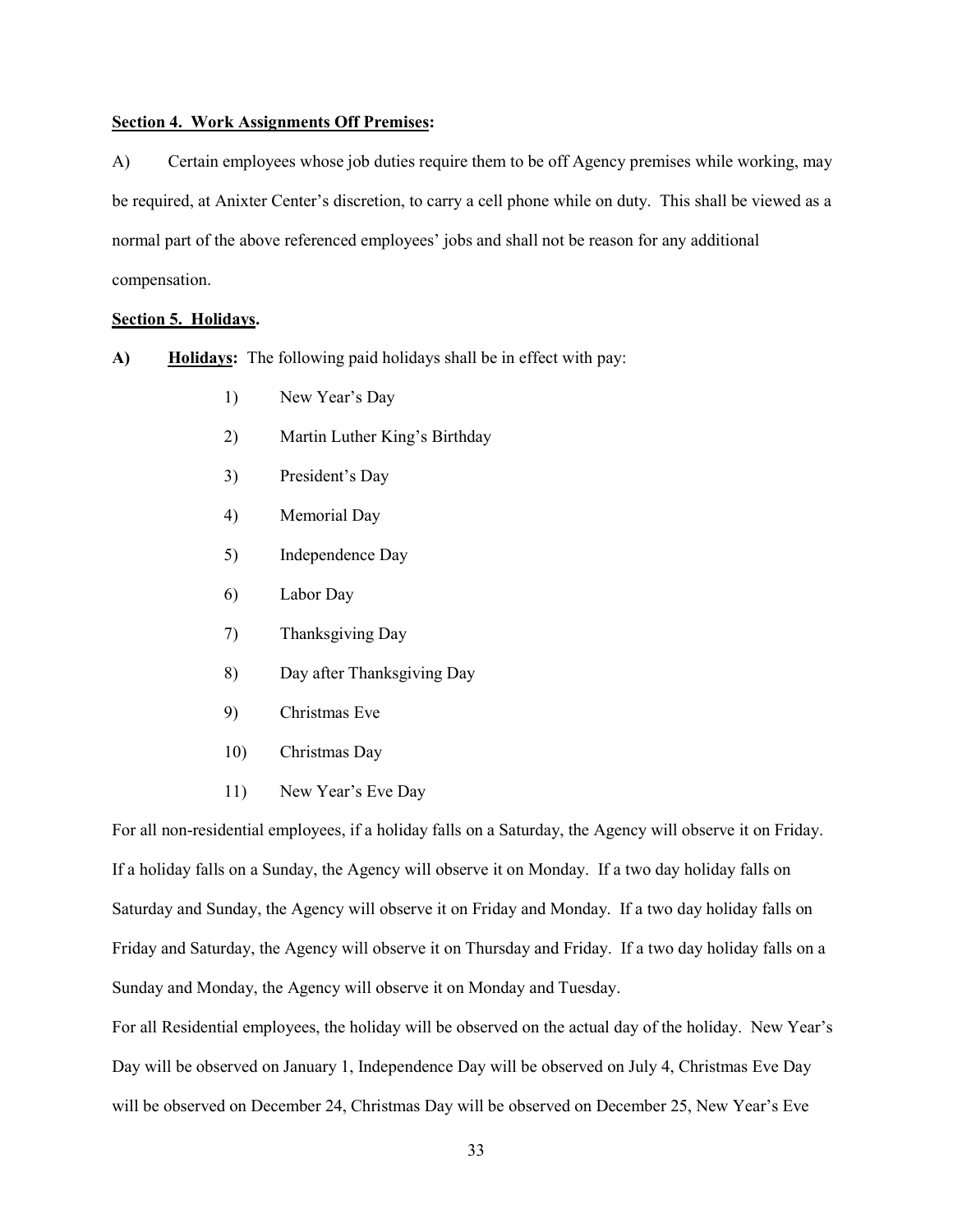**Section 4. Work Assignments Off Premises:**

A) Certain employees whose job duties require them to be off Agency premises while working, may be required, at Anixter Center's discretion, to carry a cell phone while on duty. This shall be viewed as a normal part of the above referenced employees' jobs and shall not be reason for any additional compensation.

**Section 5. Holidays.**

**A) Holidays:** The following paid holidays shall be in effect with pay:

1) New Year's Day
2) Martin Luther King's Birthday
3) President's Day
4) Memorial Day
5) Independence Day
6) Labor Day
7) Thanksgiving Day
8) Day after Thanksgiving Day
9) Christmas Eve
10) Christmas Day
11) New Year's Eve Day

For all non-residential employees, if a holiday falls on a Saturday, the Agency will observe it on Friday. If a holiday falls on a Sunday, the Agency will observe it on Monday. If a two day holiday falls on Saturday and Sunday, the Agency will observe it on Friday and Monday. If a two day holiday falls on Friday and Saturday, the Agency will observe it on Thursday and Friday. If a two day holiday falls on a Sunday and Monday, the Agency will observe it on Monday and Tuesday.

For all Residential employees, the holiday will be observed on the actual day of the holiday. New Year's Day will be observed on January 1, Independence Day will be observed on July 4, Christmas Eve Day will be observed on December 24, Christmas Day will be observed on December 25, New Year's Eve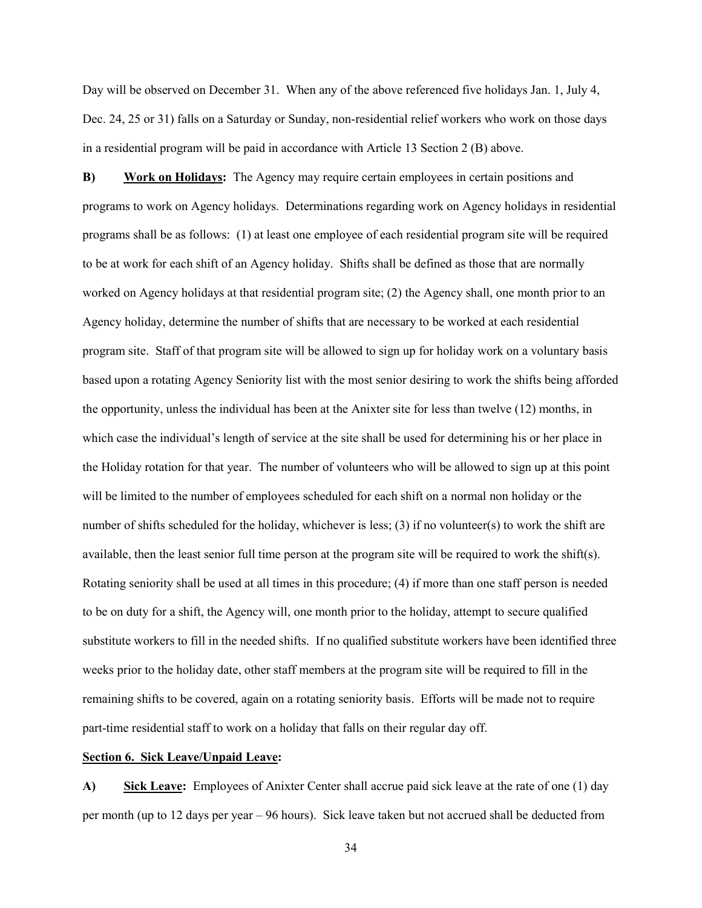Day will be observed on December 31. When any of the above referenced five holidays Jan. 1, July 4, Dec. 24, 25 or 31) falls on a Saturday or Sunday, non-residential relief workers who work on those days in a residential program will be paid in accordance with Article 13 Section 2 (B) above.

**B)** **Work on Holidays:** The Agency may require certain employees in certain positions and programs to work on Agency holidays. Determinations regarding work on Agency holidays in residential programs shall be as follows: (1) at least one employee of each residential program site will be required to be at work for each shift of an Agency holiday. Shifts shall be defined as those that are normally worked on Agency holidays at that residential program site; (2) the Agency shall, one month prior to an Agency holiday, determine the number of shifts that are necessary to be worked at each residential program site. Staff of that program site will be allowed to sign up for holiday work on a voluntary basis based upon a rotating Agency Seniority list with the most senior desiring to work the shifts being afforded the opportunity, unless the individual has been at the Anixter site for less than twelve (12) months, in which case the individual's length of service at the site shall be used for determining his or her place in the Holiday rotation for that year. The number of volunteers who will be allowed to sign up at this point will be limited to the number of employees scheduled for each shift on a normal non holiday or the number of shifts scheduled for the holiday, whichever is less; (3) if no volunteer(s) to work the shift are available, then the least senior full time person at the program site will be required to work the shift(s). Rotating seniority shall be used at all times in this procedure; (4) if more than one staff person is needed to be on duty for a shift, the Agency will, one month prior to the holiday, attempt to secure qualified substitute workers to fill in the needed shifts. If no qualified substitute workers have been identified three weeks prior to the holiday date, other staff members at the program site will be required to fill in the remaining shifts to be covered, again on a rotating seniority basis. Efforts will be made not to require part-time residential staff to work on a holiday that falls on their regular day off.

**Section 6. Sick Leave/Unpaid Leave:**

**A)** **Sick Leave:** Employees of Anixter Center shall accrue paid sick leave at the rate of one (1) day per month (up to 12 days per year – 96 hours). Sick leave taken but not accrued shall be deducted from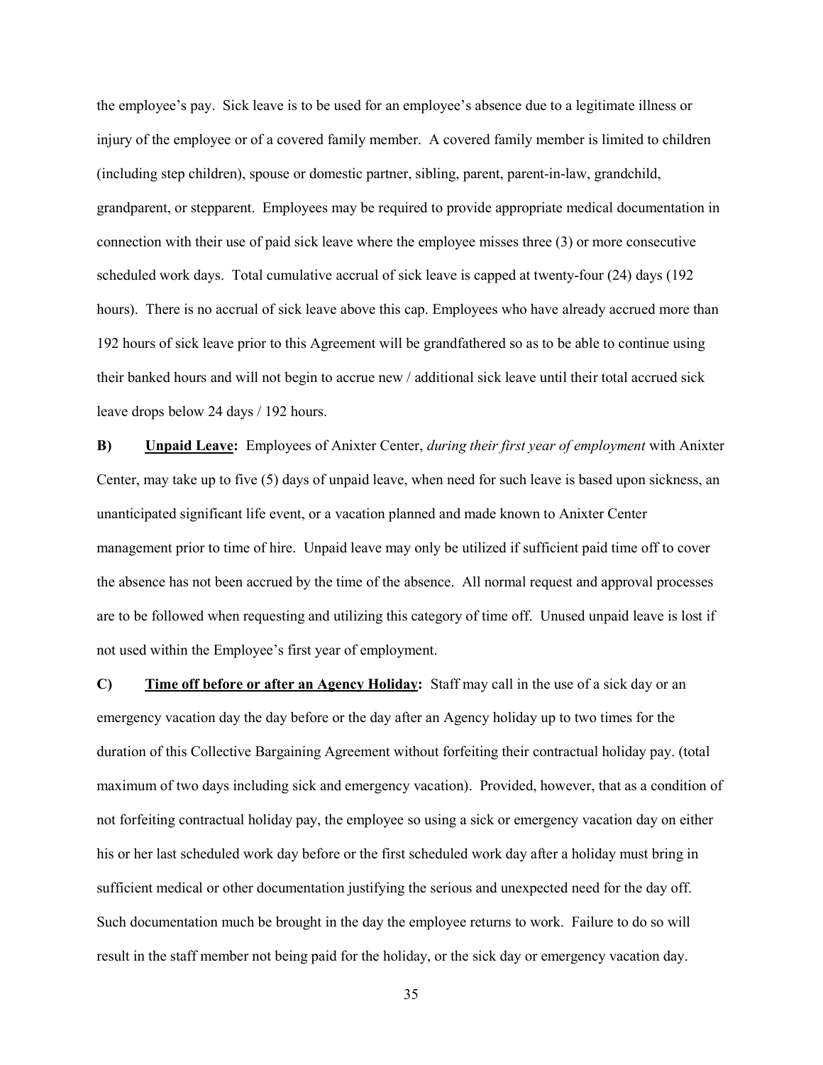the employee's pay. Sick leave is to be used for an employee's absence due to a legitimate illness or injury of the employee or of a covered family member. A covered family member is limited to children (including step children), spouse or domestic partner, sibling, parent, parent-in-law, grandchild, grandparent, or stepparent. Employees may be required to provide appropriate medical documentation in connection with their use of paid sick leave where the employee misses three (3) or more consecutive scheduled work days. Total cumulative accrual of sick leave is capped at twenty-four (24) days (192 hours). There is no accrual of sick leave above this cap. Employees who have already accrued more than 192 hours of sick leave prior to this Agreement will be grandfathered so as to be able to continue using their banked hours and will not begin to accrue new / additional sick leave until their total accrued sick leave drops below 24 days / 192 hours.

**B) <u>Unpaid Leave</u>:** Employees of Anixter Center, *during their first year of employment* with Anixter Center, may take up to five (5) days of unpaid leave, when need for such leave is based upon sickness, an unanticipated significant life event, or a vacation planned and made known to Anixter Center management prior to time of hire. Unpaid leave may only be utilized if sufficient paid time off to cover the absence has not been accrued by the time of the absence. All normal request and approval processes are to be followed when requesting and utilizing this category of time off. Unused unpaid leave is lost if not used within the Employee's first year of employment.

**C) <u>Time off before or after an Agency Holiday</u>:** Staff may call in the use of a sick day or an emergency vacation day the day before or the day after an Agency holiday up to two times for the duration of this Collective Bargaining Agreement without forfeiting their contractual holiday pay. (total maximum of two days including sick and emergency vacation). Provided, however, that as a condition of not forfeiting contractual holiday pay, the employee so using a sick or emergency vacation day on either his or her last scheduled work day before or the first scheduled work day after a holiday must bring in sufficient medical or other documentation justifying the serious and unexpected need for the day off. Such documentation much be brought in the day the employee returns to work. Failure to do so will result in the staff member not being paid for the holiday, or the sick day or emergency vacation day.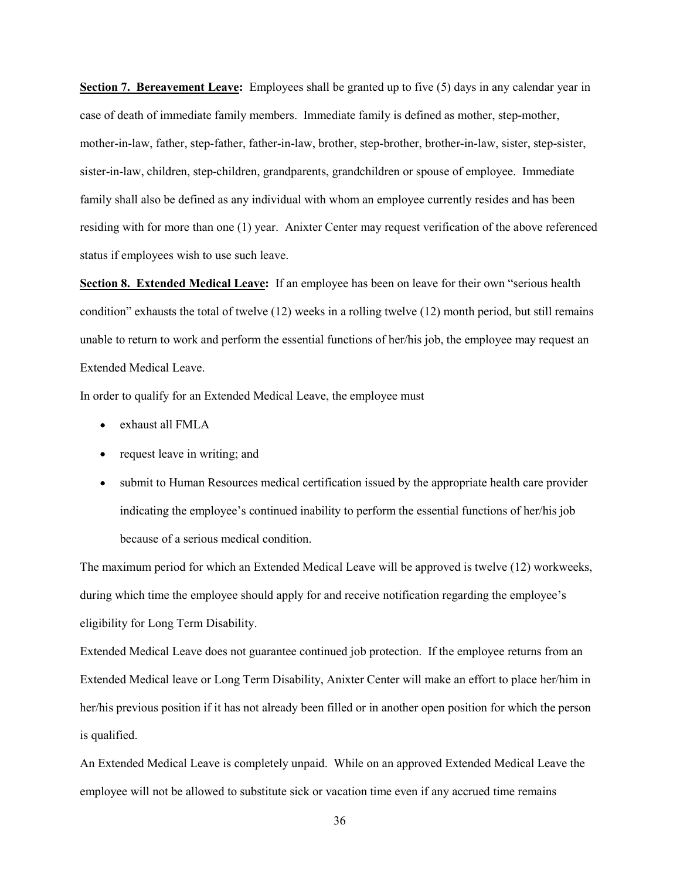**Section 7. Bereavement Leave:** Employees shall be granted up to five (5) days in any calendar year in case of death of immediate family members. Immediate family is defined as mother, step-mother, mother-in-law, father, step-father, father-in-law, brother, step-brother, brother-in-law, sister, step-sister, sister-in-law, children, step-children, grandparents, grandchildren or spouse of employee. Immediate family shall also be defined as any individual with whom an employee currently resides and has been residing with for more than one (1) year. Anixter Center may request verification of the above referenced status if employees wish to use such leave.

**Section 8. Extended Medical Leave:** If an employee has been on leave for their own "serious health condition" exhausts the total of twelve (12) weeks in a rolling twelve (12) month period, but still remains unable to return to work and perform the essential functions of her/his job, the employee may request an Extended Medical Leave.

In order to qualify for an Extended Medical Leave, the employee must

- exhaust all FMLA
- request leave in writing; and
- submit to Human Resources medical certification issued by the appropriate health care provider indicating the employee's continued inability to perform the essential functions of her/his job because of a serious medical condition.

The maximum period for which an Extended Medical Leave will be approved is twelve (12) workweeks, during which time the employee should apply for and receive notification regarding the employee's eligibility for Long Term Disability.

Extended Medical Leave does not guarantee continued job protection. If the employee returns from an Extended Medical leave or Long Term Disability, Anixter Center will make an effort to place her/him in her/his previous position if it has not already been filled or in another open position for which the person is qualified.

An Extended Medical Leave is completely unpaid. While on an approved Extended Medical Leave the employee will not be allowed to substitute sick or vacation time even if any accrued time remains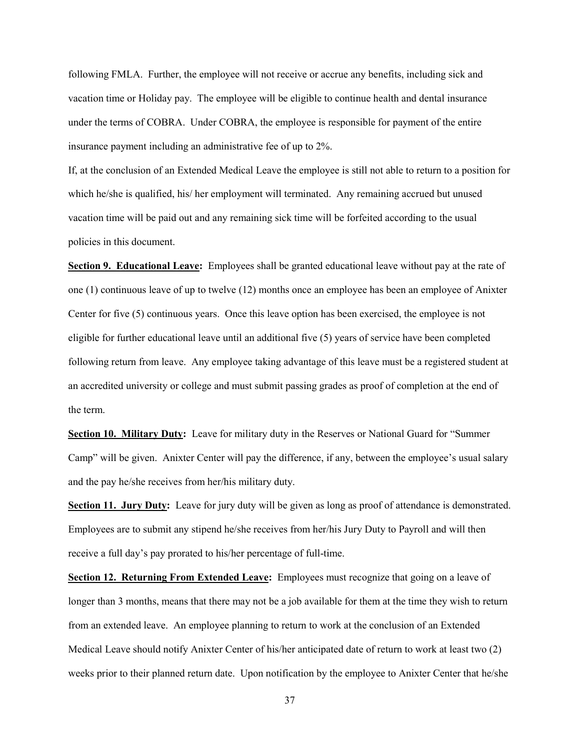following FMLA. Further, the employee will not receive or accrue any benefits, including sick and vacation time or Holiday pay. The employee will be eligible to continue health and dental insurance under the terms of COBRA. Under COBRA, the employee is responsible for payment of the entire insurance payment including an administrative fee of up to 2%.

If, at the conclusion of an Extended Medical Leave the employee is still not able to return to a position for which he/she is qualified, his/ her employment will terminated. Any remaining accrued but unused vacation time will be paid out and any remaining sick time will be forfeited according to the usual policies in this document.

**Section 9. Educational Leave:** Employees shall be granted educational leave without pay at the rate of one (1) continuous leave of up to twelve (12) months once an employee has been an employee of Anixter Center for five (5) continuous years. Once this leave option has been exercised, the employee is not eligible for further educational leave until an additional five (5) years of service have been completed following return from leave. Any employee taking advantage of this leave must be a registered student at an accredited university or college and must submit passing grades as proof of completion at the end of the term.

**Section 10. Military Duty:** Leave for military duty in the Reserves or National Guard for "Summer Camp" will be given. Anixter Center will pay the difference, if any, between the employee's usual salary and the pay he/she receives from her/his military duty.

**Section 11. Jury Duty:** Leave for jury duty will be given as long as proof of attendance is demonstrated. Employees are to submit any stipend he/she receives from her/his Jury Duty to Payroll and will then receive a full day's pay prorated to his/her percentage of full-time.

**Section 12. Returning From Extended Leave:** Employees must recognize that going on a leave of longer than 3 months, means that there may not be a job available for them at the time they wish to return from an extended leave. An employee planning to return to work at the conclusion of an Extended Medical Leave should notify Anixter Center of his/her anticipated date of return to work at least two (2) weeks prior to their planned return date. Upon notification by the employee to Anixter Center that he/she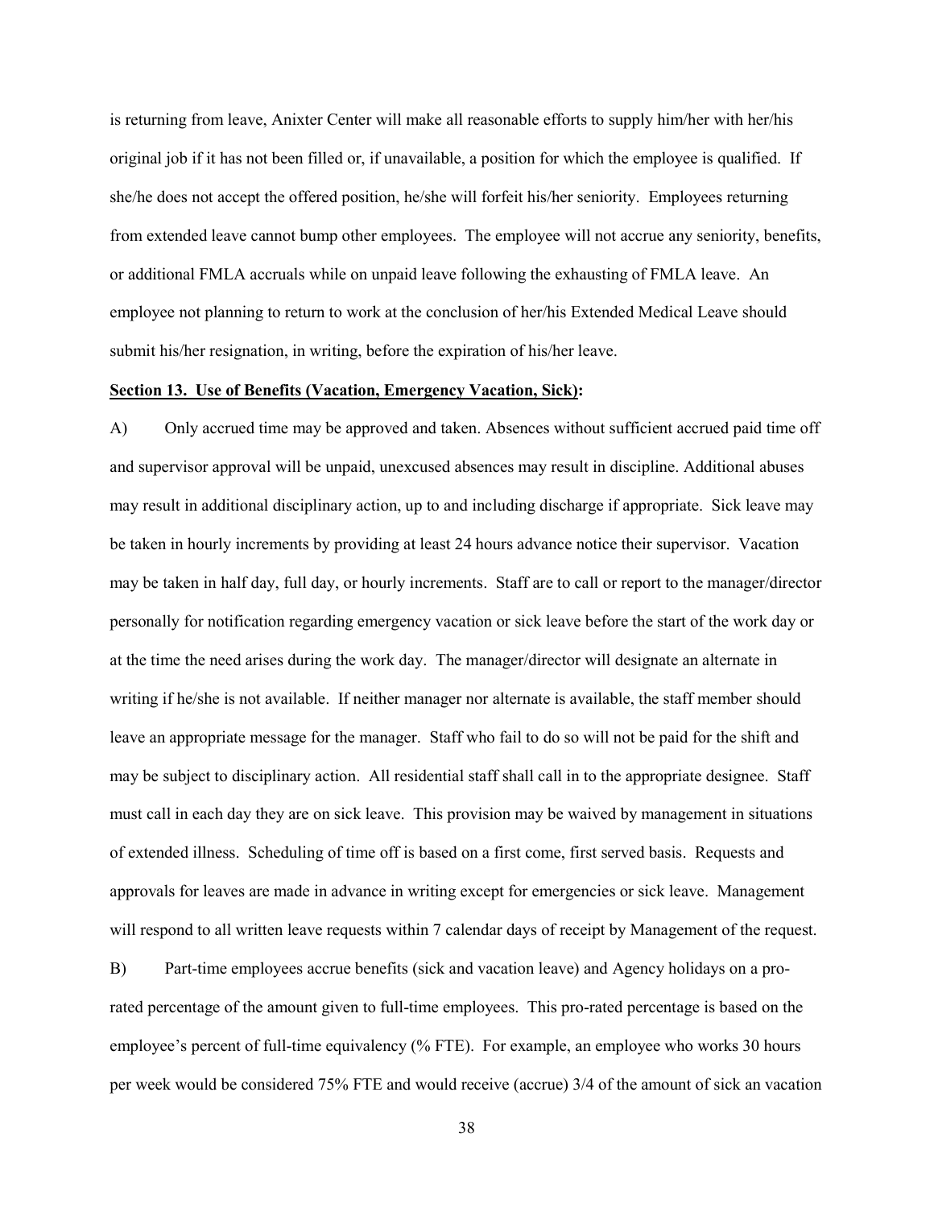is returning from leave, Anixter Center will make all reasonable efforts to supply him/her with her/his original job if it has not been filled or, if unavailable, a position for which the employee is qualified. If she/he does not accept the offered position, he/she will forfeit his/her seniority. Employees returning from extended leave cannot bump other employees. The employee will not accrue any seniority, benefits, or additional FMLA accruals while on unpaid leave following the exhausting of FMLA leave. An employee not planning to return to work at the conclusion of her/his Extended Medical Leave should submit his/her resignation, in writing, before the expiration of his/her leave.

**Section 13. Use of Benefits (Vacation, Emergency Vacation, Sick):**

A) Only accrued time may be approved and taken. Absences without sufficient accrued paid time off and supervisor approval will be unpaid, unexcused absences may result in discipline. Additional abuses may result in additional disciplinary action, up to and including discharge if appropriate. Sick leave may be taken in hourly increments by providing at least 24 hours advance notice their supervisor. Vacation may be taken in half day, full day, or hourly increments. Staff are to call or report to the manager/director personally for notification regarding emergency vacation or sick leave before the start of the work day or at the time the need arises during the work day. The manager/director will designate an alternate in writing if he/she is not available. If neither manager nor alternate is available, the staff member should leave an appropriate message for the manager. Staff who fail to do so will not be paid for the shift and may be subject to disciplinary action. All residential staff shall call in to the appropriate designee. Staff must call in each day they are on sick leave. This provision may be waived by management in situations of extended illness. Scheduling of time off is based on a first come, first served basis. Requests and approvals for leaves are made in advance in writing except for emergencies or sick leave. Management will respond to all written leave requests within 7 calendar days of receipt by Management of the request.

B) Part-time employees accrue benefits (sick and vacation leave) and Agency holidays on a pro-rated percentage of the amount given to full-time employees. This pro-rated percentage is based on the employee's percent of full-time equivalency (% FTE). For example, an employee who works 30 hours per week would be considered 75% FTE and would receive (accrue) 3/4 of the amount of sick an vacation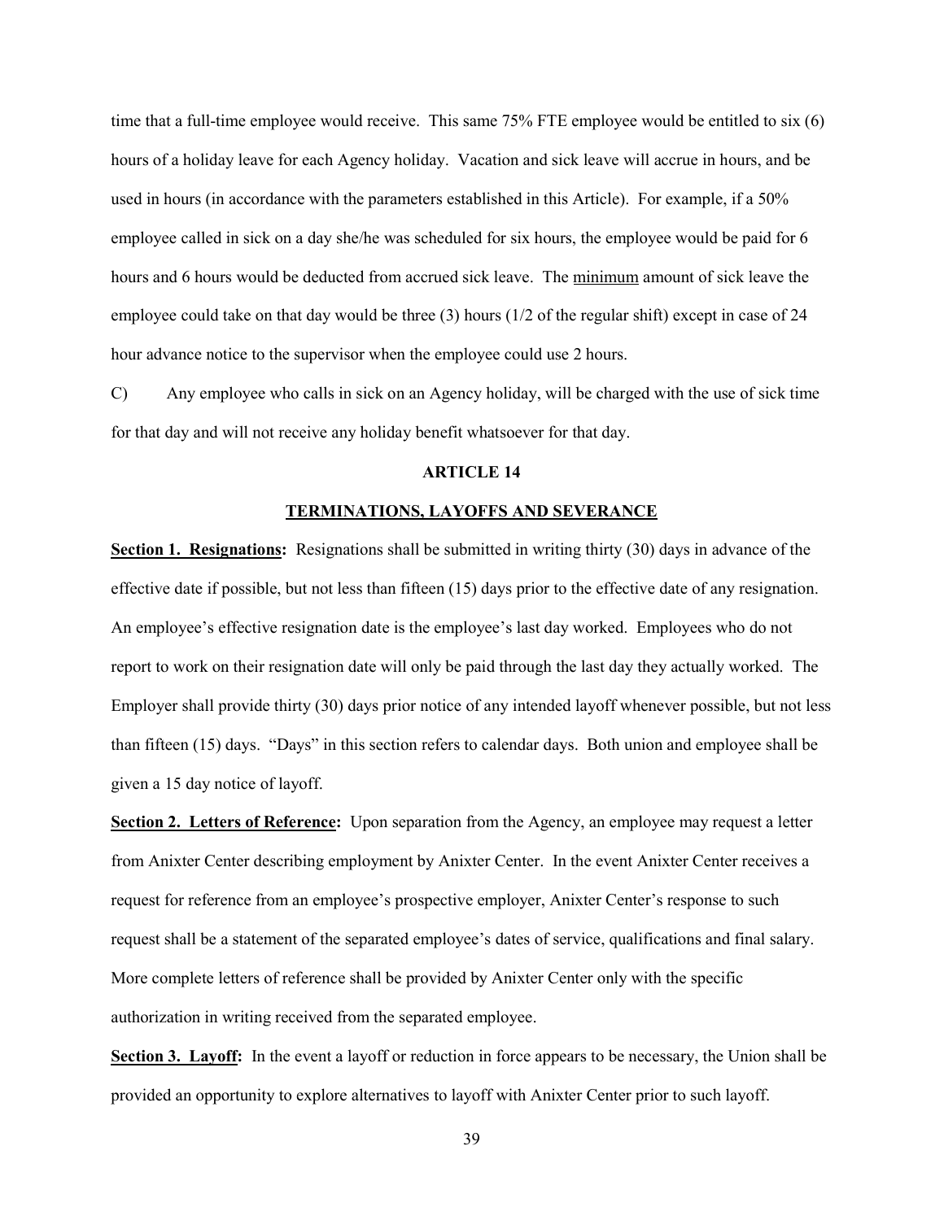time that a full-time employee would receive. This same 75% FTE employee would be entitled to six (6) hours of a holiday leave for each Agency holiday. Vacation and sick leave will accrue in hours, and be used in hours (in accordance with the parameters established in this Article). For example, if a 50% employee called in sick on a day she/he was scheduled for six hours, the employee would be paid for 6 hours and 6 hours would be deducted from accrued sick leave. The minimum amount of sick leave the employee could take on that day would be three (3) hours (1/2 of the regular shift) except in case of 24 hour advance notice to the supervisor when the employee could use 2 hours.

C) Any employee who calls in sick on an Agency holiday, will be charged with the use of sick time for that day and will not receive any holiday benefit whatsoever for that day.

## ARTICLE 14

## TERMINATIONS, LAYOFFS AND SEVERANCE

**Section 1. Resignations:** Resignations shall be submitted in writing thirty (30) days in advance of the effective date if possible, but not less than fifteen (15) days prior to the effective date of any resignation. An employee's effective resignation date is the employee's last day worked. Employees who do not report to work on their resignation date will only be paid through the last day they actually worked. The Employer shall provide thirty (30) days prior notice of any intended layoff whenever possible, but not less than fifteen (15) days. "Days" in this section refers to calendar days. Both union and employee shall be given a 15 day notice of layoff.

**Section 2. Letters of Reference:** Upon separation from the Agency, an employee may request a letter from Anixter Center describing employment by Anixter Center. In the event Anixter Center receives a request for reference from an employee's prospective employer, Anixter Center's response to such request shall be a statement of the separated employee's dates of service, qualifications and final salary. More complete letters of reference shall be provided by Anixter Center only with the specific authorization in writing received from the separated employee.

**Section 3. Layoff:** In the event a layoff or reduction in force appears to be necessary, the Union shall be provided an opportunity to explore alternatives to layoff with Anixter Center prior to such layoff.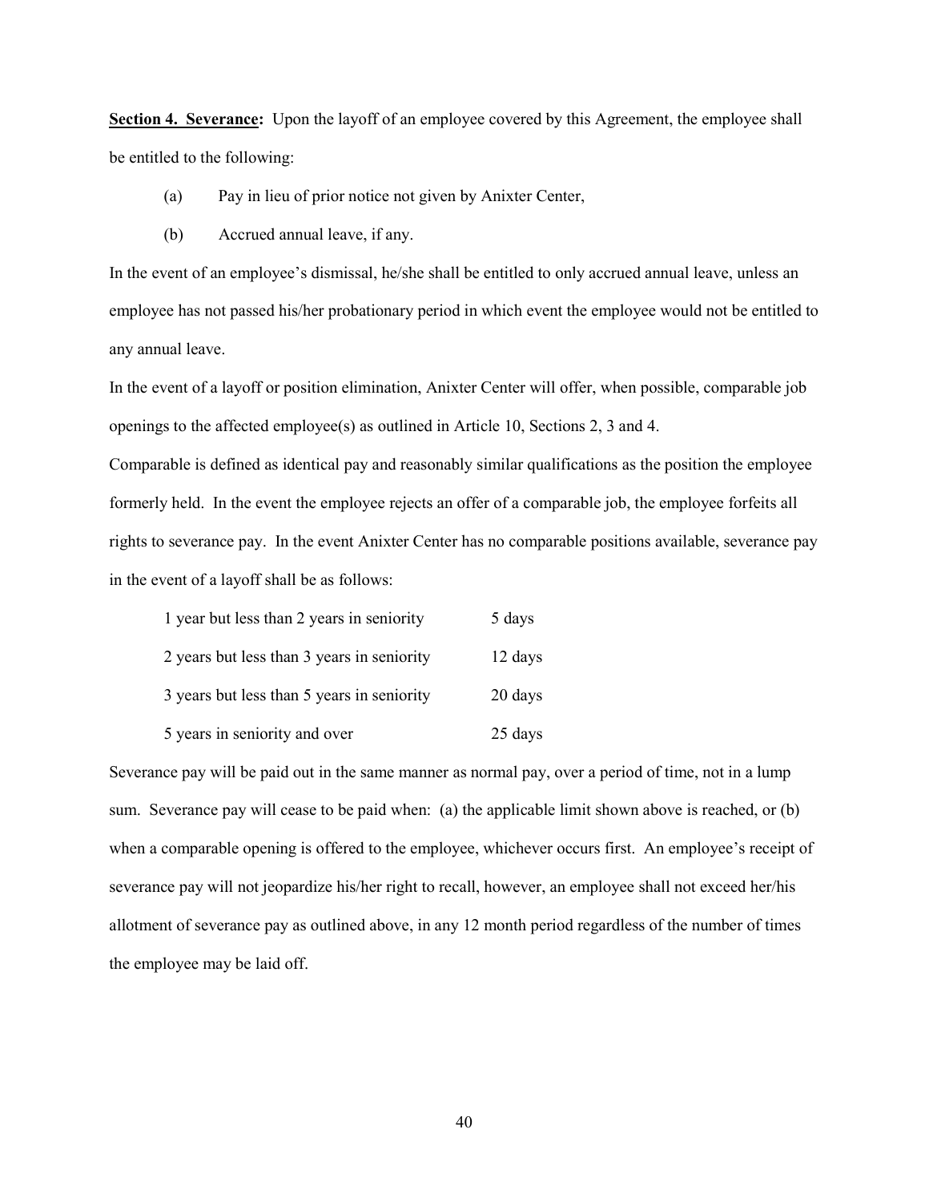**Section 4. Severance:** Upon the layoff of an employee covered by this Agreement, the employee shall be entitled to the following:

(a) Pay in lieu of prior notice not given by Anixter Center,

(b) Accrued annual leave, if any.

In the event of an employee's dismissal, he/she shall be entitled to only accrued annual leave, unless an employee has not passed his/her probationary period in which event the employee would not be entitled to any annual leave.

In the event of a layoff or position elimination, Anixter Center will offer, when possible, comparable job openings to the affected employee(s) as outlined in Article 10, Sections 2, 3 and 4.

Comparable is defined as identical pay and reasonably similar qualifications as the position the employee formerly held. In the event the employee rejects an offer of a comparable job, the employee forfeits all rights to severance pay. In the event Anixter Center has no comparable positions available, severance pay in the event of a layoff shall be as follows:

| | |
|---|---|
| 1 year but less than 2 years in seniority | 5 days |
| 2 years but less than 3 years in seniority | 12 days |
| 3 years but less than 5 years in seniority | 20 days |
| 5 years in seniority and over | 25 days |

Severance pay will be paid out in the same manner as normal pay, over a period of time, not in a lump sum. Severance pay will cease to be paid when: (a) the applicable limit shown above is reached, or (b) when a comparable opening is offered to the employee, whichever occurs first. An employee's receipt of severance pay will not jeopardize his/her right to recall, however, an employee shall not exceed her/his allotment of severance pay as outlined above, in any 12 month period regardless of the number of times the employee may be laid off.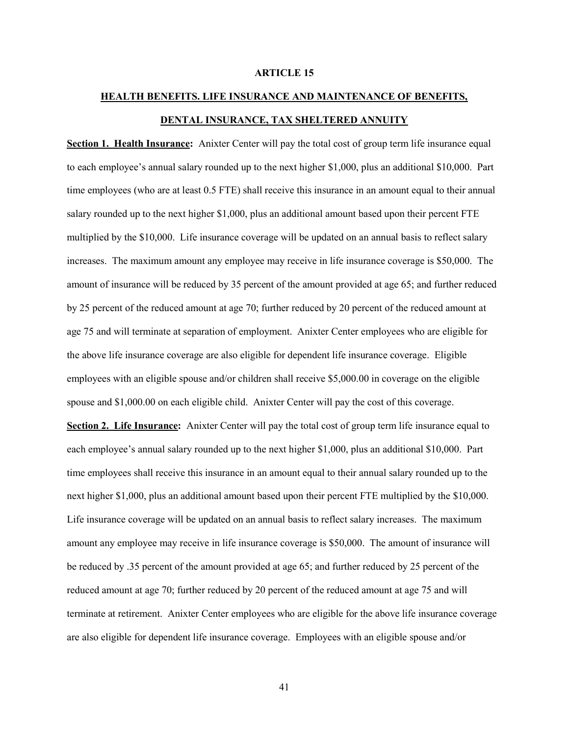# ARTICLE 15

## HEALTH BENEFITS. LIFE INSURANCE AND MAINTENANCE OF BENEFITS, DENTAL INSURANCE, TAX SHELTERED ANNUITY

**Section 1. Health Insurance:** Anixter Center will pay the total cost of group term life insurance equal to each employee's annual salary rounded up to the next higher $1,000, plus an additional $10,000. Part time employees (who are at least 0.5 FTE) shall receive this insurance in an amount equal to their annual salary rounded up to the next higher $1,000, plus an additional amount based upon their percent FTE multiplied by the $10,000. Life insurance coverage will be updated on an annual basis to reflect salary increases. The maximum amount any employee may receive in life insurance coverage is $50,000. The amount of insurance will be reduced by 35 percent of the amount provided at age 65; and further reduced by 25 percent of the reduced amount at age 70; further reduced by 20 percent of the reduced amount at age 75 and will terminate at separation of employment. Anixter Center employees who are eligible for the above life insurance coverage are also eligible for dependent life insurance coverage. Eligible employees with an eligible spouse and/or children shall receive $5,000.00 in coverage on the eligible spouse and $1,000.00 on each eligible child. Anixter Center will pay the cost of this coverage.

**Section 2. Life Insurance:** Anixter Center will pay the total cost of group term life insurance equal to each employee's annual salary rounded up to the next higher $1,000, plus an additional $10,000. Part time employees shall receive this insurance in an amount equal to their annual salary rounded up to the next higher $1,000, plus an additional amount based upon their percent FTE multiplied by the $10,000. Life insurance coverage will be updated on an annual basis to reflect salary increases. The maximum amount any employee may receive in life insurance coverage is $50,000. The amount of insurance will be reduced by .35 percent of the amount provided at age 65; and further reduced by 25 percent of the reduced amount at age 70; further reduced by 20 percent of the reduced amount at age 75 and will terminate at retirement. Anixter Center employees who are eligible for the above life insurance coverage are also eligible for dependent life insurance coverage. Employees with an eligible spouse and/or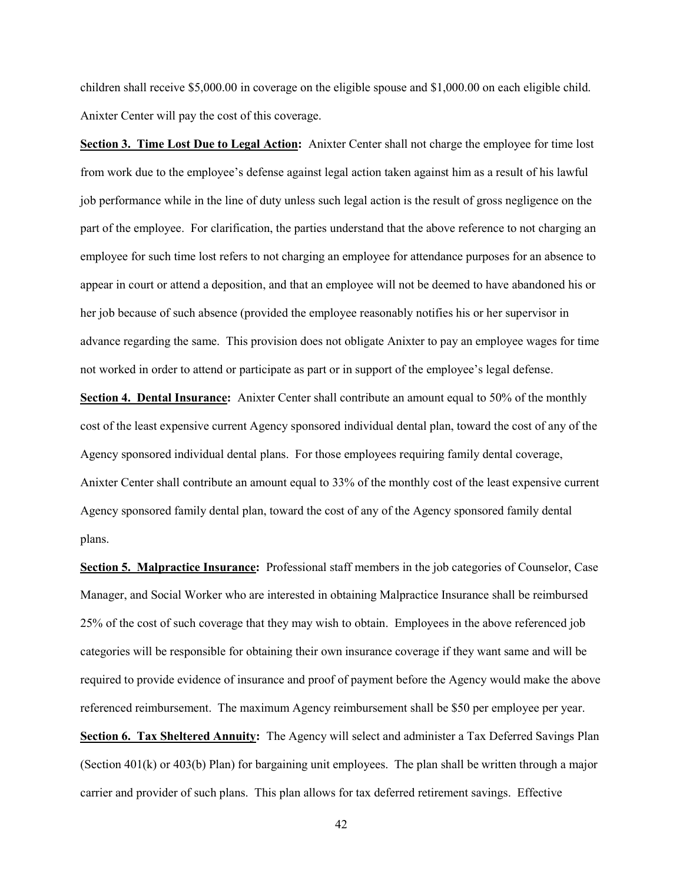children shall receive $5,000.00 in coverage on the eligible spouse and $1,000.00 on each eligible child. Anixter Center will pay the cost of this coverage.

**Section 3. Time Lost Due to Legal Action:** Anixter Center shall not charge the employee for time lost from work due to the employee's defense against legal action taken against him as a result of his lawful job performance while in the line of duty unless such legal action is the result of gross negligence on the part of the employee. For clarification, the parties understand that the above reference to not charging an employee for such time lost refers to not charging an employee for attendance purposes for an absence to appear in court or attend a deposition, and that an employee will not be deemed to have abandoned his or her job because of such absence (provided the employee reasonably notifies his or her supervisor in advance regarding the same. This provision does not obligate Anixter to pay an employee wages for time not worked in order to attend or participate as part or in support of the employee's legal defense.

**Section 4. Dental Insurance:** Anixter Center shall contribute an amount equal to 50% of the monthly cost of the least expensive current Agency sponsored individual dental plan, toward the cost of any of the Agency sponsored individual dental plans. For those employees requiring family dental coverage, Anixter Center shall contribute an amount equal to 33% of the monthly cost of the least expensive current Agency sponsored family dental plan, toward the cost of any of the Agency sponsored family dental plans.

**Section 5. Malpractice Insurance:** Professional staff members in the job categories of Counselor, Case Manager, and Social Worker who are interested in obtaining Malpractice Insurance shall be reimbursed 25% of the cost of such coverage that they may wish to obtain. Employees in the above referenced job categories will be responsible for obtaining their own insurance coverage if they want same and will be required to provide evidence of insurance and proof of payment before the Agency would make the above referenced reimbursement. The maximum Agency reimbursement shall be $50 per employee per year.

**Section 6. Tax Sheltered Annuity:** The Agency will select and administer a Tax Deferred Savings Plan (Section 401(k) or 403(b) Plan) for bargaining unit employees. The plan shall be written through a major carrier and provider of such plans. This plan allows for tax deferred retirement savings. Effective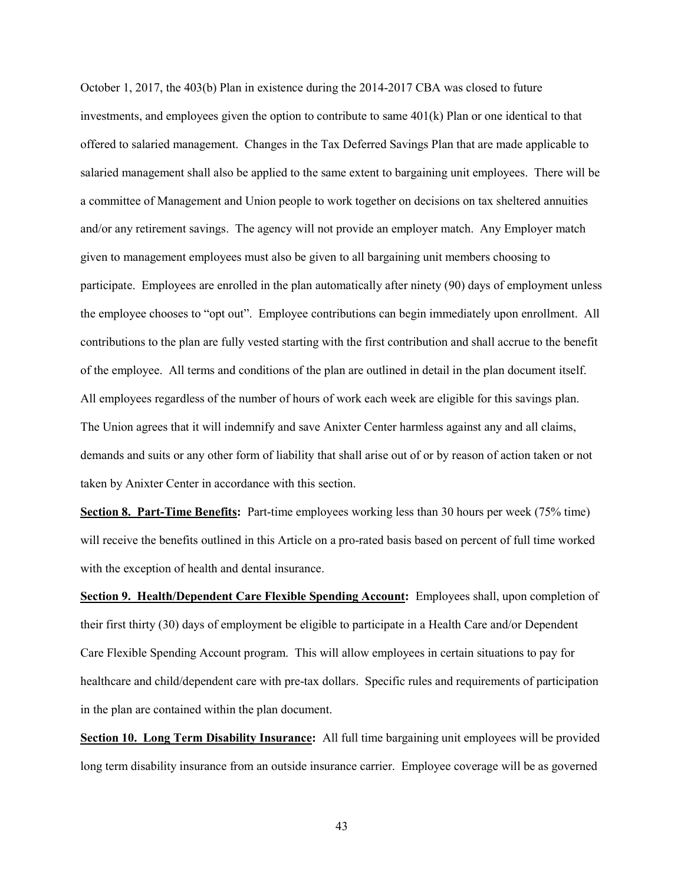October 1, 2017, the 403(b) Plan in existence during the 2014-2017 CBA was closed to future investments, and employees given the option to contribute to same 401(k) Plan or one identical to that offered to salaried management. Changes in the Tax Deferred Savings Plan that are made applicable to salaried management shall also be applied to the same extent to bargaining unit employees. There will be a committee of Management and Union people to work together on decisions on tax sheltered annuities and/or any retirement savings. The agency will not provide an employer match. Any Employer match given to management employees must also be given to all bargaining unit members choosing to participate. Employees are enrolled in the plan automatically after ninety (90) days of employment unless the employee chooses to "opt out". Employee contributions can begin immediately upon enrollment. All contributions to the plan are fully vested starting with the first contribution and shall accrue to the benefit of the employee. All terms and conditions of the plan are outlined in detail in the plan document itself. All employees regardless of the number of hours of work each week are eligible for this savings plan. The Union agrees that it will indemnify and save Anixter Center harmless against any and all claims, demands and suits or any other form of liability that shall arise out of or by reason of action taken or not taken by Anixter Center in accordance with this section.

**Section 8. Part-Time Benefits:** Part-time employees working less than 30 hours per week (75% time) will receive the benefits outlined in this Article on a pro-rated basis based on percent of full time worked with the exception of health and dental insurance.

**Section 9. Health/Dependent Care Flexible Spending Account:** Employees shall, upon completion of their first thirty (30) days of employment be eligible to participate in a Health Care and/or Dependent Care Flexible Spending Account program. This will allow employees in certain situations to pay for healthcare and child/dependent care with pre-tax dollars. Specific rules and requirements of participation in the plan are contained within the plan document.

**Section 10. Long Term Disability Insurance:** All full time bargaining unit employees will be provided long term disability insurance from an outside insurance carrier. Employee coverage will be as governed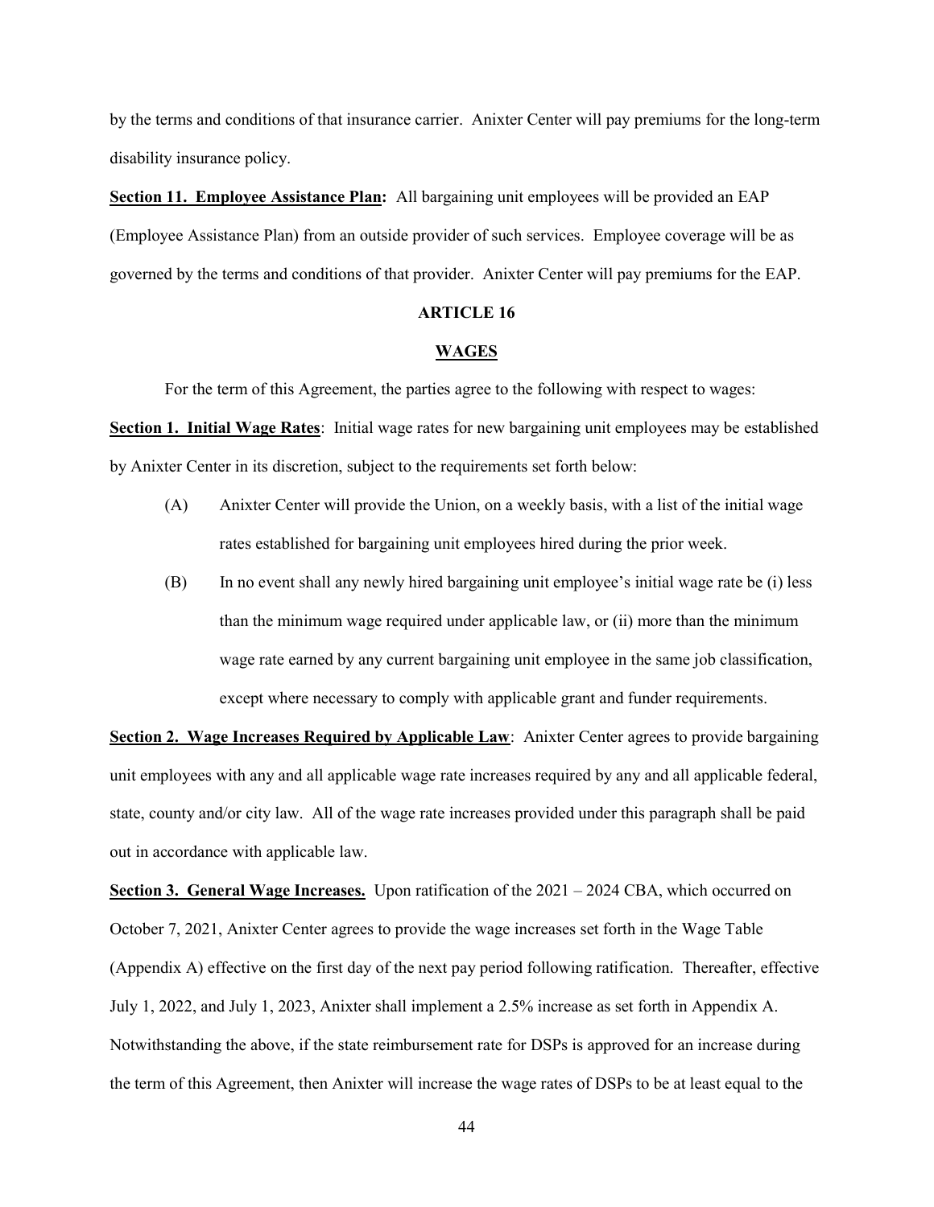by the terms and conditions of that insurance carrier. Anixter Center will pay premiums for the long-term disability insurance policy.

**Section 11. Employee Assistance Plan:** All bargaining unit employees will be provided an EAP (Employee Assistance Plan) from an outside provider of such services. Employee coverage will be as governed by the terms and conditions of that provider. Anixter Center will pay premiums for the EAP.

## ARTICLE 16

## WAGES

For the term of this Agreement, the parties agree to the following with respect to wages:

**Section 1. Initial Wage Rates**: Initial wage rates for new bargaining unit employees may be established by Anixter Center in its discretion, subject to the requirements set forth below:

(A) Anixter Center will provide the Union, on a weekly basis, with a list of the initial wage rates established for bargaining unit employees hired during the prior week.

(B) In no event shall any newly hired bargaining unit employee's initial wage rate be (i) less than the minimum wage required under applicable law, or (ii) more than the minimum wage rate earned by any current bargaining unit employee in the same job classification, except where necessary to comply with applicable grant and funder requirements.

**Section 2. Wage Increases Required by Applicable Law**: Anixter Center agrees to provide bargaining unit employees with any and all applicable wage rate increases required by any and all applicable federal, state, county and/or city law. All of the wage rate increases provided under this paragraph shall be paid out in accordance with applicable law.

**Section 3. General Wage Increases.** Upon ratification of the 2021 – 2024 CBA, which occurred on October 7, 2021, Anixter Center agrees to provide the wage increases set forth in the Wage Table (Appendix A) effective on the first day of the next pay period following ratification. Thereafter, effective July 1, 2022, and July 1, 2023, Anixter shall implement a 2.5% increase as set forth in Appendix A. Notwithstanding the above, if the state reimbursement rate for DSPs is approved for an increase during the term of this Agreement, then Anixter will increase the wage rates of DSPs to be at least equal to the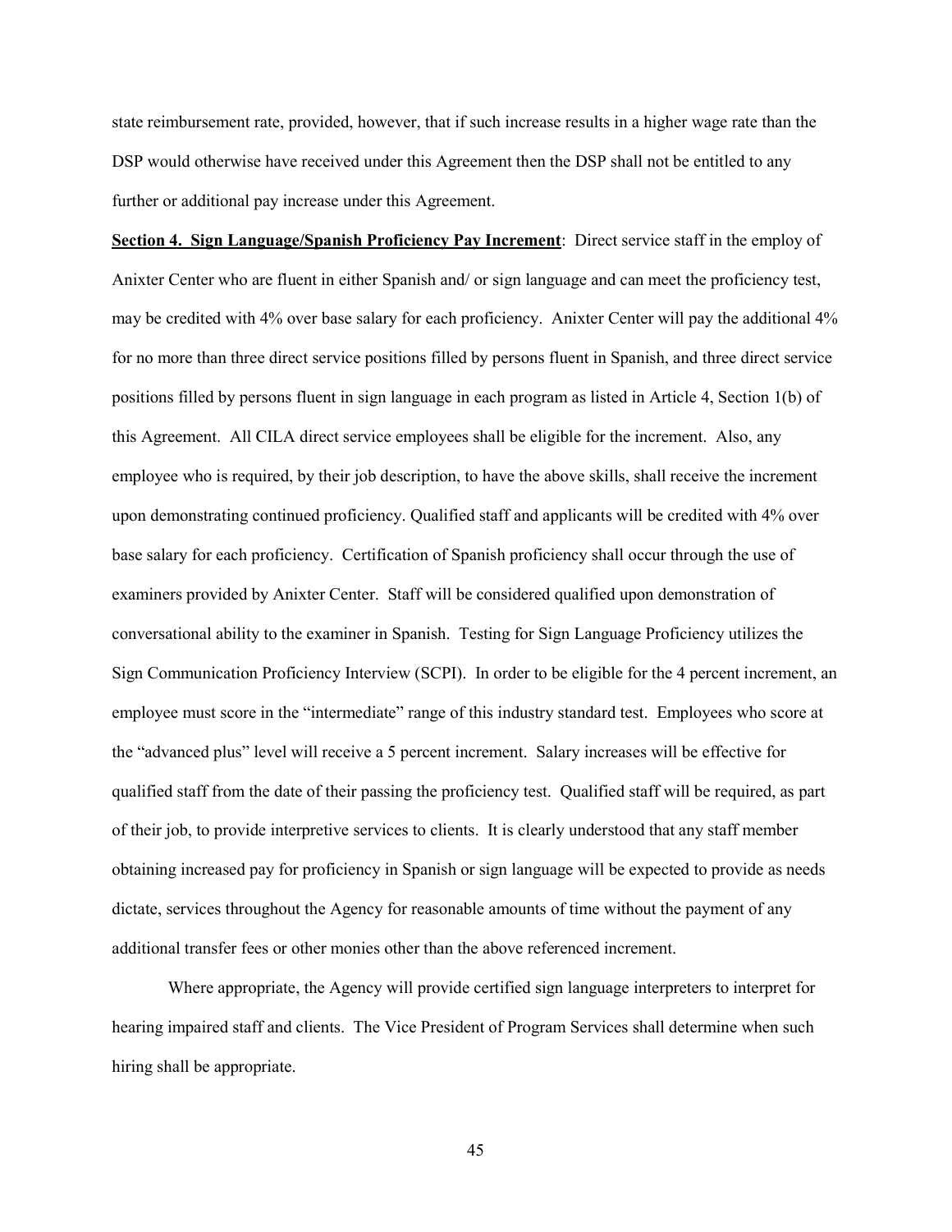state reimbursement rate, provided, however, that if such increase results in a higher wage rate than the DSP would otherwise have received under this Agreement then the DSP shall not be entitled to any further or additional pay increase under this Agreement.

**Section 4. Sign Language/Spanish Proficiency Pay Increment**: Direct service staff in the employ of Anixter Center who are fluent in either Spanish and/ or sign language and can meet the proficiency test, may be credited with 4% over base salary for each proficiency. Anixter Center will pay the additional 4% for no more than three direct service positions filled by persons fluent in Spanish, and three direct service positions filled by persons fluent in sign language in each program as listed in Article 4, Section 1(b) of this Agreement. All CILA direct service employees shall be eligible for the increment. Also, any employee who is required, by their job description, to have the above skills, shall receive the increment upon demonstrating continued proficiency. Qualified staff and applicants will be credited with 4% over base salary for each proficiency. Certification of Spanish proficiency shall occur through the use of examiners provided by Anixter Center. Staff will be considered qualified upon demonstration of conversational ability to the examiner in Spanish. Testing for Sign Language Proficiency utilizes the Sign Communication Proficiency Interview (SCPI). In order to be eligible for the 4 percent increment, an employee must score in the "intermediate" range of this industry standard test. Employees who score at the "advanced plus" level will receive a 5 percent increment. Salary increases will be effective for qualified staff from the date of their passing the proficiency test. Qualified staff will be required, as part of their job, to provide interpretive services to clients. It is clearly understood that any staff member obtaining increased pay for proficiency in Spanish or sign language will be expected to provide as needs dictate, services throughout the Agency for reasonable amounts of time without the payment of any additional transfer fees or other monies other than the above referenced increment.

Where appropriate, the Agency will provide certified sign language interpreters to interpret for hearing impaired staff and clients. The Vice President of Program Services shall determine when such hiring shall be appropriate.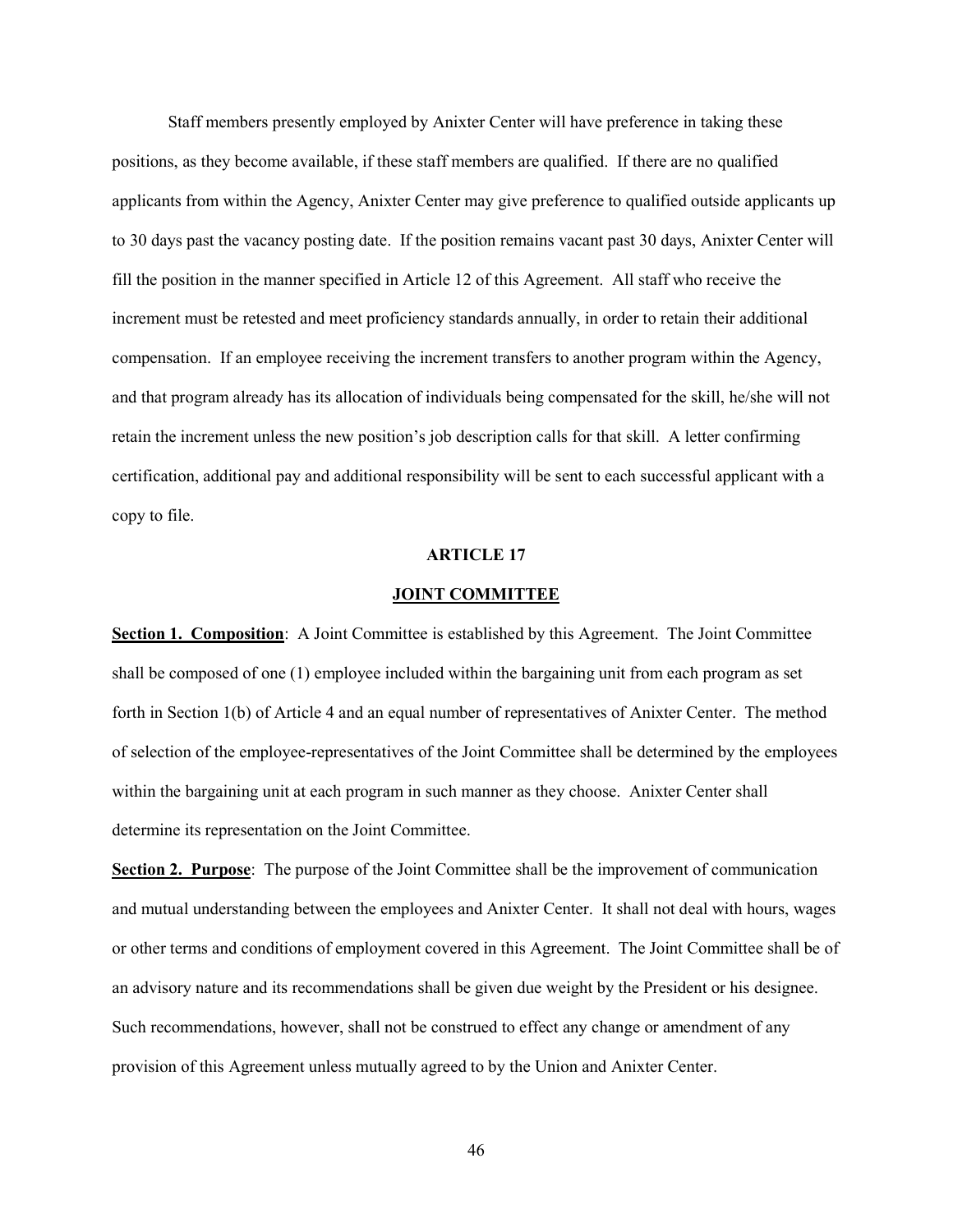Staff members presently employed by Anixter Center will have preference in taking these positions, as they become available, if these staff members are qualified. If there are no qualified applicants from within the Agency, Anixter Center may give preference to qualified outside applicants up to 30 days past the vacancy posting date. If the position remains vacant past 30 days, Anixter Center will fill the position in the manner specified in Article 12 of this Agreement. All staff who receive the increment must be retested and meet proficiency standards annually, in order to retain their additional compensation. If an employee receiving the increment transfers to another program within the Agency, and that program already has its allocation of individuals being compensated for the skill, he/she will not retain the increment unless the new position's job description calls for that skill. A letter confirming certification, additional pay and additional responsibility will be sent to each successful applicant with a copy to file.

## ARTICLE 17

## JOINT COMMITTEE

**Section 1. Composition**: A Joint Committee is established by this Agreement. The Joint Committee shall be composed of one (1) employee included within the bargaining unit from each program as set forth in Section 1(b) of Article 4 and an equal number of representatives of Anixter Center. The method of selection of the employee-representatives of the Joint Committee shall be determined by the employees within the bargaining unit at each program in such manner as they choose. Anixter Center shall determine its representation on the Joint Committee.

**Section 2. Purpose**: The purpose of the Joint Committee shall be the improvement of communication and mutual understanding between the employees and Anixter Center. It shall not deal with hours, wages or other terms and conditions of employment covered in this Agreement. The Joint Committee shall be of an advisory nature and its recommendations shall be given due weight by the President or his designee. Such recommendations, however, shall not be construed to effect any change or amendment of any provision of this Agreement unless mutually agreed to by the Union and Anixter Center.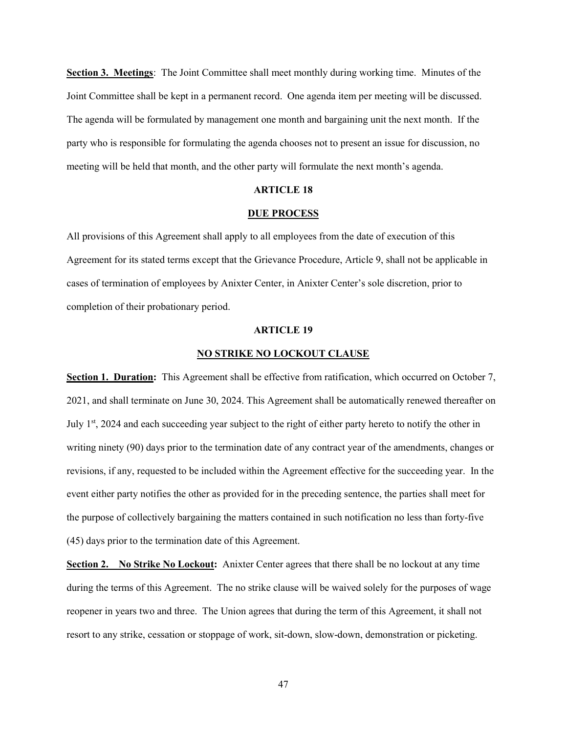**Section 3. Meetings**: The Joint Committee shall meet monthly during working time. Minutes of the Joint Committee shall be kept in a permanent record. One agenda item per meeting will be discussed. The agenda will be formulated by management one month and bargaining unit the next month. If the party who is responsible for formulating the agenda chooses not to present an issue for discussion, no meeting will be held that month, and the other party will formulate the next month's agenda.

## ARTICLE 18

## DUE PROCESS

All provisions of this Agreement shall apply to all employees from the date of execution of this Agreement for its stated terms except that the Grievance Procedure, Article 9, shall not be applicable in cases of termination of employees by Anixter Center, in Anixter Center's sole discretion, prior to completion of their probationary period.

## ARTICLE 19

## NO STRIKE NO LOCKOUT CLAUSE

**Section 1. Duration:** This Agreement shall be effective from ratification, which occurred on October 7, 2021, and shall terminate on June 30, 2024. This Agreement shall be automatically renewed thereafter on July 1st, 2024 and each succeeding year subject to the right of either party hereto to notify the other in writing ninety (90) days prior to the termination date of any contract year of the amendments, changes or revisions, if any, requested to be included within the Agreement effective for the succeeding year. In the event either party notifies the other as provided for in the preceding sentence, the parties shall meet for the purpose of collectively bargaining the matters contained in such notification no less than forty-five (45) days prior to the termination date of this Agreement.

**Section 2. No Strike No Lockout:** Anixter Center agrees that there shall be no lockout at any time during the terms of this Agreement. The no strike clause will be waived solely for the purposes of wage reopener in years two and three. The Union agrees that during the term of this Agreement, it shall not resort to any strike, cessation or stoppage of work, sit-down, slow-down, demonstration or picketing.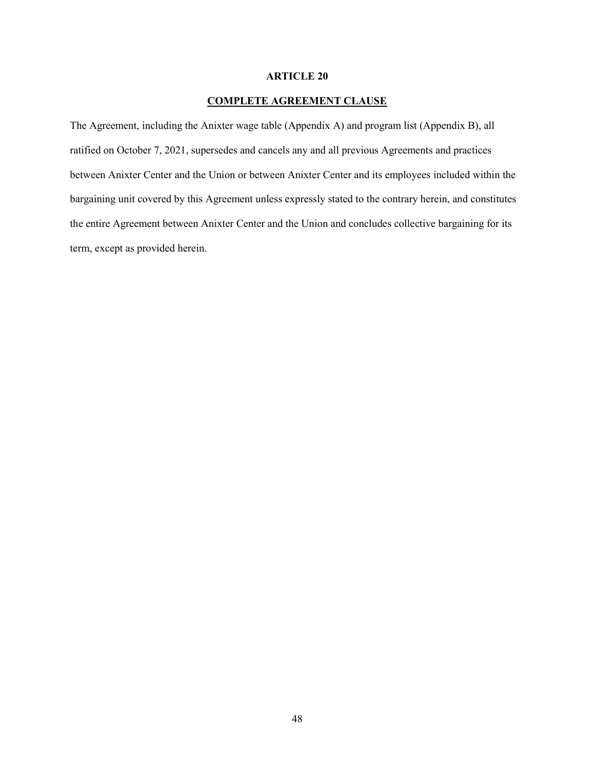# ARTICLE 20

## COMPLETE AGREEMENT CLAUSE

The Agreement, including the Anixter wage table (Appendix A) and program list (Appendix B), all ratified on October 7, 2021, supersedes and cancels any and all previous Agreements and practices between Anixter Center and the Union or between Anixter Center and its employees included within the bargaining unit covered by this Agreement unless expressly stated to the contrary herein, and constitutes the entire Agreement between Anixter Center and the Union and concludes collective bargaining for its term, except as provided herein.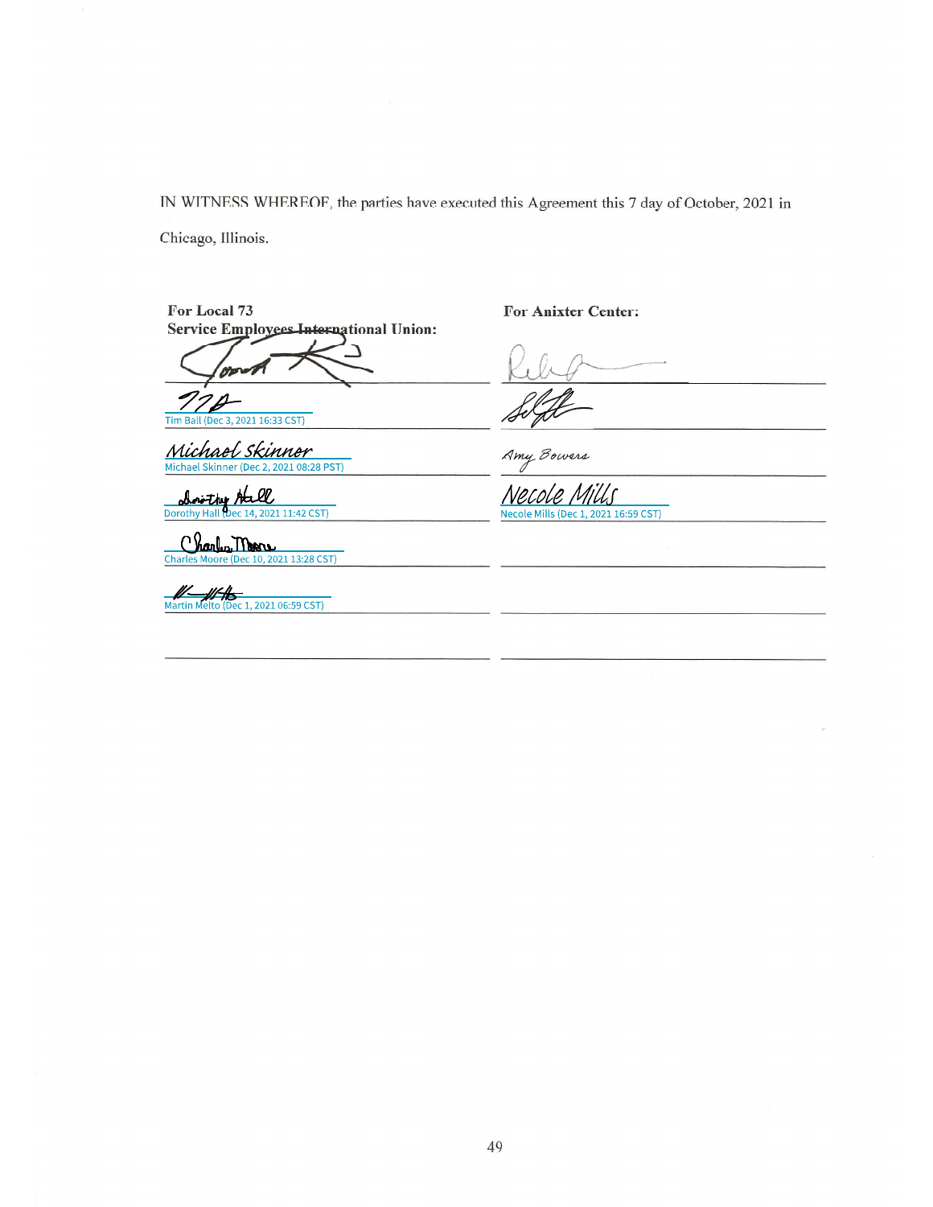IN WITNESS WHEREOF, the parties have executed this Agreement this 7 day of October, 2021 in Chicago, Illinois.

| **For Local 73 Service Employees International Union:** | **For Anixter Center:** |
| --- | --- |
| | |
| Tim Ball (Dec 3, 2021 16:33 CST) | |
| Michael Skinner (Dec 2, 2021 08:28 PST) | Amy Bowers |
| Dorothy Hall (Dec 14, 2021 11:42 CST) | Necole Mills (Dec 1, 2021 16:59 CST) |
| Charles Moore (Dec 10, 2021 13:28 CST) | |
| Martin Melto (Dec 1, 2021 06:59 CST) | |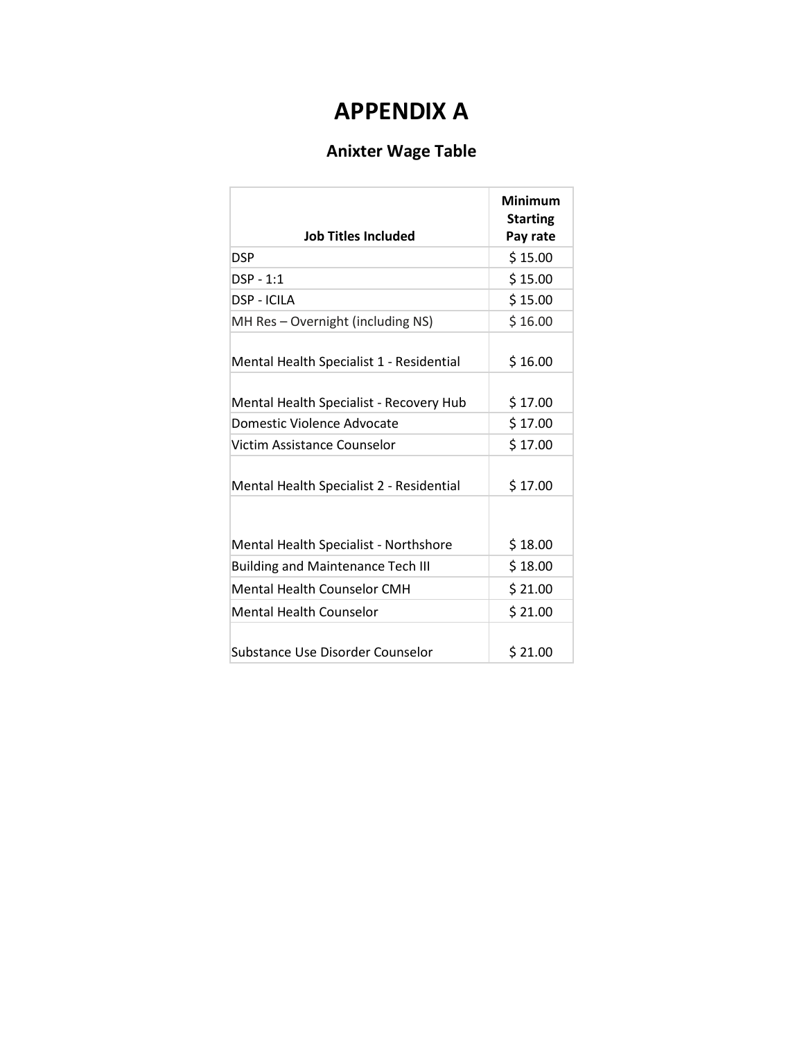# APPENDIX A

## Anixter Wage Table

| Job Titles Included | Minimum Starting Pay rate |
|---|---|
| DSP | $ 15.00 |
| DSP - 1:1 | $ 15.00 |
| DSP - ICILA | $ 15.00 |
| MH Res – Overnight (including NS) | $ 16.00 |
| Mental Health Specialist 1 - Residential | $ 16.00 |
| Mental Health Specialist - Recovery Hub | $ 17.00 |
| Domestic Violence Advocate | $ 17.00 |
| Victim Assistance Counselor | $ 17.00 |
| Mental Health Specialist 2 - Residential | $ 17.00 |
| Mental Health Specialist - Northshore | $ 18.00 |
| Building and Maintenance Tech III | $ 18.00 |
| Mental Health Counselor CMH | $ 21.00 |
| Mental Health Counselor | $ 21.00 |
| Substance Use Disorder Counselor | $ 21.00 |